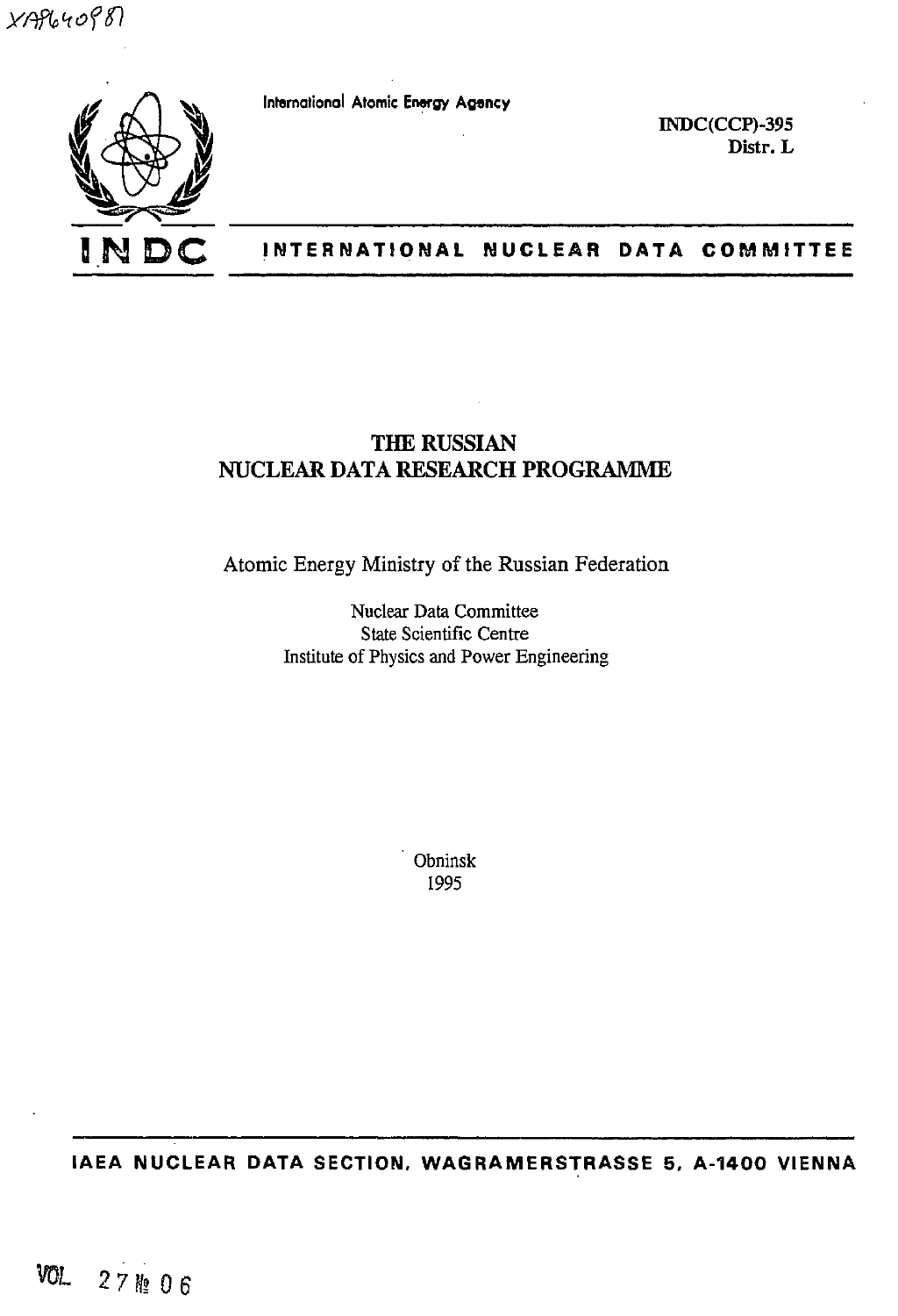XA9640987

International Atomic Energy Agency

INDC(CCP)-395
Distr. L

# INDC INTERNATIONAL NUCLEAR DATA COMMITTEE

# THE RUSSIAN NUCLEAR DATA RESEARCH PROGRAMME

Atomic Energy Ministry of the Russian Federation

Nuclear Data Committee
State Scientific Centre
Institute of Physics and Power Engineering

Obninsk
1995

IAEA NUCLEAR DATA SECTION, WAGRAMERSTRASSE 5, A-1400 VIENNA

VOL 27 № 06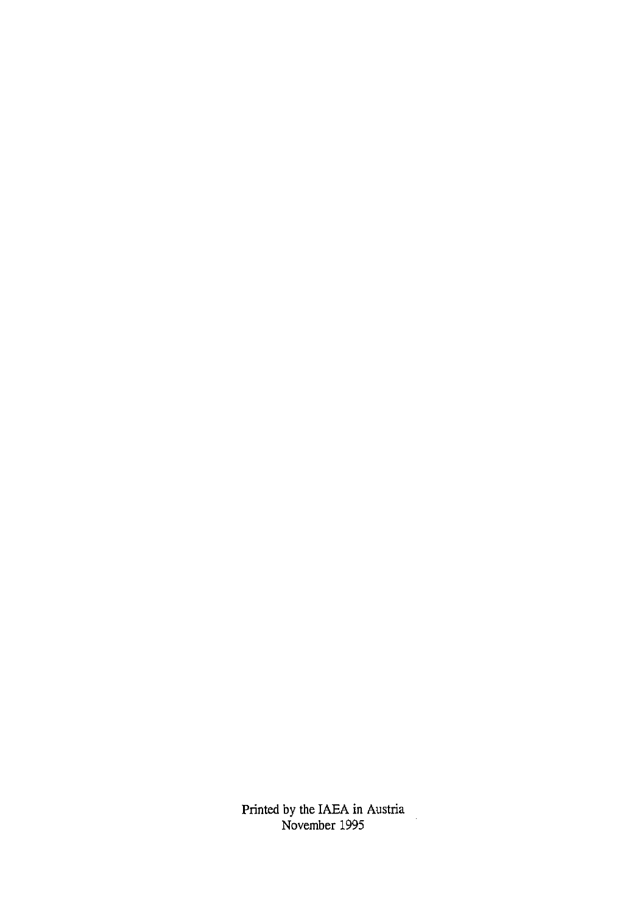Printed by the IAEA in Austria
November 1995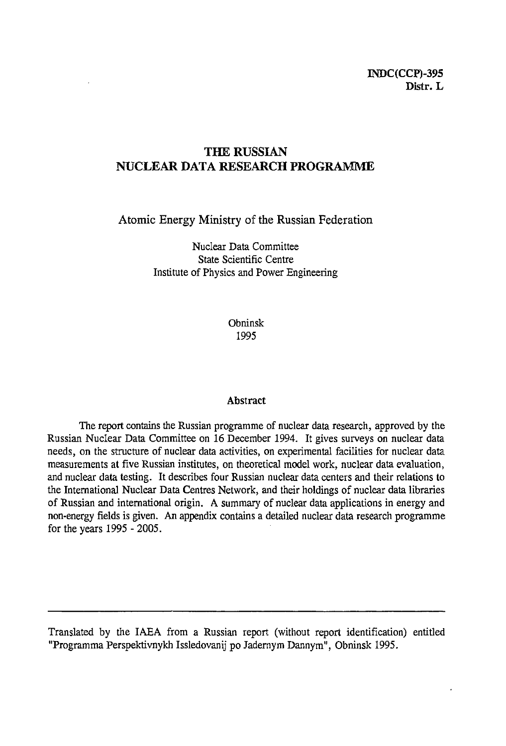INDC(CCP)-395
Distr. L

# THE RUSSIAN NUCLEAR DATA RESEARCH PROGRAMME

## Atomic Energy Ministry of the Russian Federation

Nuclear Data Committee
State Scientific Centre
Institute of Physics and Power Engineering

Obninsk
1995

### Abstract

The report contains the Russian programme of nuclear data research, approved by the Russian Nuclear Data Committee on 16 December 1994. It gives surveys on nuclear data needs, on the structure of nuclear data activities, on experimental facilities for nuclear data measurements at five Russian institutes, on theoretical model work, nuclear data evaluation, and nuclear data testing. It describes four Russian nuclear data centers and their relations to the International Nuclear Data Centres Network, and their holdings of nuclear data libraries of Russian and international origin. A summary of nuclear data applications in energy and non-energy fields is given. An appendix contains a detailed nuclear data research programme for the years 1995 - 2005.

---

Translated by the IAEA from a Russian report (without report identification) entitled "Programma Perspektivnykh Issledovanij po Jadernym Dannym", Obninsk 1995.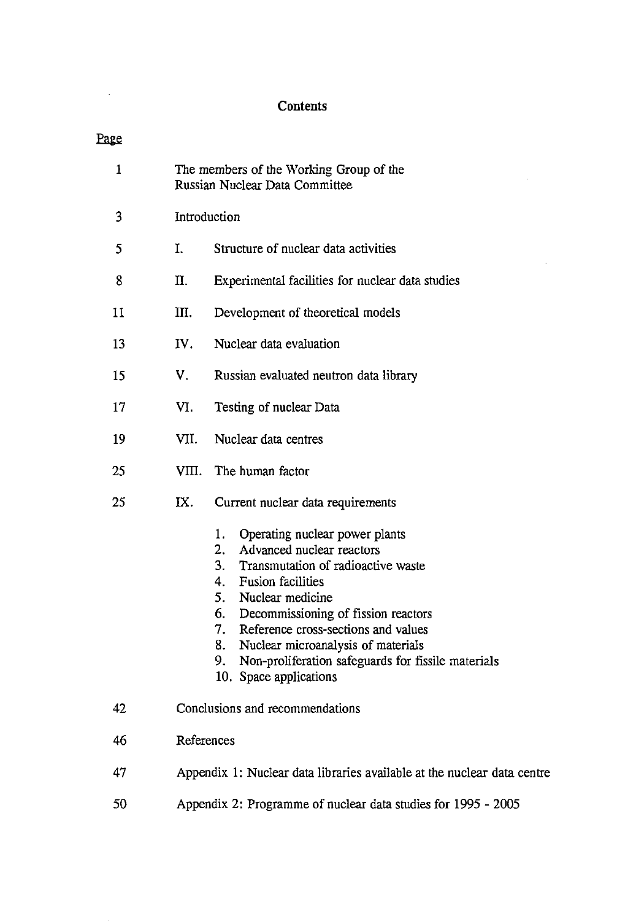# Contents

| Page | | |
|---|---|---|
| 1 | | The members of the Working Group of the Russian Nuclear Data Committee |
| 3 | | Introduction |
| 5 | I. | Structure of nuclear data activities |
| 8 | II. | Experimental facilities for nuclear data studies |
| 11 | III. | Development of theoretical models |
| 13 | IV. | Nuclear data evaluation |
| 15 | V. | Russian evaluated neutron data library |
| 17 | VI. | Testing of nuclear Data |
| 19 | VII. | Nuclear data centres |
| 25 | VIII. | The human factor |
| 25 | IX. | Current nuclear data requirements |

1. Operating nuclear power plants
2. Advanced nuclear reactors
3. Transmutation of radioactive waste
4. Fusion facilities
5. Nuclear medicine
6. Decommissioning of fission reactors
7. Reference cross-sections and values
8. Nuclear microanalysis of materials
9. Non-proliferation safeguards for fissile materials
10. Space applications

| Page | |
|---|---|
| 42 | Conclusions and recommendations |
| 46 | References |
| 47 | Appendix 1: Nuclear data libraries available at the nuclear data centre |
| 50 | Appendix 2: Programme of nuclear data studies for 1995 - 2005 |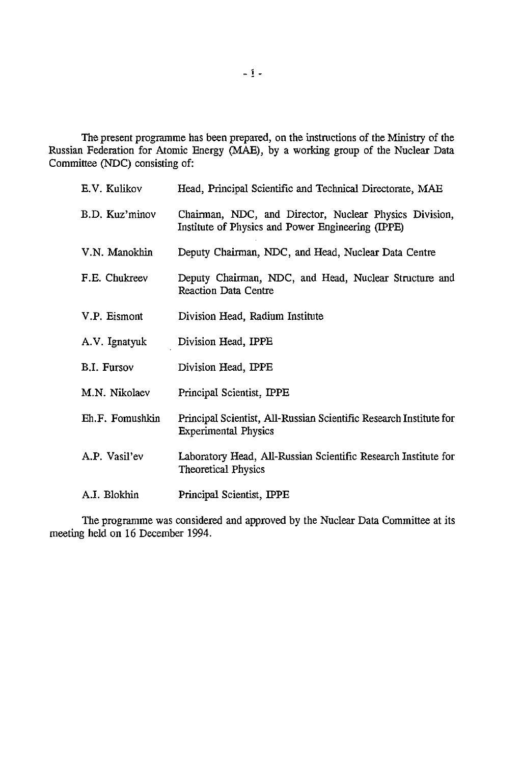The present programme has been prepared, on the instructions of the Ministry of the Russian Federation for Atomic Energy (MAE), by a working group of the Nuclear Data Committee (NDC) consisting of:

| | |
|---|---|
| E.V. Kulikov | Head, Principal Scientific and Technical Directorate, MAE |
| B.D. Kuz'minov | Chairman, NDC, and Director, Nuclear Physics Division, Institute of Physics and Power Engineering (IPPE) |
| V.N. Manokhin | Deputy Chairman, NDC, and Head, Nuclear Data Centre |
| F.E. Chukreev | Deputy Chairman, NDC, and Head, Nuclear Structure and Reaction Data Centre |
| V.P. Eismont | Division Head, Radium Institute |
| A.V. Ignatyuk | Division Head, IPPE |
| B.I. Fursov | Division Head, IPPE |
| M.N. Nikolaev | Principal Scientist, IPPE |
| Eh.F. Fomushkin | Principal Scientist, All-Russian Scientific Research Institute for Experimental Physics |
| A.P. Vasil'ev | Laboratory Head, All-Russian Scientific Research Institute for Theoretical Physics |
| A.I. Blokhin | Principal Scientist, IPPE |

The programme was considered and approved by the Nuclear Data Committee at its meeting held on 16 December 1994.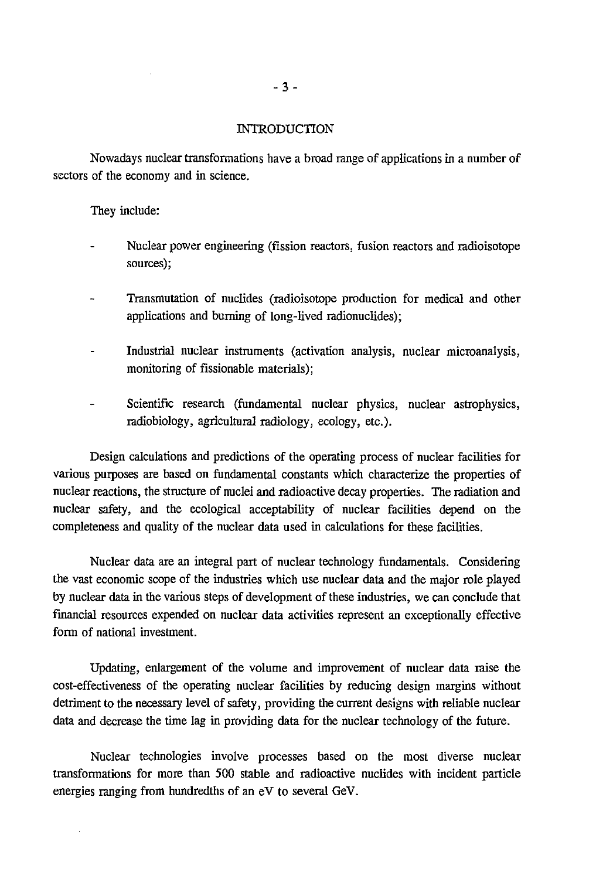## INTRODUCTION

Nowadays nuclear transformations have a broad range of applications in a number of sectors of the economy and in science.

They include:

- Nuclear power engineering (fission reactors, fusion reactors and radioisotope sources);
- Transmutation of nuclides (radioisotope production for medical and other applications and burning of long-lived radionuclides);
- Industrial nuclear instruments (activation analysis, nuclear microanalysis, monitoring of fissionable materials);
- Scientific research (fundamental nuclear physics, nuclear astrophysics, radiobiology, agricultural radiology, ecology, etc.).

Design calculations and predictions of the operating process of nuclear facilities for various purposes are based on fundamental constants which characterize the properties of nuclear reactions, the structure of nuclei and radioactive decay properties. The radiation and nuclear safety, and the ecological acceptability of nuclear facilities depend on the completeness and quality of the nuclear data used in calculations for these facilities.

Nuclear data are an integral part of nuclear technology fundamentals. Considering the vast economic scope of the industries which use nuclear data and the major role played by nuclear data in the various steps of development of these industries, we can conclude that financial resources expended on nuclear data activities represent an exceptionally effective form of national investment.

Updating, enlargement of the volume and improvement of nuclear data raise the cost-effectiveness of the operating nuclear facilities by reducing design margins without detriment to the necessary level of safety, providing the current designs with reliable nuclear data and decrease the time lag in providing data for the nuclear technology of the future.

Nuclear technologies involve processes based on the most diverse nuclear transformations for more than 500 stable and radioactive nuclides with incident particle energies ranging from hundredths of an eV to several GeV.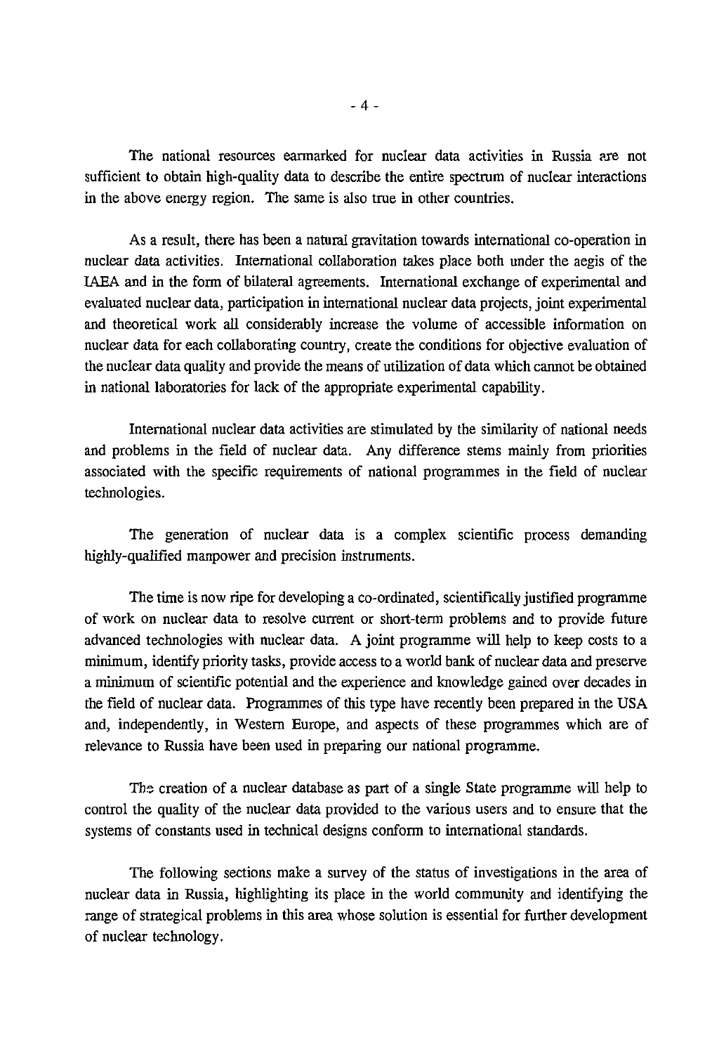The national resources earmarked for nuclear data activities in Russia are not sufficient to obtain high-quality data to describe the entire spectrum of nuclear interactions in the above energy region. The same is also true in other countries.

As a result, there has been a natural gravitation towards international co-operation in nuclear data activities. International collaboration takes place both under the aegis of the IAEA and in the form of bilateral agreements. International exchange of experimental and evaluated nuclear data, participation in international nuclear data projects, joint experimental and theoretical work all considerably increase the volume of accessible information on nuclear data for each collaborating country, create the conditions for objective evaluation of the nuclear data quality and provide the means of utilization of data which cannot be obtained in national laboratories for lack of the appropriate experimental capability.

International nuclear data activities are stimulated by the similarity of national needs and problems in the field of nuclear data. Any difference stems mainly from priorities associated with the specific requirements of national programmes in the field of nuclear technologies.

The generation of nuclear data is a complex scientific process demanding highly-qualified manpower and precision instruments.

The time is now ripe for developing a co-ordinated, scientifically justified programme of work on nuclear data to resolve current or short-term problems and to provide future advanced technologies with nuclear data. A joint programme will help to keep costs to a minimum, identify priority tasks, provide access to a world bank of nuclear data and preserve a minimum of scientific potential and the experience and knowledge gained over decades in the field of nuclear data. Programmes of this type have recently been prepared in the USA and, independently, in Western Europe, and aspects of these programmes which are of relevance to Russia have been used in preparing our national programme.

The creation of a nuclear database as part of a single State programme will help to control the quality of the nuclear data provided to the various users and to ensure that the systems of constants used in technical designs conform to international standards.

The following sections make a survey of the status of investigations in the area of nuclear data in Russia, highlighting its place in the world community and identifying the range of strategical problems in this area whose solution is essential for further development of nuclear technology.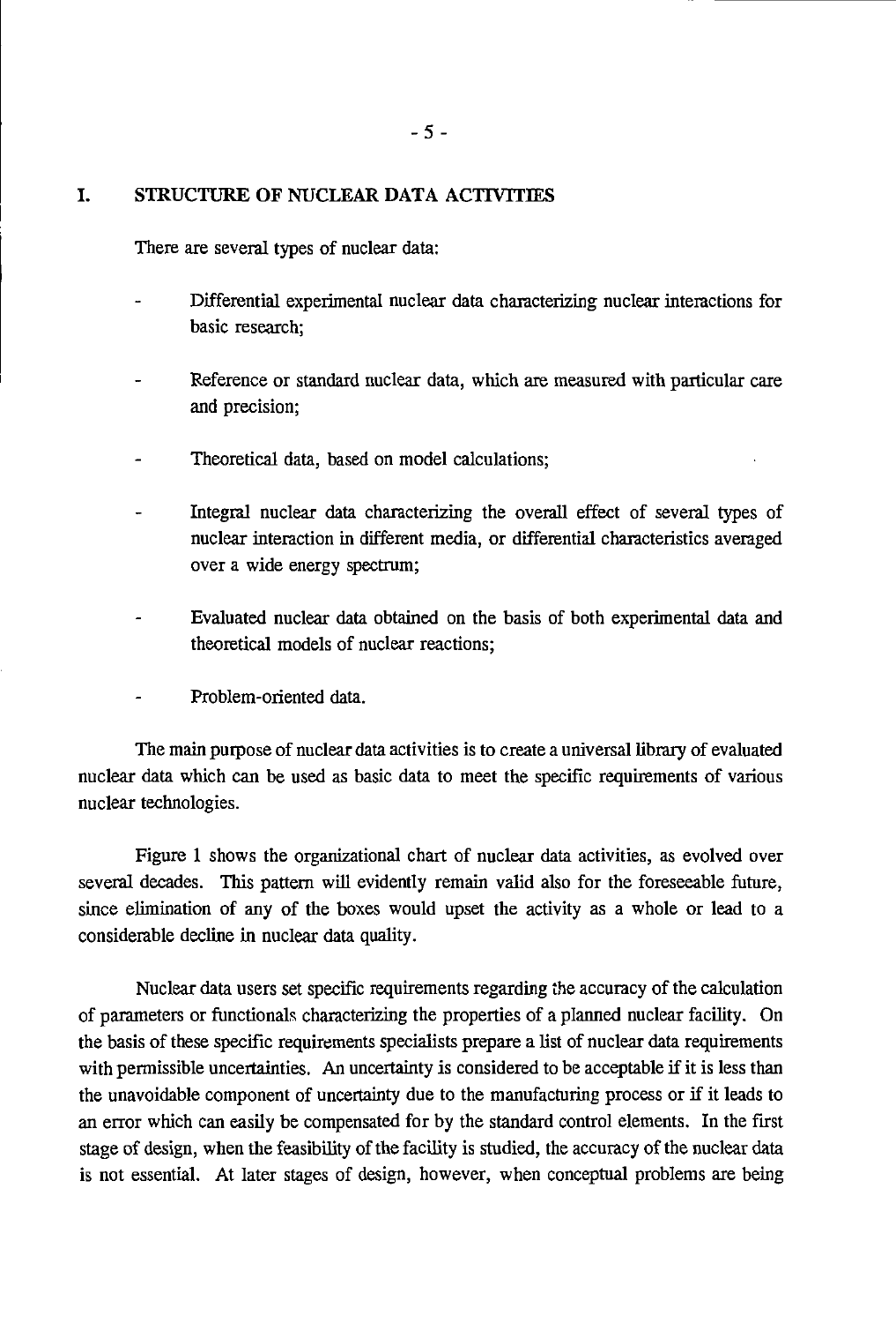# I. STRUCTURE OF NUCLEAR DATA ACTIVITIES

There are several types of nuclear data:

- Differential experimental nuclear data characterizing nuclear interactions for basic research;
- Reference or standard nuclear data, which are measured with particular care and precision;
- Theoretical data, based on model calculations;
- Integral nuclear data characterizing the overall effect of several types of nuclear interaction in different media, or differential characteristics averaged over a wide energy spectrum;
- Evaluated nuclear data obtained on the basis of both experimental data and theoretical models of nuclear reactions;
- Problem-oriented data.

The main purpose of nuclear data activities is to create a universal library of evaluated nuclear data which can be used as basic data to meet the specific requirements of various nuclear technologies.

Figure 1 shows the organizational chart of nuclear data activities, as evolved over several decades. This pattern will evidently remain valid also for the foreseeable future, since elimination of any of the boxes would upset the activity as a whole or lead to a considerable decline in nuclear data quality.

Nuclear data users set specific requirements regarding the accuracy of the calculation of parameters or functionals characterizing the properties of a planned nuclear facility. On the basis of these specific requirements specialists prepare a list of nuclear data requirements with permissible uncertainties. An uncertainty is considered to be acceptable if it is less than the unavoidable component of uncertainty due to the manufacturing process or if it leads to an error which can easily be compensated for by the standard control elements. In the first stage of design, when the feasibility of the facility is studied, the accuracy of the nuclear data is not essential. At later stages of design, however, when conceptual problems are being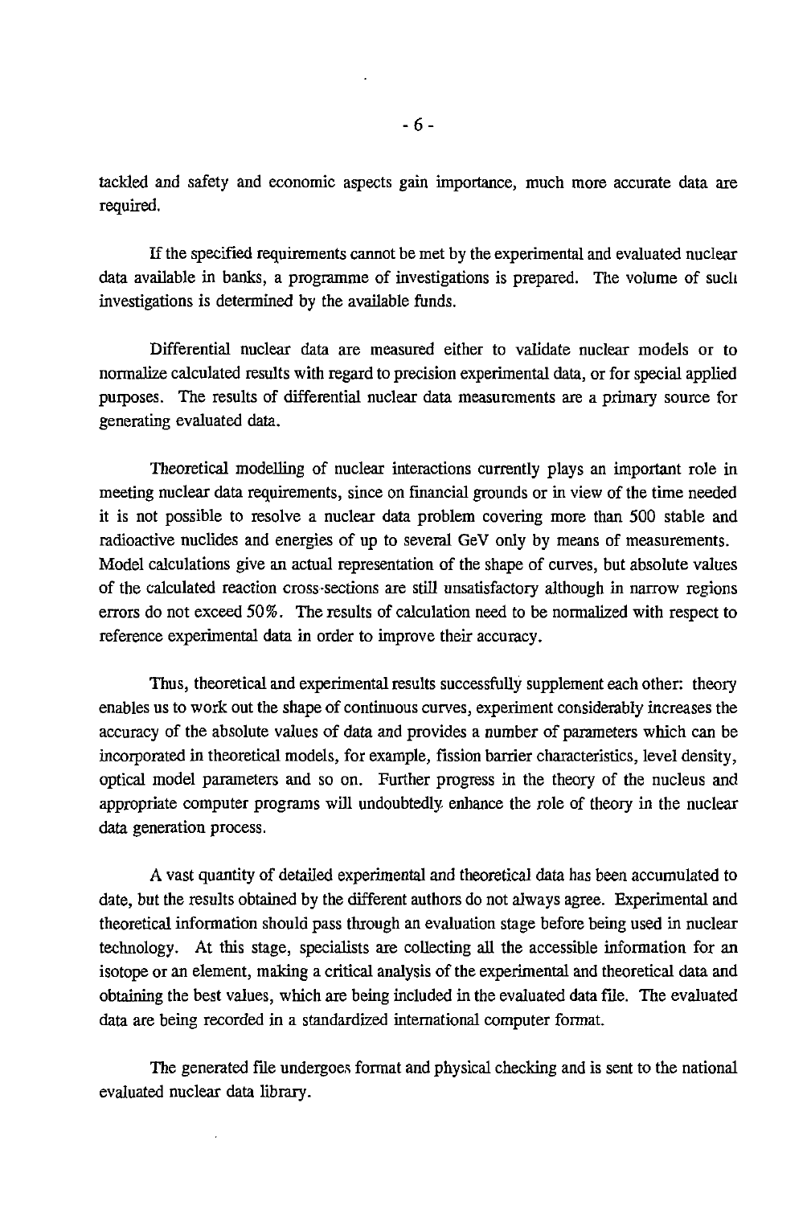tackled and safety and economic aspects gain importance, much more accurate data are required.

If the specified requirements cannot be met by the experimental and evaluated nuclear data available in banks, a programme of investigations is prepared. The volume of such investigations is determined by the available funds.

Differential nuclear data are measured either to validate nuclear models or to normalize calculated results with regard to precision experimental data, or for special applied purposes. The results of differential nuclear data measurements are a primary source for generating evaluated data.

Theoretical modelling of nuclear interactions currently plays an important role in meeting nuclear data requirements, since on financial grounds or in view of the time needed it is not possible to resolve a nuclear data problem covering more than 500 stable and radioactive nuclides and energies of up to several GeV only by means of measurements. Model calculations give an actual representation of the shape of curves, but absolute values of the calculated reaction cross-sections are still unsatisfactory although in narrow regions errors do not exceed 50%. The results of calculation need to be normalized with respect to reference experimental data in order to improve their accuracy.

Thus, theoretical and experimental results successfully supplement each other: theory enables us to work out the shape of continuous curves, experiment considerably increases the accuracy of the absolute values of data and provides a number of parameters which can be incorporated in theoretical models, for example, fission barrier characteristics, level density, optical model parameters and so on. Further progress in the theory of the nucleus and appropriate computer programs will undoubtedly enhance the role of theory in the nuclear data generation process.

A vast quantity of detailed experimental and theoretical data has been accumulated to date, but the results obtained by the different authors do not always agree. Experimental and theoretical information should pass through an evaluation stage before being used in nuclear technology. At this stage, specialists are collecting all the accessible information for an isotope or an element, making a critical analysis of the experimental and theoretical data and obtaining the best values, which are being included in the evaluated data file. The evaluated data are being recorded in a standardized international computer format.

The generated file undergoes format and physical checking and is sent to the national evaluated nuclear data library.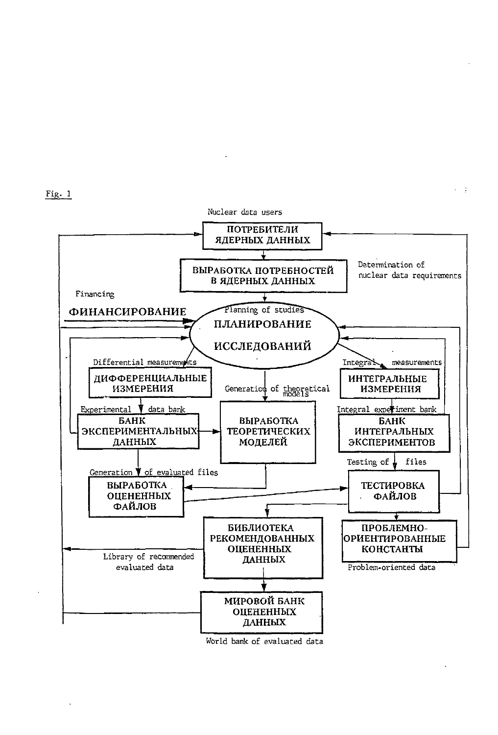Fig. 1

Nuclear data users

**ПОТРЕБИТЕЛИ ЯДЕРНЫХ ДАННЫХ**

**ВЫРАБОТКА ПОТРЕБНОСТЕЙ В ЯДЕРНЫХ ДАННЫХ**

Determination of nuclear data requirements

Financing

**ФИНАНСИРОВАНИЕ**

Planning of studies

**ПЛАНИРОВАНИЕ ИССЛЕДОВАНИЙ**

Differential measurements

**ДИФФЕРЕНЦИАЛЬНЫЕ ИЗМЕРЕНИЯ**

Generation of theoretical models

Integral measurements

**ИНТЕГРАЛЬНЫЕ ИЗМЕРЕНИЯ**

Experimental data bank

**БАНК ЭКСПЕРИМЕНТАЛЬНЫХ ДАННЫХ**

**ВЫРАБОТКА ТЕОРЕТИЧЕСКИХ МОДЕЛЕЙ**

Integral experiment bank

**БАНК ИНТЕГРАЛЬНЫХ ЭКСПЕРИМЕНТОВ**

Testing of files

Generation of evaluated files

**ВЫРАБОТКА ОЦЕНЕННЫХ ФАЙЛОВ**

**ТЕСТИРОВКА ФАЙЛОВ**

**БИБЛИОТЕКА РЕКОМЕНДОВАННЫХ ОЦЕНЕННЫХ ДАННЫХ**

Library of recommended evaluated data

**ПРОБЛЕМНО-ОРИЕНТИРОВАННЫЕ КОНСТАНТЫ**

Problem-oriented data

**МИРОВОЙ БАНК ОЦЕНЕННЫХ ДАННЫХ**

World bank of evaluated data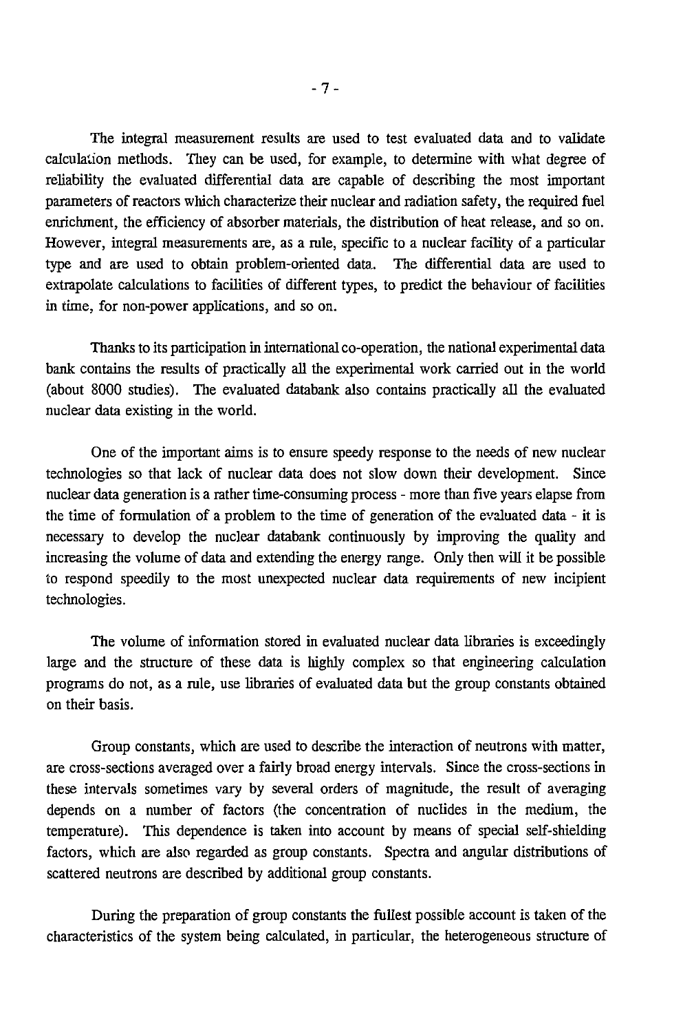The integral measurement results are used to test evaluated data and to validate calculation methods. They can be used, for example, to determine with what degree of reliability the evaluated differential data are capable of describing the most important parameters of reactors which characterize their nuclear and radiation safety, the required fuel enrichment, the efficiency of absorber materials, the distribution of heat release, and so on. However, integral measurements are, as a rule, specific to a nuclear facility of a particular type and are used to obtain problem-oriented data. The differential data are used to extrapolate calculations to facilities of different types, to predict the behaviour of facilities in time, for non-power applications, and so on.

Thanks to its participation in international co-operation, the national experimental data bank contains the results of practically all the experimental work carried out in the world (about 8000 studies). The evaluated databank also contains practically all the evaluated nuclear data existing in the world.

One of the important aims is to ensure speedy response to the needs of new nuclear technologies so that lack of nuclear data does not slow down their development. Since nuclear data generation is a rather time-consuming process - more than five years elapse from the time of formulation of a problem to the time of generation of the evaluated data - it is necessary to develop the nuclear databank continuously by improving the quality and increasing the volume of data and extending the energy range. Only then will it be possible to respond speedily to the most unexpected nuclear data requirements of new incipient technologies.

The volume of information stored in evaluated nuclear data libraries is exceedingly large and the structure of these data is highly complex so that engineering calculation programs do not, as a rule, use libraries of evaluated data but the group constants obtained on their basis.

Group constants, which are used to describe the interaction of neutrons with matter, are cross-sections averaged over a fairly broad energy intervals. Since the cross-sections in these intervals sometimes vary by several orders of magnitude, the result of averaging depends on a number of factors (the concentration of nuclides in the medium, the temperature). This dependence is taken into account by means of special self-shielding factors, which are also regarded as group constants. Spectra and angular distributions of scattered neutrons are described by additional group constants.

During the preparation of group constants the fullest possible account is taken of the characteristics of the system being calculated, in particular, the heterogeneous structure of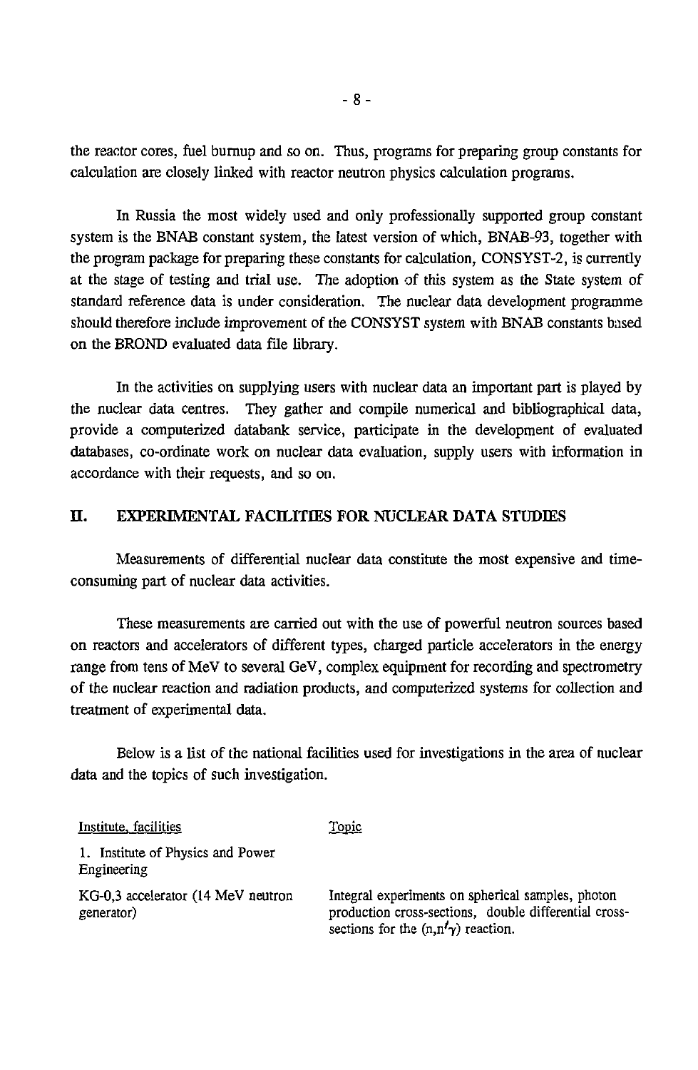the reactor cores, fuel burnup and so on. Thus, programs for preparing group constants for calculation are closely linked with reactor neutron physics calculation programs.

In Russia the most widely used and only professionally supported group constant system is the BNAB constant system, the latest version of which, BNAB-93, together with the program package for preparing these constants for calculation, CONSYST-2, is currently at the stage of testing and trial use. The adoption of this system as the State system of standard reference data is under consideration. The nuclear data development programme should therefore include improvement of the CONSYST system with BNAB constants based on the BROND evaluated data file library.

In the activities on supplying users with nuclear data an important part is played by the nuclear data centres. They gather and compile numerical and bibliographical data, provide a computerized databank service, participate in the development of evaluated databases, co-ordinate work on nuclear data evaluation, supply users with information in accordance with their requests, and so on.

## II. EXPERIMENTAL FACILITIES FOR NUCLEAR DATA STUDIES

Measurements of differential nuclear data constitute the most expensive and time-consuming part of nuclear data activities.

These measurements are carried out with the use of powerful neutron sources based on reactors and accelerators of different types, charged particle accelerators in the energy range from tens of MeV to several GeV, complex equipment for recording and spectrometry of the nuclear reaction and radiation products, and computerized systems for collection and treatment of experimental data.

Below is a list of the national facilities used for investigations in the area of nuclear data and the topics of such investigation.

| Institute, facilities | Topic |
|---|---|
| 1. Institute of Physics and Power Engineering | |
| KG-0,3 accelerator (14 MeV neutron generator) | Integral experiments on spherical samples, photon production cross-sections, double differential cross-sections for the $(n,n'\gamma)$ reaction. |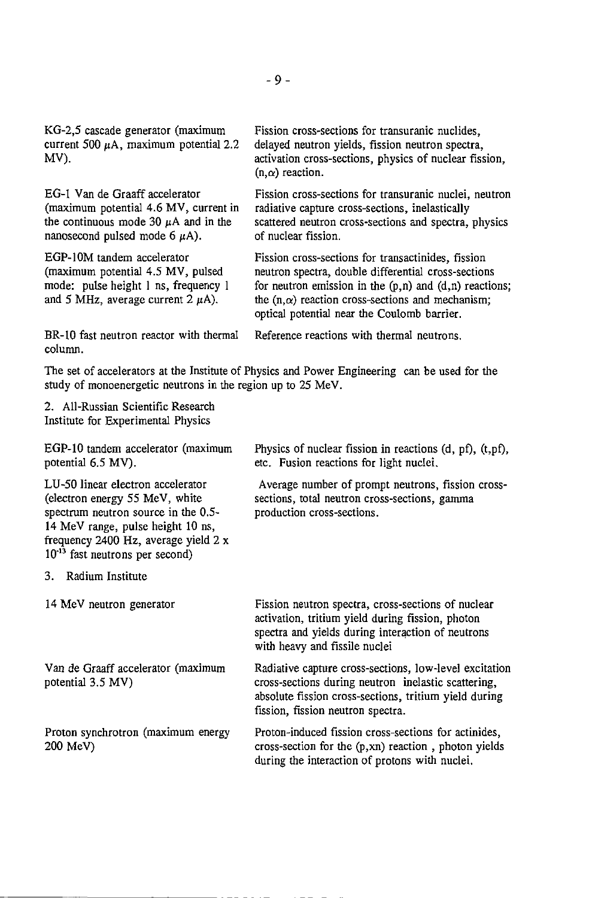| | |
|---|---|
| KG-2,5 cascade generator (maximum current 500 μA, maximum potential 2.2 MV). | Fission cross-sections for transuranic nuclides, delayed neutron yields, fission neutron spectra, activation cross-sections, physics of nuclear fission, (n,α) reaction. |
| EG-1 Van de Graaff accelerator (maximum potential 4.6 MV, current in the continuous mode 30 μA and in the nanosecond pulsed mode 6 μA). | Fission cross-sections for transuranic nuclei, neutron radiative capture cross-sections, inelastically scattered neutron cross-sections and spectra, physics of nuclear fission. |
| EGP-10M tandem accelerator (maximum potential 4.5 MV, pulsed mode: pulse height 1 ns, frequency 1 and 5 MHz, average current 2 μA). | Fission cross-sections for transactinides, fission neutron spectra, double differential cross-sections for neutron emission in the (p,n) and (d,n) reactions; the (n,α) reaction cross-sections and mechanism; optical potential near the Coulomb barrier. |
| BR-10 fast neutron reactor with thermal column. | Reference reactions with thermal neutrons. |

The set of accelerators at the Institute of Physics and Power Engineering can be used for the study of monoenergetic neutrons in the region up to 25 MeV.

2. All-Russian Scientific Research Institute for Experimental Physics

| | |
|---|---|
| EGP-10 tandem accelerator (maximum potential 6.5 MV). | Physics of nuclear fission in reactions (d, pf), (t,pf), etc. Fusion reactions for light nuclei. |
| LU-50 linear electron accelerator (electron energy 55 MeV, white spectrum neutron source in the 0.5-14 MeV range, pulse height 10 ns, frequency 2400 Hz, average yield 2 x $10^{-13}$ fast neutrons per second) | Average number of prompt neutrons, fission cross-sections, total neutron cross-sections, gamma production cross-sections. |

3. Radium Institute

| | |
|---|---|
| 14 MeV neutron generator | Fission neutron spectra, cross-sections of nuclear activation, tritium yield during fission, photon spectra and yields during interaction of neutrons with heavy and fissile nuclei |
| Van de Graaff accelerator (maximum potential 3.5 MV) | Radiative capture cross-sections, low-level excitation cross-sections during neutron inelastic scattering, absolute fission cross-sections, tritium yield during fission, fission neutron spectra. |
| Proton synchrotron (maximum energy 200 MeV) | Proton-induced fission cross-sections for actinides, cross-section for the (p,xn) reaction , photon yields during the interaction of protons with nuclei. |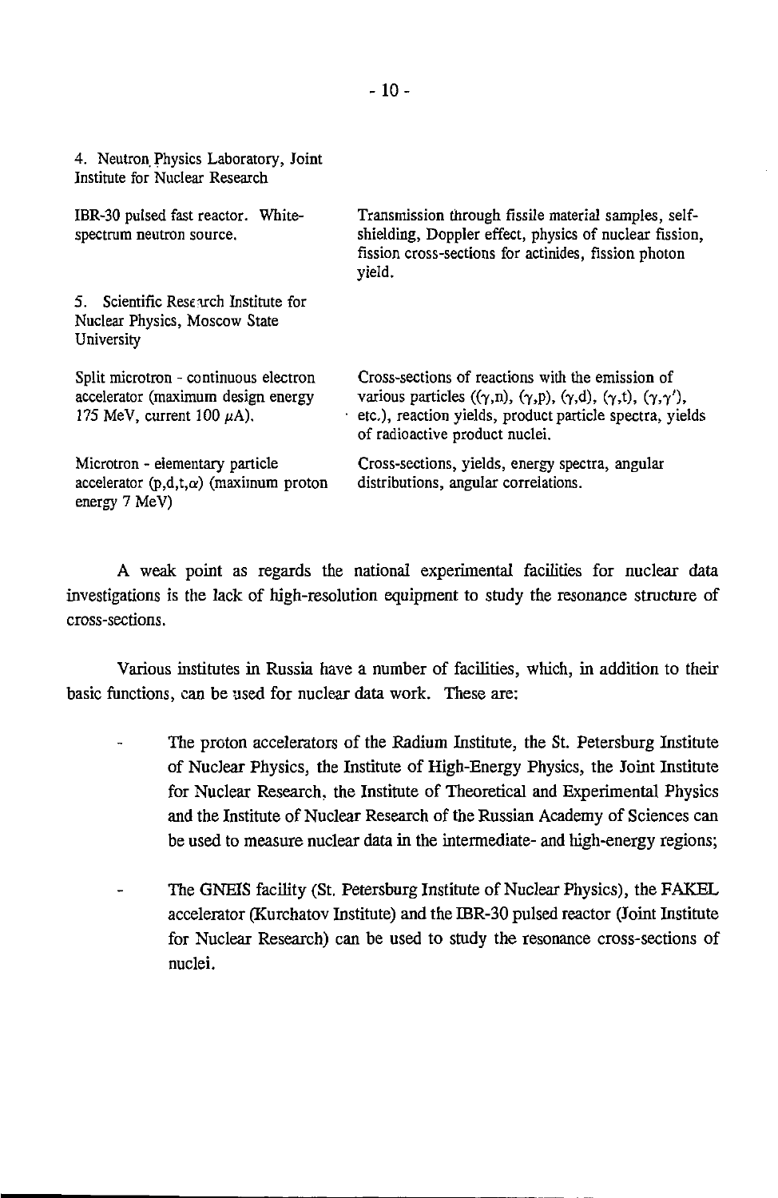| | |
|---|---|
| 4. Neutron Physics Laboratory, Joint Institute for Nuclear Research | |
| IBR-30 pulsed fast reactor. White-spectrum neutron source. | Transmission through fissile material samples, self-shielding, Doppler effect, physics of nuclear fission, fission cross-sections for actinides, fission photon yield. |
| 5. Scientific Research Institute for Nuclear Physics, Moscow State University | |
| Split microtron - continuous electron accelerator (maximum design energy 175 MeV, current 100 $\mu$A). | Cross-sections of reactions with the emission of various particles (($\gamma$,n), ($\gamma$,p), ($\gamma$,d), ($\gamma$,t), ($\gamma$,$\gamma'$), etc.), reaction yields, product particle spectra, yields of radioactive product nuclei. |
| Microtron - elementary particle accelerator (p,d,t,$\alpha$) (maximum proton energy 7 MeV) | Cross-sections, yields, energy spectra, angular distributions, angular correlations. |

A weak point as regards the national experimental facilities for nuclear data investigations is the lack of high-resolution equipment to study the resonance structure of cross-sections.

Various institutes in Russia have a number of facilities, which, in addition to their basic functions, can be used for nuclear data work. These are:

- The proton accelerators of the Radium Institute, the St. Petersburg Institute of Nuclear Physics, the Institute of High-Energy Physics, the Joint Institute for Nuclear Research, the Institute of Theoretical and Experimental Physics and the Institute of Nuclear Research of the Russian Academy of Sciences can be used to measure nuclear data in the intermediate- and high-energy regions;

- The GNEIS facility (St. Petersburg Institute of Nuclear Physics), the FAKEL accelerator (Kurchatov Institute) and the IBR-30 pulsed reactor (Joint Institute for Nuclear Research) can be used to study the resonance cross-sections of nuclei.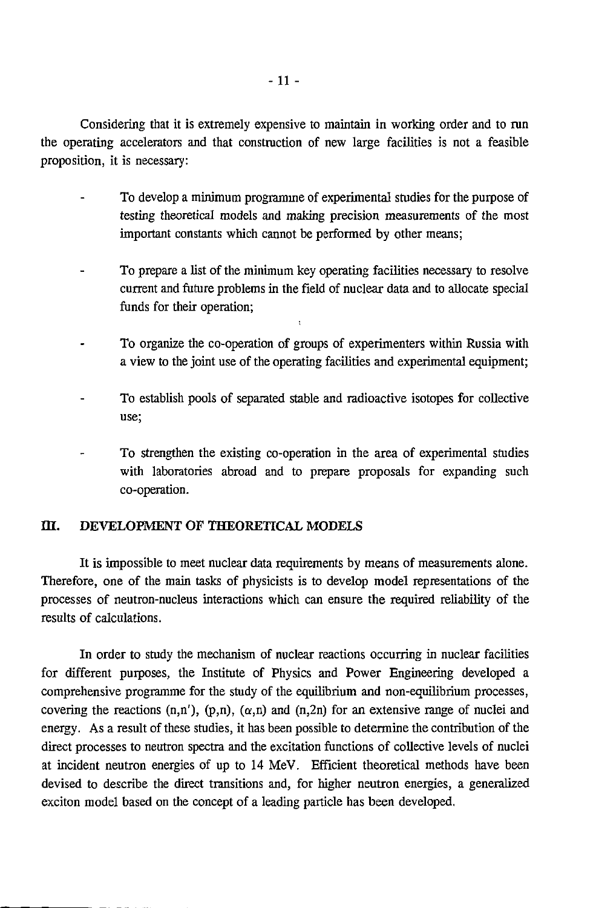Considering that it is extremely expensive to maintain in working order and to run the operating accelerators and that construction of new large facilities is not a feasible proposition, it is necessary:

- To develop a minimum programme of experimental studies for the purpose of testing theoretical models and making precision measurements of the most important constants which cannot be performed by other means;

- To prepare a list of the minimum key operating facilities necessary to resolve current and future problems in the field of nuclear data and to allocate special funds for their operation;

- To organize the co-operation of groups of experimenters within Russia with a view to the joint use of the operating facilities and experimental equipment;

- To establish pools of separated stable and radioactive isotopes for collective use;

- To strengthen the existing co-operation in the area of experimental studies with laboratories abroad and to prepare proposals for expanding such co-operation.

## III. DEVELOPMENT OF THEORETICAL MODELS

It is impossible to meet nuclear data requirements by means of measurements alone. Therefore, one of the main tasks of physicists is to develop model representations of the processes of neutron-nucleus interactions which can ensure the required reliability of the results of calculations.

In order to study the mechanism of nuclear reactions occurring in nuclear facilities for different purposes, the Institute of Physics and Power Engineering developed a comprehensive programme for the study of the equilibrium and non-equilibrium processes, covering the reactions (n,n'), (p,n), ($\alpha$,n) and (n,2n) for an extensive range of nuclei and energy. As a result of these studies, it has been possible to determine the contribution of the direct processes to neutron spectra and the excitation functions of collective levels of nuclei at incident neutron energies of up to 14 MeV. Efficient theoretical methods have been devised to describe the direct transitions and, for higher neutron energies, a generalized exciton model based on the concept of a leading particle has been developed.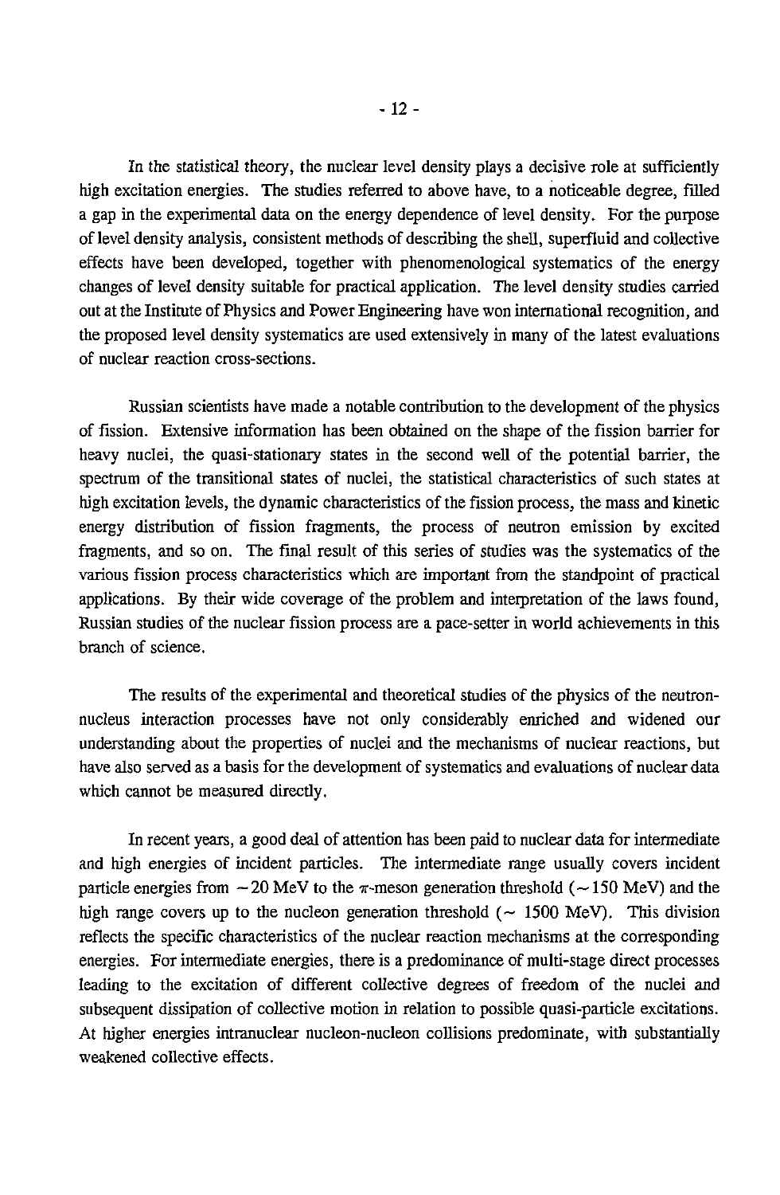In the statistical theory, the nuclear level density plays a decisive role at sufficiently high excitation energies. The studies referred to above have, to a noticeable degree, filled a gap in the experimental data on the energy dependence of level density. For the purpose of level density analysis, consistent methods of describing the shell, superfluid and collective effects have been developed, together with phenomenological systematics of the energy changes of level density suitable for practical application. The level density studies carried out at the Institute of Physics and Power Engineering have won international recognition, and the proposed level density systematics are used extensively in many of the latest evaluations of nuclear reaction cross-sections.

Russian scientists have made a notable contribution to the development of the physics of fission. Extensive information has been obtained on the shape of the fission barrier for heavy nuclei, the quasi-stationary states in the second well of the potential barrier, the spectrum of the transitional states of nuclei, the statistical characteristics of such states at high excitation levels, the dynamic characteristics of the fission process, the mass and kinetic energy distribution of fission fragments, the process of neutron emission by excited fragments, and so on. The final result of this series of studies was the systematics of the various fission process characteristics which are important from the standpoint of practical applications. By their wide coverage of the problem and interpretation of the laws found, Russian studies of the nuclear fission process are a pace-setter in world achievements in this branch of science.

The results of the experimental and theoretical studies of the physics of the neutron-nucleus interaction processes have not only considerably enriched and widened our understanding about the properties of nuclei and the mechanisms of nuclear reactions, but have also served as a basis for the development of systematics and evaluations of nuclear data which cannot be measured directly.

In recent years, a good deal of attention has been paid to nuclear data for intermediate and high energies of incident particles. The intermediate range usually covers incident particle energies from $\sim 20$ MeV to the $\pi$-meson generation threshold ($\sim 150$ MeV) and the high range covers up to the nucleon generation threshold ($\sim$ 1500 MeV). This division reflects the specific characteristics of the nuclear reaction mechanisms at the corresponding energies. For intermediate energies, there is a predominance of multi-stage direct processes leading to the excitation of different collective degrees of freedom of the nuclei and subsequent dissipation of collective motion in relation to possible quasi-particle excitations. At higher energies intranuclear nucleon-nucleon collisions predominate, with substantially weakened collective effects.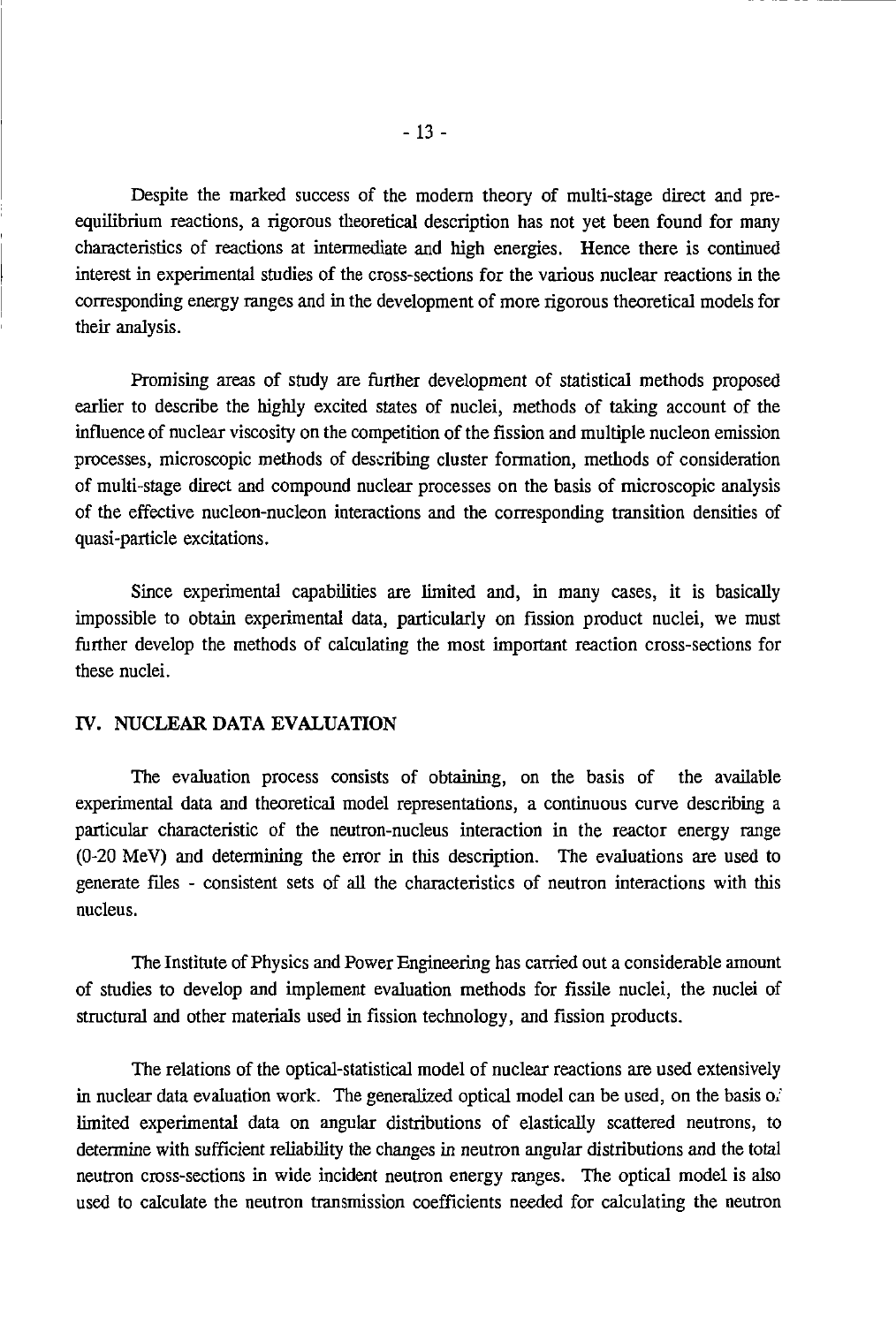Despite the marked success of the modern theory of multi-stage direct and pre-equilibrium reactions, a rigorous theoretical description has not yet been found for many characteristics of reactions at intermediate and high energies. Hence there is continued interest in experimental studies of the cross-sections for the various nuclear reactions in the corresponding energy ranges and in the development of more rigorous theoretical models for their analysis.

Promising areas of study are further development of statistical methods proposed earlier to describe the highly excited states of nuclei, methods of taking account of the influence of nuclear viscosity on the competition of the fission and multiple nucleon emission processes, microscopic methods of describing cluster formation, methods of consideration of multi-stage direct and compound nuclear processes on the basis of microscopic analysis of the effective nucleon-nucleon interactions and the corresponding transition densities of quasi-particle excitations.

Since experimental capabilities are limited and, in many cases, it is basically impossible to obtain experimental data, particularly on fission product nuclei, we must further develop the methods of calculating the most important reaction cross-sections for these nuclei.

## IV. NUCLEAR DATA EVALUATION

The evaluation process consists of obtaining, on the basis of the available experimental data and theoretical model representations, a continuous curve describing a particular characteristic of the neutron-nucleus interaction in the reactor energy range (0-20 MeV) and determining the error in this description. The evaluations are used to generate files - consistent sets of all the characteristics of neutron interactions with this nucleus.

The Institute of Physics and Power Engineering has carried out a considerable amount of studies to develop and implement evaluation methods for fissile nuclei, the nuclei of structural and other materials used in fission technology, and fission products.

The relations of the optical-statistical model of nuclear reactions are used extensively in nuclear data evaluation work. The generalized optical model can be used, on the basis of limited experimental data on angular distributions of elastically scattered neutrons, to determine with sufficient reliability the changes in neutron angular distributions and the total neutron cross-sections in wide incident neutron energy ranges. The optical model is also used to calculate the neutron transmission coefficients needed for calculating the neutron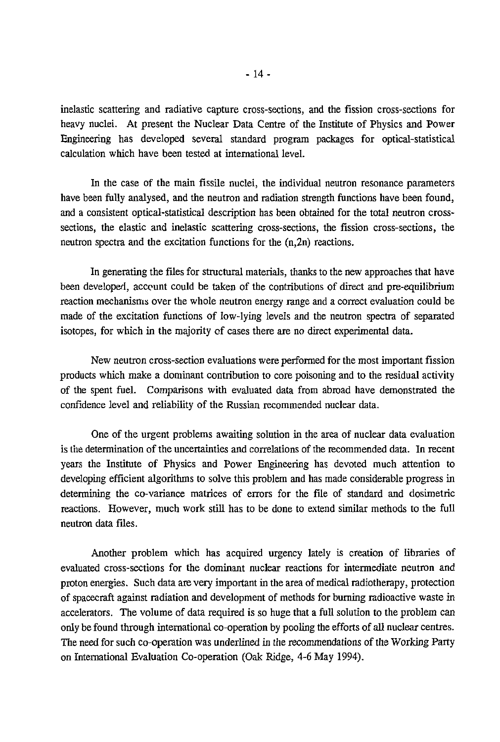inelastic scattering and radiative capture cross-sections, and the fission cross-sections for heavy nuclei. At present the Nuclear Data Centre of the Institute of Physics and Power Engineering has developed several standard program packages for optical-statistical calculation which have been tested at international level.

In the case of the main fissile nuclei, the individual neutron resonance parameters have been fully analysed, and the neutron and radiation strength functions have been found, and a consistent optical-statistical description has been obtained for the total neutron cross-sections, the elastic and inelastic scattering cross-sections, the fission cross-sections, the neutron spectra and the excitation functions for the (n,2n) reactions.

In generating the files for structural materials, thanks to the new approaches that have been developed, account could be taken of the contributions of direct and pre-equilibrium reaction mechanisms over the whole neutron energy range and a correct evaluation could be made of the excitation functions of low-lying levels and the neutron spectra of separated isotopes, for which in the majority of cases there are no direct experimental data.

New neutron cross-section evaluations were performed for the most important fission products which make a dominant contribution to core poisoning and to the residual activity of the spent fuel. Comparisons with evaluated data from abroad have demonstrated the confidence level and reliability of the Russian recommended nuclear data.

One of the urgent problems awaiting solution in the area of nuclear data evaluation is the determination of the uncertainties and correlations of the recommended data. In recent years the Institute of Physics and Power Engineering has devoted much attention to developing efficient algorithms to solve this problem and has made considerable progress in determining the co-variance matrices of errors for the file of standard and dosimetric reactions. However, much work still has to be done to extend similar methods to the full neutron data files.

Another problem which has acquired urgency lately is creation of libraries of evaluated cross-sections for the dominant nuclear reactions for intermediate neutron and proton energies. Such data are very important in the area of medical radiotherapy, protection of spacecraft against radiation and development of methods for burning radioactive waste in accelerators. The volume of data required is so huge that a full solution to the problem can only be found through international co-operation by pooling the efforts of all nuclear centres. The need for such co-operation was underlined in the recommendations of the Working Party on International Evaluation Co-operation (Oak Ridge, 4-6 May 1994).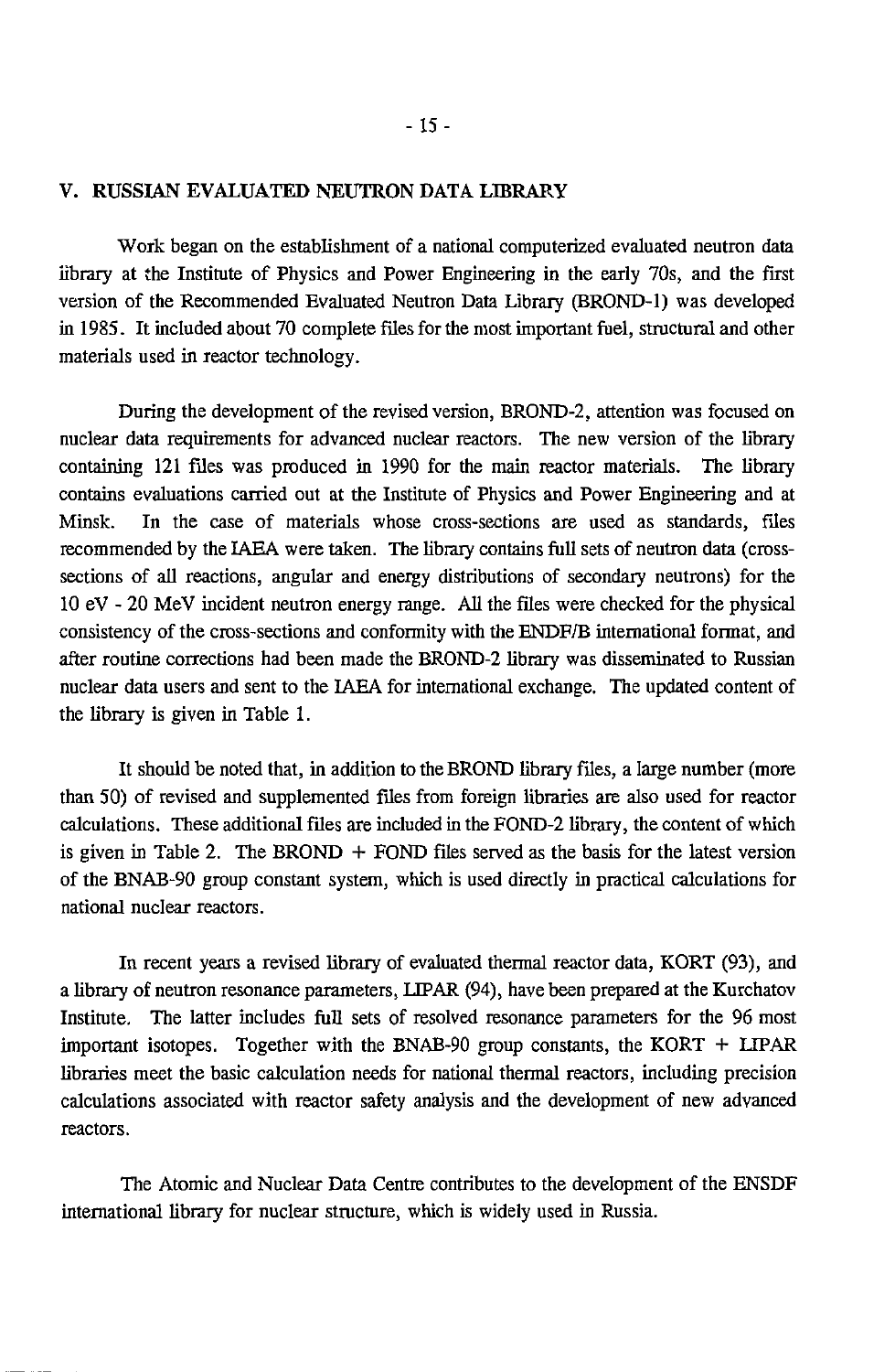## V. RUSSIAN EVALUATED NEUTRON DATA LIBRARY

Work began on the establishment of a national computerized evaluated neutron data library at the Institute of Physics and Power Engineering in the early 70s, and the first version of the Recommended Evaluated Neutron Data Library (BROND-1) was developed in 1985. It included about 70 complete files for the most important fuel, structural and other materials used in reactor technology.

During the development of the revised version, BROND-2, attention was focused on nuclear data requirements for advanced nuclear reactors. The new version of the library containing 121 files was produced in 1990 for the main reactor materials. The library contains evaluations carried out at the Institute of Physics and Power Engineering and at Minsk. In the case of materials whose cross-sections are used as standards, files recommended by the IAEA were taken. The library contains full sets of neutron data (cross-sections of all reactions, angular and energy distributions of secondary neutrons) for the 10 eV - 20 MeV incident neutron energy range. All the files were checked for the physical consistency of the cross-sections and conformity with the ENDF/B international format, and after routine corrections had been made the BROND-2 library was disseminated to Russian nuclear data users and sent to the IAEA for international exchange. The updated content of the library is given in Table 1.

It should be noted that, in addition to the BROND library files, a large number (more than 50) of revised and supplemented files from foreign libraries are also used for reactor calculations. These additional files are included in the FOND-2 library, the content of which is given in Table 2. The BROND + FOND files served as the basis for the latest version of the BNAB-90 group constant system, which is used directly in practical calculations for national nuclear reactors.

In recent years a revised library of evaluated thermal reactor data, KORT (93), and a library of neutron resonance parameters, LIPAR (94), have been prepared at the Kurchatov Institute. The latter includes full sets of resolved resonance parameters for the 96 most important isotopes. Together with the BNAB-90 group constants, the KORT + LIPAR libraries meet the basic calculation needs for national thermal reactors, including precision calculations associated with reactor safety analysis and the development of new advanced reactors.

The Atomic and Nuclear Data Centre contributes to the development of the ENSDF international library for nuclear structure, which is widely used in Russia.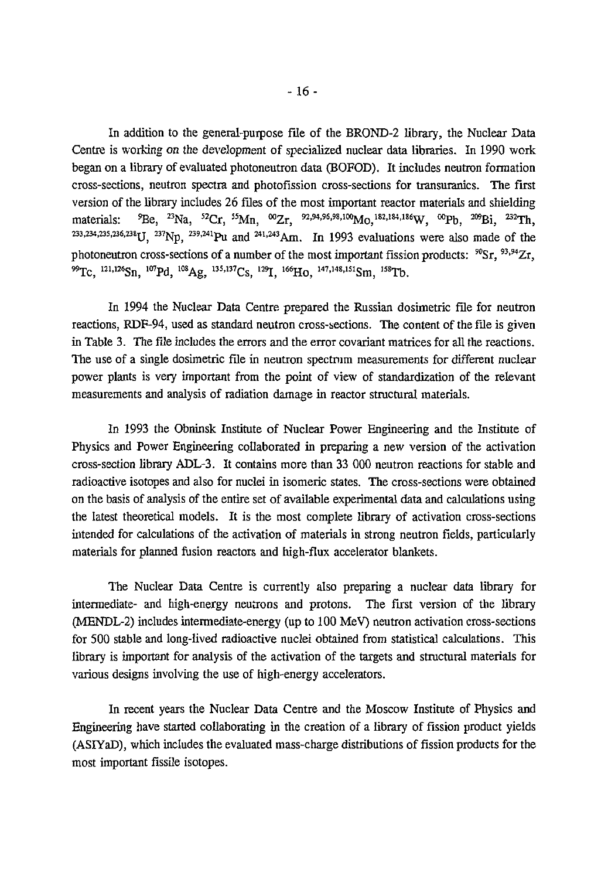In addition to the general-purpose file of the BROND-2 library, the Nuclear Data Centre is working on the development of specialized nuclear data libraries. In 1990 work began on a library of evaluated photoneutron data (BOFOD). It includes neutron formation cross-sections, neutron spectra and photofission cross-sections for transuranics. The first version of the library includes 26 files of the most important reactor materials and shielding materials: $^{9}Be$, $^{23}Na$, $^{52}Cr$, $^{55}Mn$, $^{00}Zr$, $^{92,94,96,98,100}Mo$, $^{182,184,186}W$, $^{00}Pb$, $^{209}Bi$, $^{232}Th$, $^{233,234,235,236,238}U$, $^{237}Np$, $^{239,241}Pu$ and $^{241,243}Am$. In 1993 evaluations were also made of the photoneutron cross-sections of a number of the most important fission products: $^{90}Sr$, $^{93,94}Zr$, $^{99}Tc$, $^{121,126}Sn$, $^{107}Pd$, $^{108}Ag$, $^{135,137}Cs$, $^{129}I$, $^{166}Ho$, $^{147,148,151}Sm$, $^{158}Tb$.

In 1994 the Nuclear Data Centre prepared the Russian dosimetric file for neutron reactions, RDF-94, used as standard neutron cross-sections. The content of the file is given in Table 3. The file includes the errors and the error covariant matrices for all the reactions. The use of a single dosimetric file in neutron spectrum measurements for different nuclear power plants is very important from the point of view of standardization of the relevant measurements and analysis of radiation damage in reactor structural materials.

In 1993 the Obninsk Institute of Nuclear Power Engineering and the Institute of Physics and Power Engineering collaborated in preparing a new version of the activation cross-section library ADL-3. It contains more than 33 000 neutron reactions for stable and radioactive isotopes and also for nuclei in isomeric states. The cross-sections were obtained on the basis of analysis of the entire set of available experimental data and calculations using the latest theoretical models. It is the most complete library of activation cross-sections intended for calculations of the activation of materials in strong neutron fields, particularly materials for planned fusion reactors and high-flux accelerator blankets.

The Nuclear Data Centre is currently also preparing a nuclear data library for intermediate- and high-energy neutrons and protons. The first version of the library (MENDL-2) includes intermediate-energy (up to 100 MeV) neutron activation cross-sections for 500 stable and long-lived radioactive nuclei obtained from statistical calculations. This library is important for analysis of the activation of the targets and structural materials for various designs involving the use of high-energy accelerators.

In recent years the Nuclear Data Centre and the Moscow Institute of Physics and Engineering have started collaborating in the creation of a library of fission product yields (ASIYaD), which includes the evaluated mass-charge distributions of fission products for the most important fissile isotopes.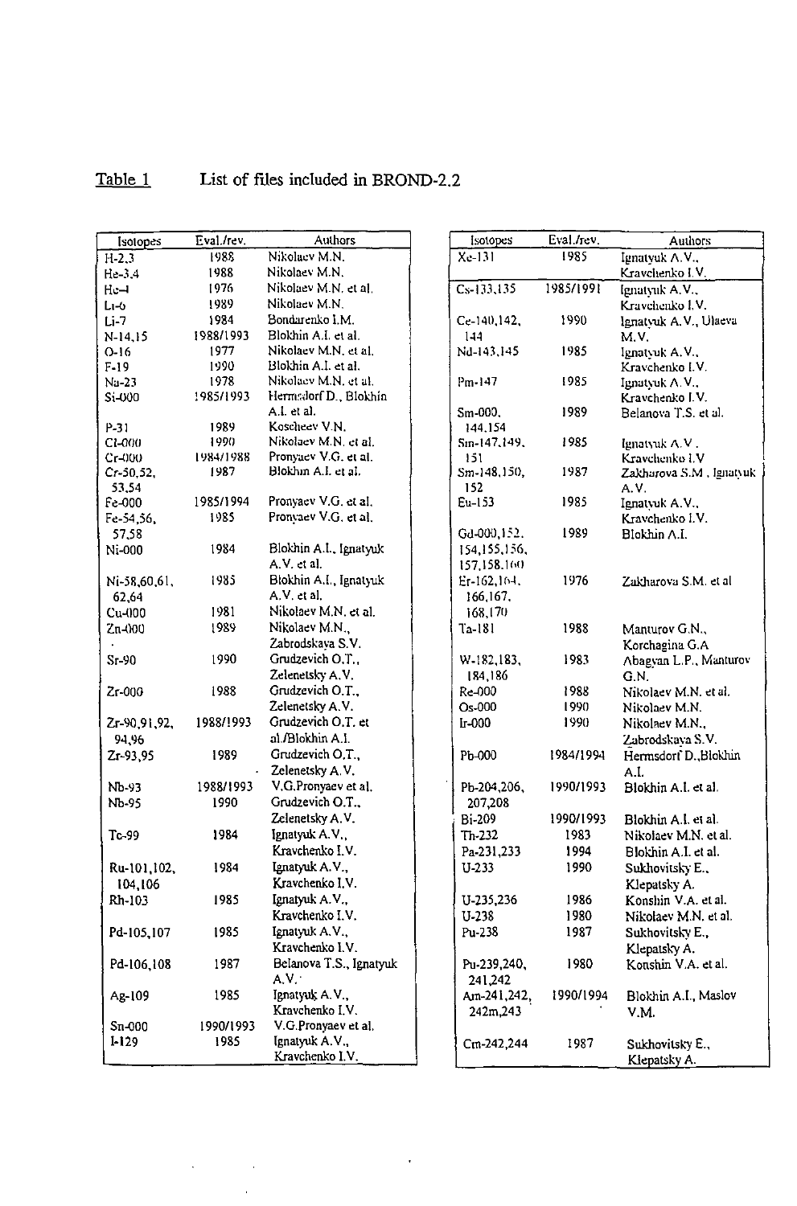Table 1 List of files included in BROND-2.2

| Isotopes | Eval./rev. | Authors |
|---|---|---|
| H-2,3 | 1988 | Nikolaev M.N. |
| He-3,4 | 1988 | Nikolaev M.N. |
| He-4 | 1976 | Nikolaev M.N. et al. |
| Li-6 | 1989 | Nikolaev M.N. |
| Li-7 | 1984 | Bondarenko I.M. |
| N-14,15 | 1988/1993 | Blokhin A.I. et al. |
| O-16 | 1977 | Nikolaev M.N. et al. |
| F-19 | 1990 | Blokhin A.I. et al. |
| Na-23 | 1978 | Nikolaev M.N. et al. |
| Si-000 | 1985/1993 | Hermsdorf D., Blokhin A.I. et al. |
| P-31 | 1989 | Koscheev V.N. |
| Cl-000 | 1990 | Nikolaev M.N. et al. |
| Cr-000 | 1984/1988 | Pronyaev V.G. et al. |
| Cr-50,52, 53,54 | 1987 | Blokhin A.I. et al. |
| Fe-000 | 1985/1994 | Pronyaev V.G. et al. |
| Fe-54,56, 57,58 | 1985 | Pronyaev V.G. et al. |
| Ni-000 | 1984 | Blokhin A.I., Ignatyuk A.V. et al. |
| Ni-58,60,61, 62,64 | 1985 | Blokhin A.I., Ignatyuk A.V. et al. |
| Cu-000 | 1981 | Nikolaev M.N. et al. |
| Zn-000 | 1989 | Nikolaev M.N., Zabrodskaya S.V. |
| Sr-90 | 1990 | Grudzevich O.T., Zelenetsky A.V. |
| Zr-000 | 1988 | Grudzevich O.T., Zelenetsky A.V. |
| Zr-90,91,92, 94,96 | 1988/1993 | Grudzevich O.T. et al./Blokhin A.I. |
| Zr-93,95 | 1989 | Grudzevich O.T., Zelenetsky A.V. |
| Nb-93 | 1988/1993 | V.G.Pronyaev et al. |
| Nb-95 | 1990 | Grudzevich O.T., Zelenetsky A.V. |
| Tc-99 | 1984 | Ignatyuk A.V., Kravchenko I.V. |
| Ru-101,102, 104,106 | 1984 | Ignatyuk A.V., Kravchenko I.V. |
| Rh-103 | 1985 | Ignatyuk A.V., Kravchenko I.V. |
| Pd-105,107 | 1985 | Ignatyuk A.V., Kravchenko I.V. |
| Pd-106,108 | 1987 | Belanova T.S., Ignatyuk A.V. |
| Ag-109 | 1985 | Ignatyuk A.V., Kravchenko I.V. |
| Sn-000 | 1990/1993 | V.G.Pronyaev et al. |
| I-129 | 1985 | Ignatyuk A.V., Kravchenko I.V. |
| Xe-131 | 1985 | Ignatyuk A.V., Kravchenko I.V. |
| Cs-133,135 | 1985/1991 | Ignatyuk A.V., Kravchenko I.V. |
| Ce-140,142, 144 | 1990 | Ignatyuk A.V., Ulaeva M.V. |
| Nd-143,145 | 1985 | Ignatyuk A.V., Kravchenko I.V. |
| Pm-147 | 1985 | Ignatyuk A.V., Kravchenko I.V. |
| Sm-000, 144,154 | 1989 | Belanova T.S. et al. |
| Sm-147,149, 151 | 1985 | Ignatyuk A.V., Kravchenko I.V |
| Sm-148,150, 152 | 1987 | Zakharova S.M., Ignatyuk A.V. |
| Eu-153 | 1985 | Ignatyuk A.V., Kravchenko I.V. |
| Gd-000,152, 154,155,156, 157,158,160 | 1989 | Blokhin A.I. |
| Er-162,164, 166,167, 168,170 | 1976 | Zakharova S.M. et al |
| Ta-181 | 1988 | Manturov G.N., Korchagina G.A |
| W-182,183, 184,186 | 1983 | Abagyan L.P., Manturov G.N. |
| Re-000 | 1988 | Nikolaev M.N. et al. |
| Os-000 | 1990 | Nikolaev M.N. |
| Ir-000 | 1990 | Nikolaev M.N., Zabrodskaya S.V. |
| Pb-000 | 1984/1994 | Hermsdorf D.,Blokhin A.I. |
| Pb-204,206, 207,208 | 1990/1993 | Blokhin A.I. et al. |
| Bi-209 | 1990/1993 | Blokhin A.I. et al. |
| Th-232 | 1983 | Nikolaev M.N. et al. |
| Pa-231,233 | 1994 | Blokhin A.I. et al. |
| U-233 | 1990 | Sukhovitsky E., Klepatsky A. |
| U-235,236 | 1986 | Konshin V.A. et al. |
| U-238 | 1980 | Nikolaev M.N. et al. |
| Pu-238 | 1987 | Sukhovitsky E., Klepatsky A. |
| Pu-239,240, 241,242 | 1980 | Konshin V.A. et al. |
| Am-241,242, 242m,243 | 1990/1994 | Blokhin A.I., Maslov V.M. |
| Cm-242,244 | 1987 | Sukhovitsky E., Klepatsky A. |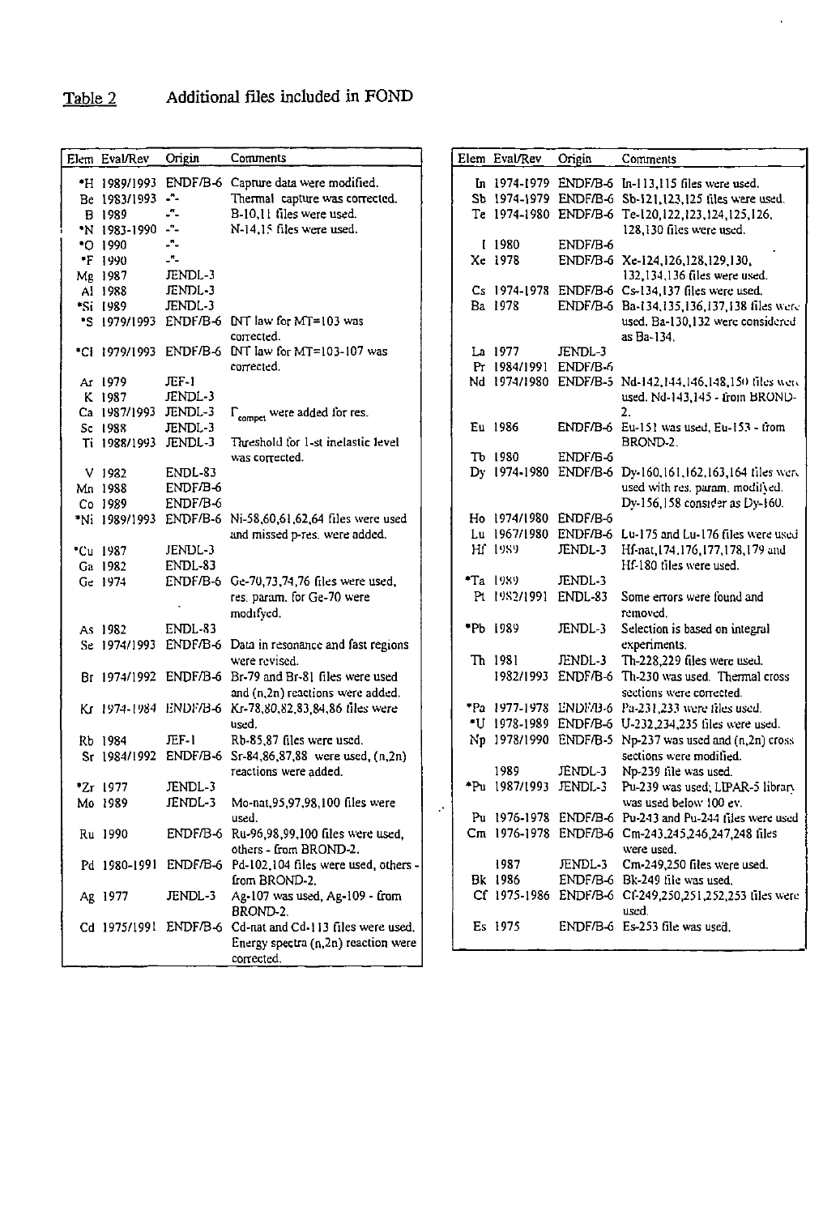## Table 2 Additional files included in FOND

| Elem | Eval/Rev | Origin | Comments |
|---|---|---|---|
| *H | 1989/1993 | ENDF/B-6 | Capture data were modified. |
| Be | 1983/1993 | -"- | Thermal capture was corrected. |
| B | 1989 | -"- | B-10,11 files were used. |
| *N | 1983-1990 | -"- | N-14,15 files were used. |
| *O | 1990 | -"- | |
| *F | 1990 | -"- | |
| Mg | 1987 | JENDL-3 | |
| Al | 1988 | JENDL-3 | |
| *Si | 1989 | JENDL-3 | |
| *S | 1979/1993 | ENDF/B-6 | INT law for MT=103 was corrected. |
| *Cl | 1979/1993 | ENDF/B-6 | INT law for MT=103-107 was corrected. |
| Ar | 1979 | JEF-1 | |
| K | 1987 | JENDL-3 | |
| Ca | 1987/1993 | JENDL-3 | $\Gamma_{compet}$ were added for res. |
| Sc | 1988 | JENDL-3 | |
| Ti | 1988/1993 | JENDL-3 | Threshold for 1-st inelastic level was corrected. |
| V | 1982 | ENDL-83 | |
| Mn | 1988 | ENDF/B-6 | |
| Co | 1989 | ENDF/B-6 | |
| *Ni | 1989/1993 | ENDF/B-6 | Ni-58,60,61,62,64 files were used and missed p-res. were added. |
| *Cu | 1987 | JENDL-3 | |
| Ga | 1982 | ENDL-83 | |
| Ge | 1974 | ENDF/B-6 | Ge-70,73,74,76 files were used, res. param. for Ge-70 were modifyed. |
| As | 1982 | ENDL-83 | |
| Se | 1974/1993 | ENDF/B-6 | Data in resonance and fast regions were revised. |
| Br | 1974/1992 | ENDF/B-6 | Br-79 and Br-81 files were used and (n,2n) reactions were added. |
| Kr | 1974-1984 | ENDF/B-6 | Kr-78,80,82,83,84,86 files were used. |
| Rb | 1984 | JEF-1 | Rb-85,87 files were used. |
| Sr | 1984/1992 | ENDF/B-6 | Sr-84,86,87,88 were used, (n,2n) reactions were added. |
| *Zr | 1977 | JENDL-3 | |
| Mo | 1989 | JENDL-3 | Mo-nat,95,97,98,100 files were used. |
| Ru | 1990 | ENDF/B-6 | Ru-96,98,99,100 files were used, others - from BROND-2. |
| Pd | 1980-1991 | ENDF/B-6 | Pd-102,104 files were used, others - from BROND-2. |
| Ag | 1977 | JENDL-3 | Ag-107 was used, Ag-109 - from BROND-2. |
| Cd | 1975/1991 | ENDF/B-6 | Cd-nat and Cd-113 files were used. Energy spectra (n,2n) reaction were corrected. |
| In | 1974-1979 | ENDF/B-6 | In-113,115 files were used. |
| Sb | 1974-1979 | ENDF/B-6 | Sb-121,123,125 files were used. |
| Te | 1974-1980 | ENDF/B-6 | Te-120,122,123,124,125,126,128,130 files were used. |
| I | 1980 | ENDF/B-6 | |
| Xe | 1978 | ENDF/B-6 | Xe-124,126,128,129,130,132,134,136 files were used. |
| Cs | 1974-1978 | ENDF/B-6 | Cs-134,137 files were used. |
| Ba | 1978 | ENDF/B-6 | Ba-134,135,136,137,138 files were used. Ba-130,132 were considered as Ba-134. |
| La | 1977 | JENDL-3 | |
| Pr | 1984/1991 | ENDF/B-6 | |
| Nd | 1974/1980 | ENDF/B-5 | Nd-142,144,146,148,150 files were used. Nd-143,145 - from BROND-2. |
| Eu | 1986 | ENDF/B-6 | Eu-151 was used, Eu-153 - from BROND-2. |
| Tb | 1980 | ENDF/B-6 | |
| Dy | 1974-1980 | ENDF/B-6 | Dy-160,161,162,163,164 files were used with res. param. modified. Dy-156,158 consider as Dy-160. |
| Ho | 1974/1980 | ENDF/B-6 | |
| Lu | 1967/1980 | ENDF/B-6 | Lu-175 and Lu-176 files were used |
| Hf | 1989 | JENDL-3 | Hf-nat,174,176,177,178,179 and Hf-180 files were used. |
| *Ta | 1989 | JENDL-3 | |
| Pt | 1982/1991 | ENDL-83 | Some errors were found and removed. |
| *Pb | 1989 | JENDL-3 | Selection is based on integral experiments. |
| Th | 1981 | JENDL-3 | Th-228,229 files were used. |
| | 1982/1993 | ENDF/B-6 | Th-230 was used. Thermal cross sections were corrected. |
| *Pa | 1977-1978 | ENDF/B-6 | Pa-231,233 were files used. |
| *U | 1978-1989 | ENDF/B-6 | U-232,234,235 files were used. |
| Np | 1978/1990 | ENDF/B-5 | Np-237 was used and (n,2n) cross sections were modified. |
| | 1989 | JENDL-3 | Np-239 file was used. |
| *Pu | 1987/1993 | JENDL-3 | Pu-239 was used; LIPAR-5 library was used below 100 ev. |
| Pu | 1976-1978 | ENDF/B-6 | Pu-243 and Pu-244 files were used |
| Cm | 1976-1978 | ENDF/B-6 | Cm-243,245,246,247,248 files were used. |
| | 1987 | JENDL-3 | Cm-249,250 files were used. |
| Bk | 1986 | ENDF/B-6 | Bk-249 file was used. |
| Cf | 1975-1986 | ENDF/B-6 | Cf-249,250,251,252,253 files were used. |
| Es | 1975 | ENDF/B-6 | Es-253 file was used. |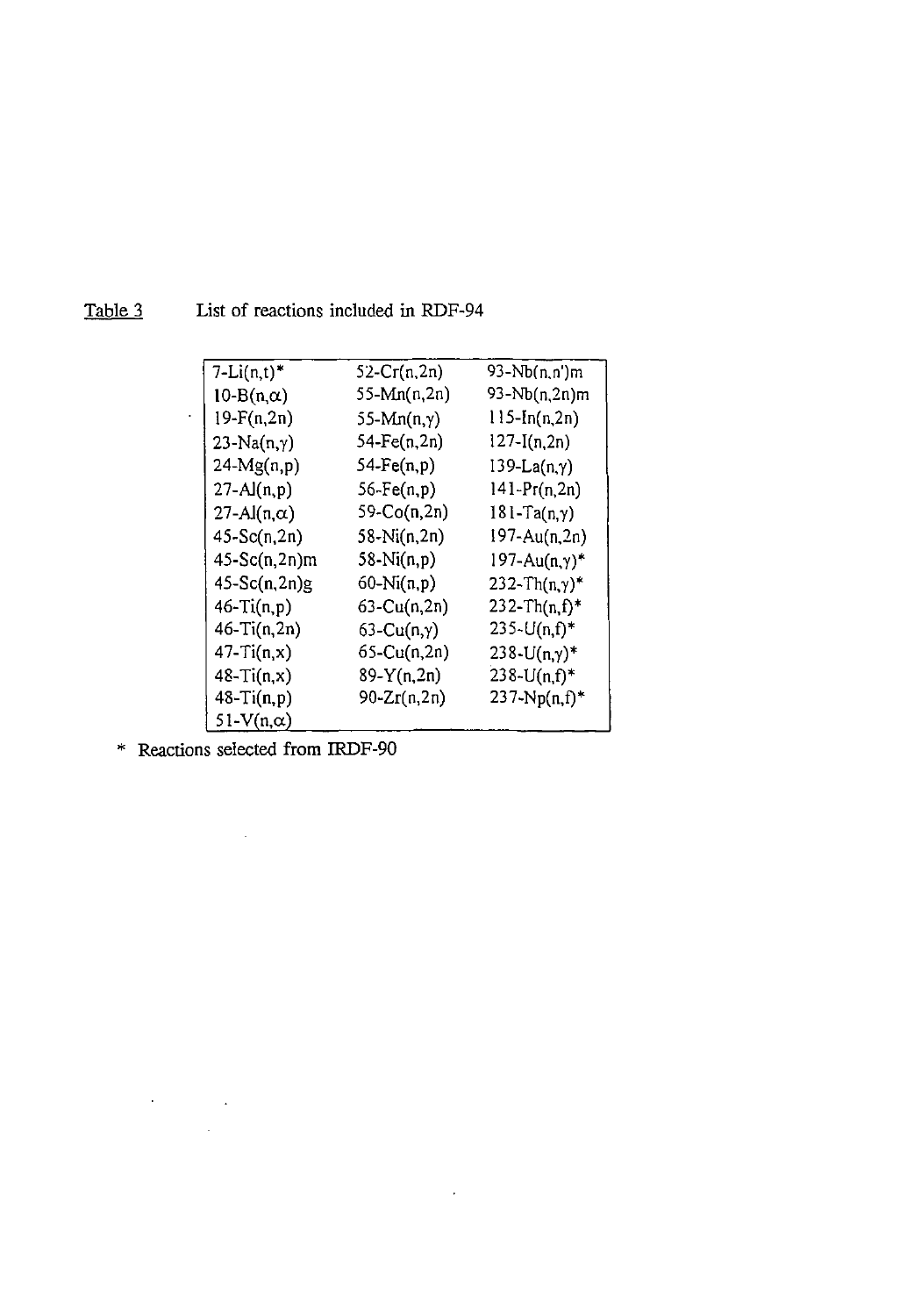Table 3 List of reactions included in RDF-94

| | | |
|---|---|---|
| 7-Li(n,t)* | 52-Cr(n,2n) | 93-Nb(n,n')m |
| 10-B(n,α) | 55-Mn(n,2n) | 93-Nb(n,2n)m |
| 19-F(n,2n) | 55-Mn(n,γ) | 115-In(n,2n) |
| 23-Na(n,γ) | 54-Fe(n,2n) | 127-I(n,2n) |
| 24-Mg(n,p) | 54-Fe(n,p) | 139-La(n,γ) |
| 27-Al(n,p) | 56-Fe(n,p) | 141-Pr(n,2n) |
| 27-Al(n,α) | 59-Co(n,2n) | 181-Ta(n,γ) |
| 45-Sc(n,2n) | 58-Ni(n,2n) | 197-Au(n,2n) |
| 45-Sc(n,2n)m | 58-Ni(n,p) | 197-Au(n,γ)* |
| 45-Sc(n,2n)g | 60-Ni(n,p) | 232-Th(n,γ)* |
| 46-Ti(n,p) | 63-Cu(n,2n) | 232-Th(n,f)* |
| 46-Ti(n,2n) | 63-Cu(n,γ) | 235-U(n,f)* |
| 47-Ti(n,x) | 65-Cu(n,2n) | 238-U(n,γ)* |
| 48-Ti(n,x) | 89-Y(n,2n) | 238-U(n,f)* |
| 48-Ti(n,p) | 90-Zr(n,2n) | 237-Np(n,f)* |
| 51-V(n,α) | | |

\* Reactions selected from IRDF-90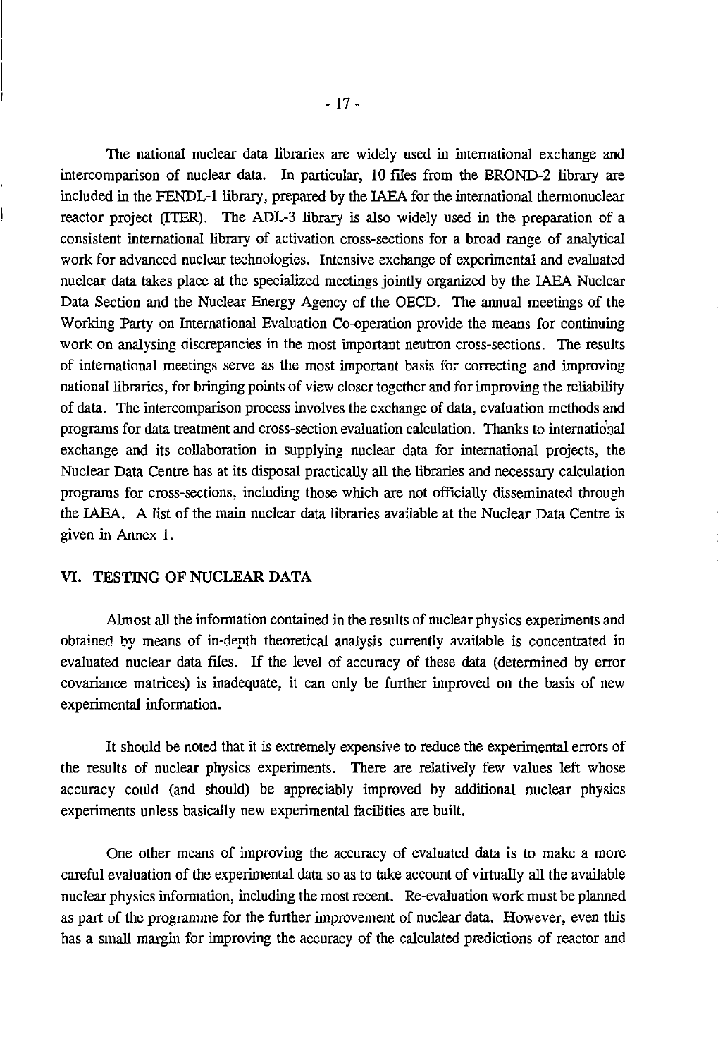The national nuclear data libraries are widely used in international exchange and intercomparison of nuclear data. In particular, 10 files from the BROND-2 library are included in the FENDL-1 library, prepared by the IAEA for the international thermonuclear reactor project (ITER). The ADL-3 library is also widely used in the preparation of a consistent international library of activation cross-sections for a broad range of analytical work for advanced nuclear technologies. Intensive exchange of experimental and evaluated nuclear data takes place at the specialized meetings jointly organized by the IAEA Nuclear Data Section and the Nuclear Energy Agency of the OECD. The annual meetings of the Working Party on International Evaluation Co-operation provide the means for continuing work on analysing discrepancies in the most important neutron cross-sections. The results of international meetings serve as the most important basis for correcting and improving national libraries, for bringing points of view closer together and for improving the reliability of data. The intercomparison process involves the exchange of data, evaluation methods and programs for data treatment and cross-section evaluation calculation. Thanks to international exchange and its collaboration in supplying nuclear data for international projects, the Nuclear Data Centre has at its disposal practically all the libraries and necessary calculation programs for cross-sections, including those which are not officially disseminated through the IAEA. A list of the main nuclear data libraries available at the Nuclear Data Centre is given in Annex 1.

## VI. TESTING OF NUCLEAR DATA

Almost all the information contained in the results of nuclear physics experiments and obtained by means of in-depth theoretical analysis currently available is concentrated in evaluated nuclear data files. If the level of accuracy of these data (determined by error covariance matrices) is inadequate, it can only be further improved on the basis of new experimental information.

It should be noted that it is extremely expensive to reduce the experimental errors of the results of nuclear physics experiments. There are relatively few values left whose accuracy could (and should) be appreciably improved by additional nuclear physics experiments unless basically new experimental facilities are built.

One other means of improving the accuracy of evaluated data is to make a more careful evaluation of the experimental data so as to take account of virtually all the available nuclear physics information, including the most recent. Re-evaluation work must be planned as part of the programme for the further improvement of nuclear data. However, even this has a small margin for improving the accuracy of the calculated predictions of reactor and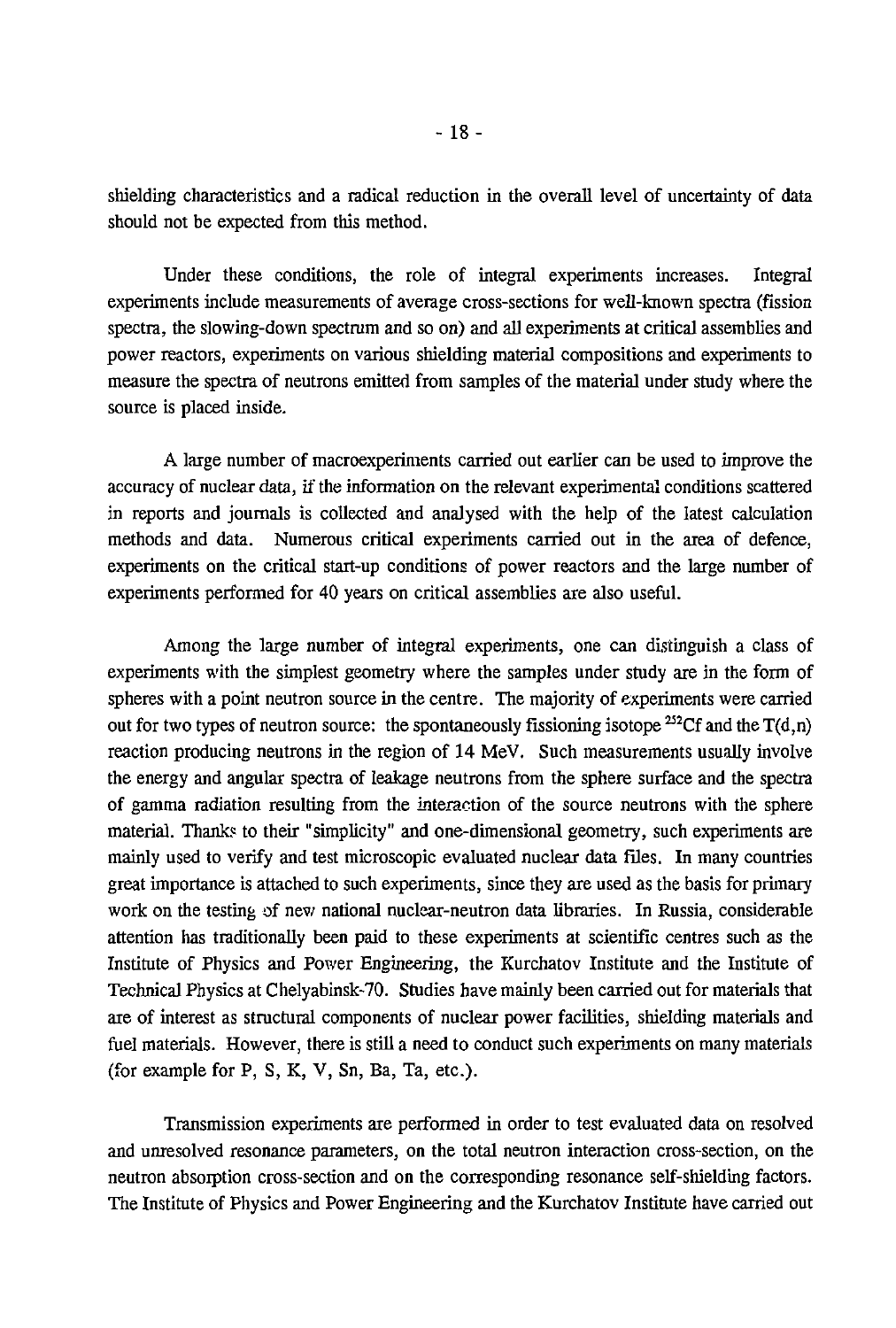shielding characteristics and a radical reduction in the overall level of uncertainty of data should not be expected from this method.

Under these conditions, the role of integral experiments increases. Integral experiments include measurements of average cross-sections for well-known spectra (fission spectra, the slowing-down spectrum and so on) and all experiments at critical assemblies and power reactors, experiments on various shielding material compositions and experiments to measure the spectra of neutrons emitted from samples of the material under study where the source is placed inside.

A large number of macroexperiments carried out earlier can be used to improve the accuracy of nuclear data, if the information on the relevant experimental conditions scattered in reports and journals is collected and analysed with the help of the latest calculation methods and data. Numerous critical experiments carried out in the area of defence, experiments on the critical start-up conditions of power reactors and the large number of experiments performed for 40 years on critical assemblies are also useful.

Among the large number of integral experiments, one can distinguish a class of experiments with the simplest geometry where the samples under study are in the form of spheres with a point neutron source in the centre. The majority of experiments were carried out for two types of neutron source: the spontaneously fissioning isotope $^{252}$Cf and the T(d,n) reaction producing neutrons in the region of 14 MeV. Such measurements usually involve the energy and angular spectra of leakage neutrons from the sphere surface and the spectra of gamma radiation resulting from the interaction of the source neutrons with the sphere material. Thanks to their "simplicity" and one-dimensional geometry, such experiments are mainly used to verify and test microscopic evaluated nuclear data files. In many countries great importance is attached to such experiments, since they are used as the basis for primary work on the testing of new national nuclear-neutron data libraries. In Russia, considerable attention has traditionally been paid to these experiments at scientific centres such as the Institute of Physics and Power Engineering, the Kurchatov Institute and the Institute of Technical Physics at Chelyabinsk-70. Studies have mainly been carried out for materials that are of interest as structural components of nuclear power facilities, shielding materials and fuel materials. However, there is still a need to conduct such experiments on many materials (for example for P, S, K, V, Sn, Ba, Ta, etc.).

Transmission experiments are performed in order to test evaluated data on resolved and unresolved resonance parameters, on the total neutron interaction cross-section, on the neutron absorption cross-section and on the corresponding resonance self-shielding factors. The Institute of Physics and Power Engineering and the Kurchatov Institute have carried out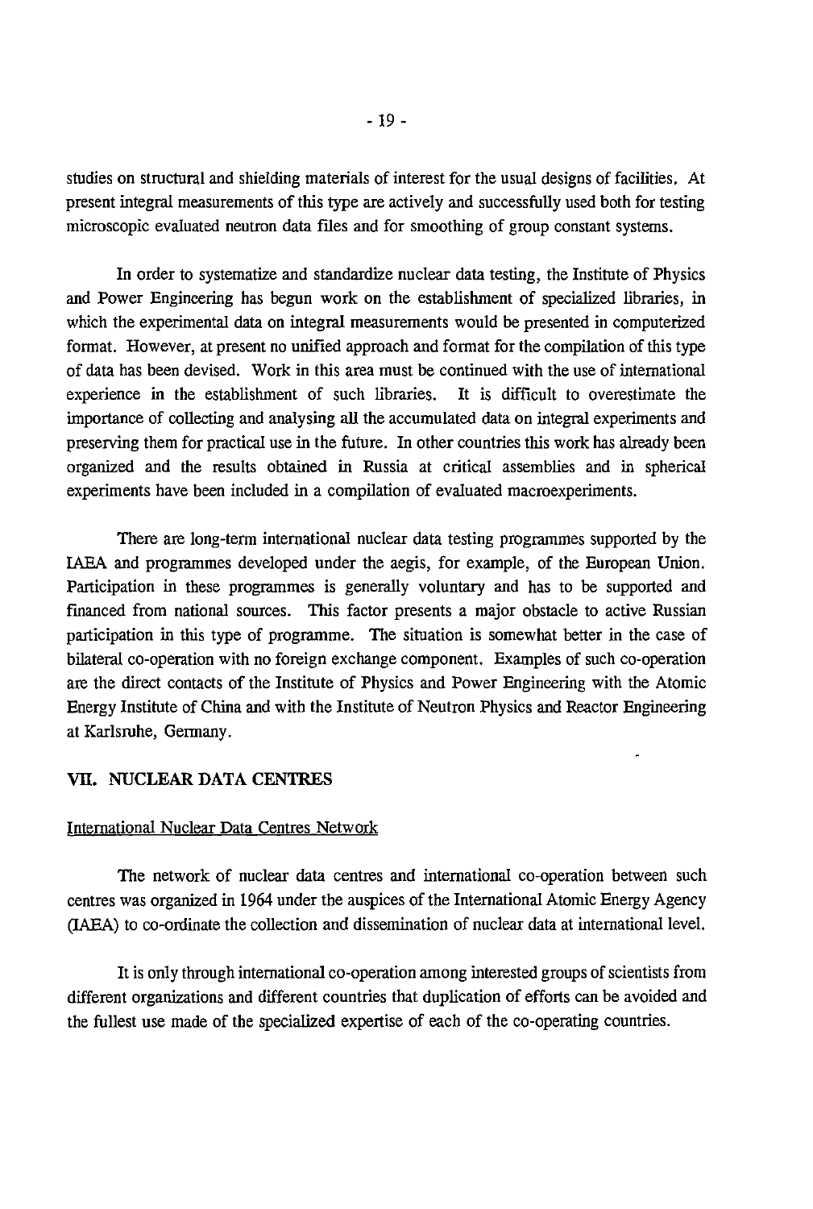studies on structural and shielding materials of interest for the usual designs of facilities. At present integral measurements of this type are actively and successfully used both for testing microscopic evaluated neutron data files and for smoothing of group constant systems.

In order to systematize and standardize nuclear data testing, the Institute of Physics and Power Engineering has begun work on the establishment of specialized libraries, in which the experimental data on integral measurements would be presented in computerized format. However, at present no unified approach and format for the compilation of this type of data has been devised. Work in this area must be continued with the use of international experience in the establishment of such libraries. It is difficult to overestimate the importance of collecting and analysing all the accumulated data on integral experiments and preserving them for practical use in the future. In other countries this work has already been organized and the results obtained in Russia at critical assemblies and in spherical experiments have been included in a compilation of evaluated macroexperiments.

There are long-term international nuclear data testing programmes supported by the IAEA and programmes developed under the aegis, for example, of the European Union. Participation in these programmes is generally voluntary and has to be supported and financed from national sources. This factor presents a major obstacle to active Russian participation in this type of programme. The situation is somewhat better in the case of bilateral co-operation with no foreign exchange component. Examples of such co-operation are the direct contacts of the Institute of Physics and Power Engineering with the Atomic Energy Institute of China and with the Institute of Neutron Physics and Reactor Engineering at Karlsruhe, Germany.

## VII. NUCLEAR DATA CENTRES

### International Nuclear Data Centres Network

The network of nuclear data centres and international co-operation between such centres was organized in 1964 under the auspices of the International Atomic Energy Agency (IAEA) to co-ordinate the collection and dissemination of nuclear data at international level.

It is only through international co-operation among interested groups of scientists from different organizations and different countries that duplication of efforts can be avoided and the fullest use made of the specialized expertise of each of the co-operating countries.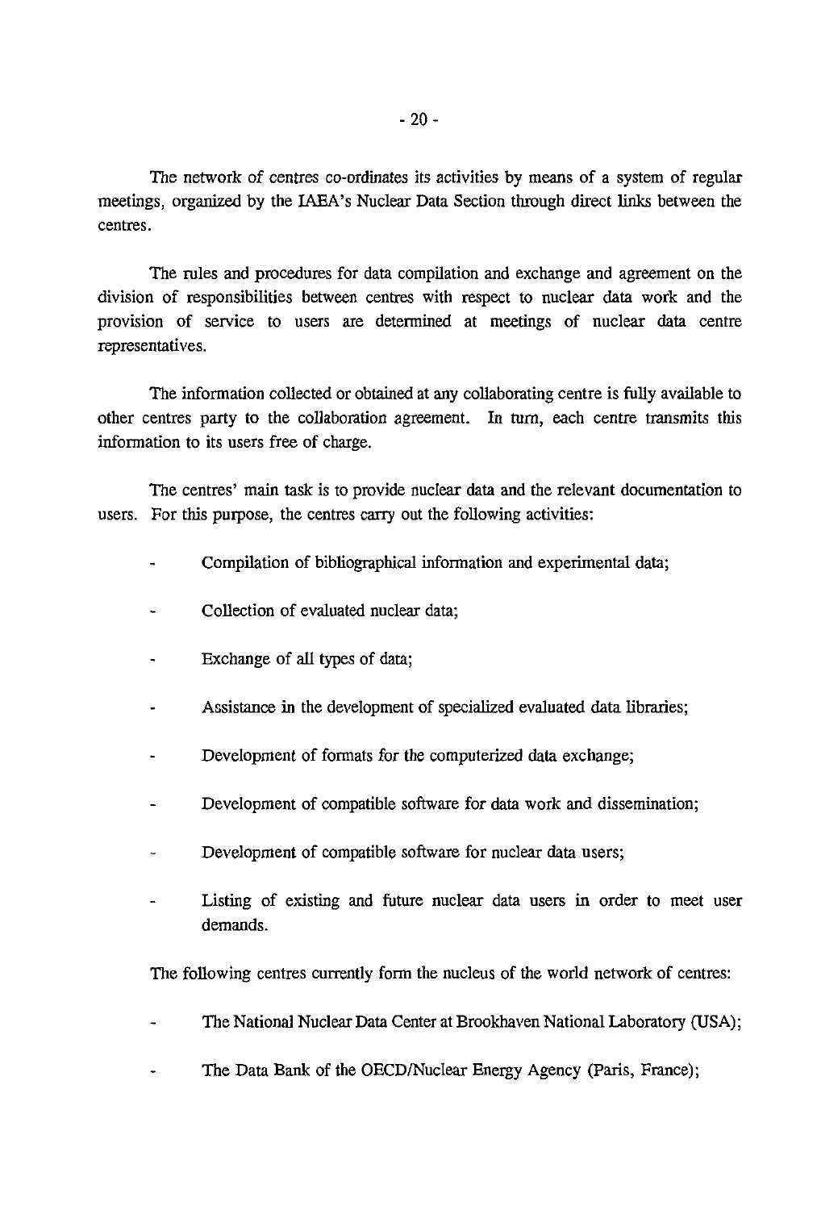The network of centres co-ordinates its activities by means of a system of regular meetings, organized by the IAEA's Nuclear Data Section through direct links between the centres.

The rules and procedures for data compilation and exchange and agreement on the division of responsibilities between centres with respect to nuclear data work and the provision of service to users are determined at meetings of nuclear data centre representatives.

The information collected or obtained at any collaborating centre is fully available to other centres party to the collaboration agreement. In turn, each centre transmits this information to its users free of charge.

The centres' main task is to provide nuclear data and the relevant documentation to users. For this purpose, the centres carry out the following activities:

- Compilation of bibliographical information and experimental data;
- Collection of evaluated nuclear data;
- Exchange of all types of data;
- Assistance in the development of specialized evaluated data libraries;
- Development of formats for the computerized data exchange;
- Development of compatible software for data work and dissemination;
- Development of compatible software for nuclear data users;
- Listing of existing and future nuclear data users in order to meet user demands.

The following centres currently form the nucleus of the world network of centres:

- The National Nuclear Data Center at Brookhaven National Laboratory (USA);
- The Data Bank of the OECD/Nuclear Energy Agency (Paris, France);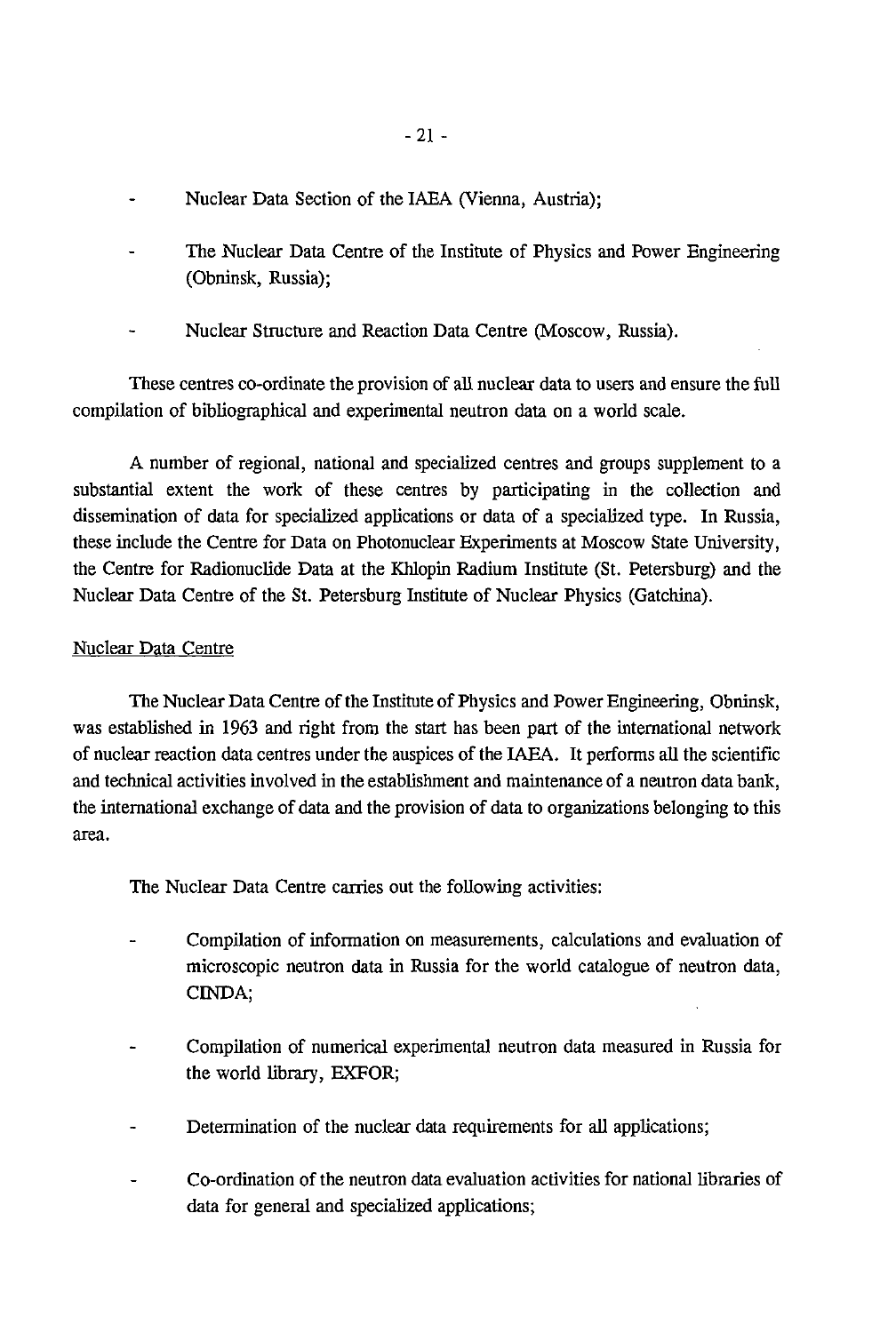- Nuclear Data Section of the IAEA (Vienna, Austria);

- The Nuclear Data Centre of the Institute of Physics and Power Engineering (Obninsk, Russia);

- Nuclear Structure and Reaction Data Centre (Moscow, Russia).

These centres co-ordinate the provision of all nuclear data to users and ensure the full compilation of bibliographical and experimental neutron data on a world scale.

A number of regional, national and specialized centres and groups supplement to a substantial extent the work of these centres by participating in the collection and dissemination of data for specialized applications or data of a specialized type. In Russia, these include the Centre for Data on Photonuclear Experiments at Moscow State University, the Centre for Radionuclide Data at the Khlopin Radium Institute (St. Petersburg) and the Nuclear Data Centre of the St. Petersburg Institute of Nuclear Physics (Gatchina).

Nuclear Data Centre

The Nuclear Data Centre of the Institute of Physics and Power Engineering, Obninsk, was established in 1963 and right from the start has been part of the international network of nuclear reaction data centres under the auspices of the IAEA. It performs all the scientific and technical activities involved in the establishment and maintenance of a neutron data bank, the international exchange of data and the provision of data to organizations belonging to this area.

The Nuclear Data Centre carries out the following activities:

- Compilation of information on measurements, calculations and evaluation of microscopic neutron data in Russia for the world catalogue of neutron data, CINDA;

- Compilation of numerical experimental neutron data measured in Russia for the world library, EXFOR;

- Determination of the nuclear data requirements for all applications;

- Co-ordination of the neutron data evaluation activities for national libraries of data for general and specialized applications;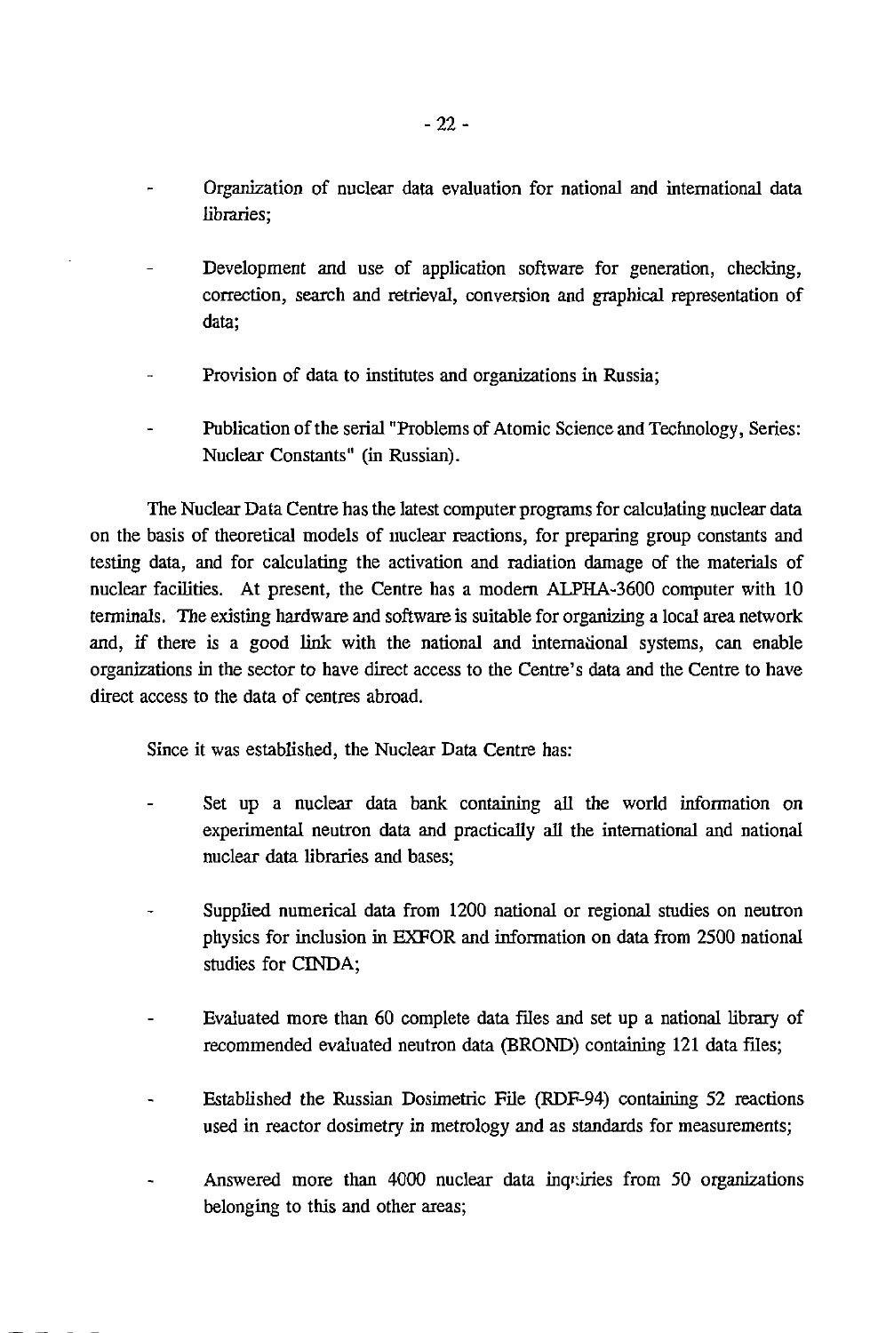- Organization of nuclear data evaluation for national and international data libraries;

- Development and use of application software for generation, checking, correction, search and retrieval, conversion and graphical representation of data;

- Provision of data to institutes and organizations in Russia;

- Publication of the serial "Problems of Atomic Science and Technology, Series: Nuclear Constants" (in Russian).

The Nuclear Data Centre has the latest computer programs for calculating nuclear data on the basis of theoretical models of nuclear reactions, for preparing group constants and testing data, and for calculating the activation and radiation damage of the materials of nuclear facilities. At present, the Centre has a modern ALPHA-3600 computer with 10 terminals. The existing hardware and software is suitable for organizing a local area network and, if there is a good link with the national and international systems, can enable organizations in the sector to have direct access to the Centre's data and the Centre to have direct access to the data of centres abroad.

Since it was established, the Nuclear Data Centre has:

- Set up a nuclear data bank containing all the world information on experimental neutron data and practically all the international and national nuclear data libraries and bases;

- Supplied numerical data from 1200 national or regional studies on neutron physics for inclusion in EXFOR and information on data from 2500 national studies for CINDA;

- Evaluated more than 60 complete data files and set up a national library of recommended evaluated neutron data (BROND) containing 121 data files;

- Established the Russian Dosimetric File (RDF-94) containing 52 reactions used in reactor dosimetry in metrology and as standards for measurements;

- Answered more than 4000 nuclear data inquiries from 50 organizations belonging to this and other areas;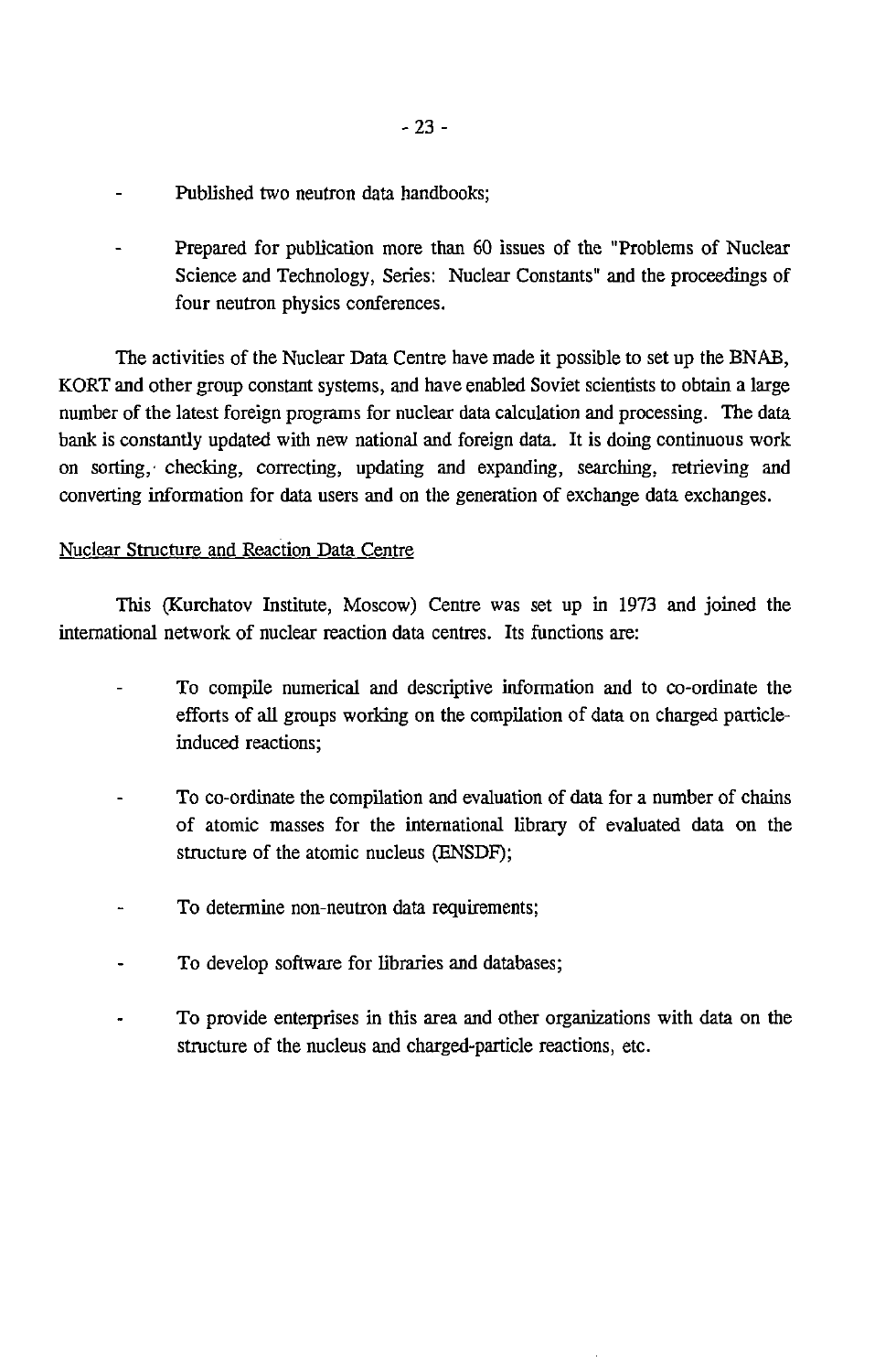- Published two neutron data handbooks;

- Prepared for publication more than 60 issues of the "Problems of Nuclear Science and Technology, Series: Nuclear Constants" and the proceedings of four neutron physics conferences.

The activities of the Nuclear Data Centre have made it possible to set up the BNAB, KORT and other group constant systems, and have enabled Soviet scientists to obtain a large number of the latest foreign programs for nuclear data calculation and processing. The data bank is constantly updated with new national and foreign data. It is doing continuous work on sorting, checking, correcting, updating and expanding, searching, retrieving and converting information for data users and on the generation of exchange data exchanges.

Nuclear Structure and Reaction Data Centre

This (Kurchatov Institute, Moscow) Centre was set up in 1973 and joined the international network of nuclear reaction data centres. Its functions are:

- To compile numerical and descriptive information and to co-ordinate the efforts of all groups working on the compilation of data on charged particle-induced reactions;

- To co-ordinate the compilation and evaluation of data for a number of chains of atomic masses for the international library of evaluated data on the structure of the atomic nucleus (ENSDF);

- To determine non-neutron data requirements;

- To develop software for libraries and databases;

- To provide enterprises in this area and other organizations with data on the structure of the nucleus and charged-particle reactions, etc.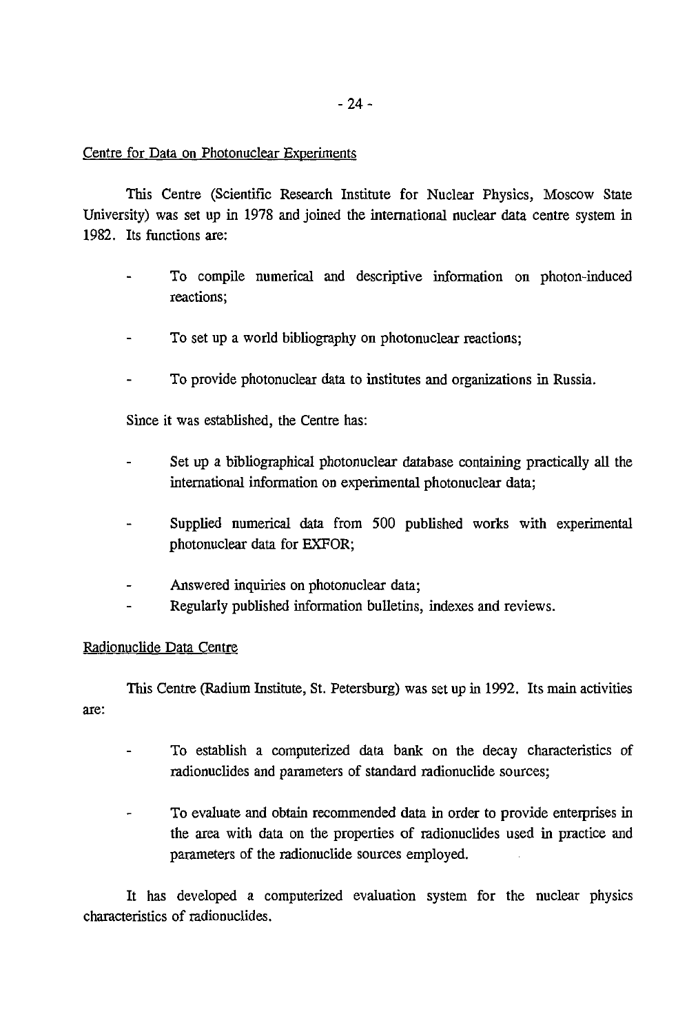## Centre for Data on Photonuclear Experiments

This Centre (Scientific Research Institute for Nuclear Physics, Moscow State University) was set up in 1978 and joined the international nuclear data centre system in 1982. Its functions are:

- To compile numerical and descriptive information on photon-induced reactions;
- To set up a world bibliography on photonuclear reactions;
- To provide photonuclear data to institutes and organizations in Russia.

Since it was established, the Centre has:

- Set up a bibliographical photonuclear database containing practically all the international information on experimental photonuclear data;
- Supplied numerical data from 500 published works with experimental photonuclear data for EXFOR;
- Answered inquiries on photonuclear data;
- Regularly published information bulletins, indexes and reviews.

## Radionuclide Data Centre

This Centre (Radium Institute, St. Petersburg) was set up in 1992. Its main activities are:

- To establish a computerized data bank on the decay characteristics of radionuclides and parameters of standard radionuclide sources;
- To evaluate and obtain recommended data in order to provide enterprises in the area with data on the properties of radionuclides used in practice and parameters of the radionuclide sources employed.

It has developed a computerized evaluation system for the nuclear physics characteristics of radionuclides.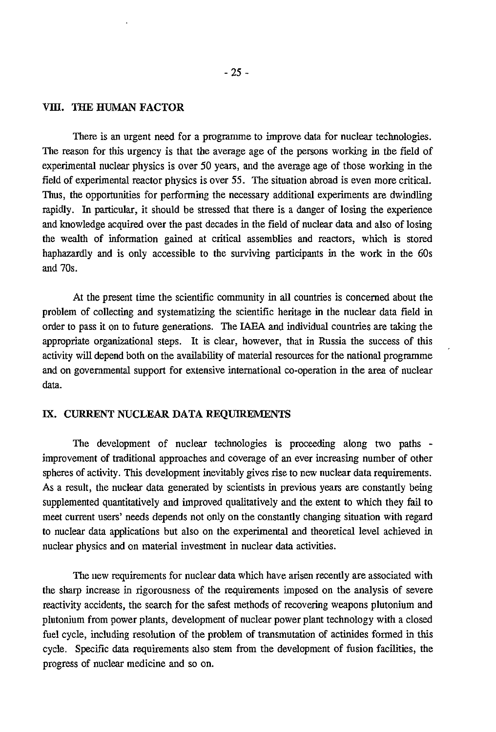## VIII. THE HUMAN FACTOR

There is an urgent need for a programme to improve data for nuclear technologies. The reason for this urgency is that the average age of the persons working in the field of experimental nuclear physics is over 50 years, and the average age of those working in the field of experimental reactor physics is over 55. The situation abroad is even more critical. Thus, the opportunities for performing the necessary additional experiments are dwindling rapidly. In particular, it should be stressed that there is a danger of losing the experience and knowledge acquired over the past decades in the field of nuclear data and also of losing the wealth of information gained at critical assemblies and reactors, which is stored haphazardly and is only accessible to the surviving participants in the work in the 60s and 70s.

At the present time the scientific community in all countries is concerned about the problem of collecting and systematizing the scientific heritage in the nuclear data field in order to pass it on to future generations. The IAEA and individual countries are taking the appropriate organizational steps. It is clear, however, that in Russia the success of this activity will depend both on the availability of material resources for the national programme and on governmental support for extensive international co-operation in the area of nuclear data.

## IX. CURRENT NUCLEAR DATA REQUIREMENTS

The development of nuclear technologies is proceeding along two paths - improvement of traditional approaches and coverage of an ever increasing number of other spheres of activity. This development inevitably gives rise to new nuclear data requirements. As a result, the nuclear data generated by scientists in previous years are constantly being supplemented quantitatively and improved qualitatively and the extent to which they fail to meet current users' needs depends not only on the constantly changing situation with regard to nuclear data applications but also on the experimental and theoretical level achieved in nuclear physics and on material investment in nuclear data activities.

The new requirements for nuclear data which have arisen recently are associated with the sharp increase in rigorousness of the requirements imposed on the analysis of severe reactivity accidents, the search for the safest methods of recovering weapons plutonium and plutonium from power plants, development of nuclear power plant technology with a closed fuel cycle, including resolution of the problem of transmutation of actinides formed in this cycle. Specific data requirements also stem from the development of fusion facilities, the progress of nuclear medicine and so on.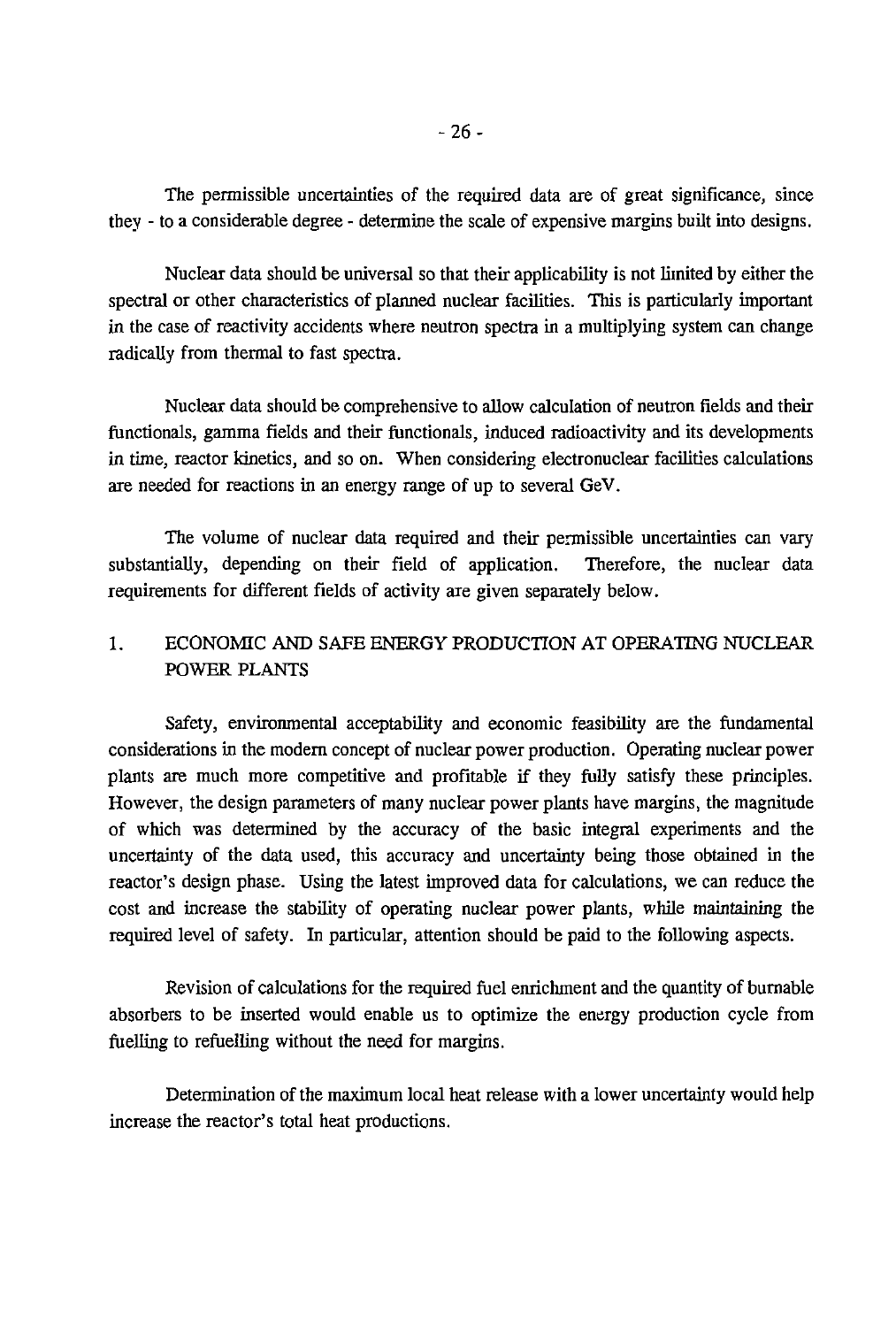The permissible uncertainties of the required data are of great significance, since they - to a considerable degree - determine the scale of expensive margins built into designs.

Nuclear data should be universal so that their applicability is not limited by either the spectral or other characteristics of planned nuclear facilities. This is particularly important in the case of reactivity accidents where neutron spectra in a multiplying system can change radically from thermal to fast spectra.

Nuclear data should be comprehensive to allow calculation of neutron fields and their functionals, gamma fields and their functionals, induced radioactivity and its developments in time, reactor kinetics, and so on. When considering electronuclear facilities calculations are needed for reactions in an energy range of up to several GeV.

The volume of nuclear data required and their permissible uncertainties can vary substantially, depending on their field of application. Therefore, the nuclear data requirements for different fields of activity are given separately below.

## 1. ECONOMIC AND SAFE ENERGY PRODUCTION AT OPERATING NUCLEAR POWER PLANTS

Safety, environmental acceptability and economic feasibility are the fundamental considerations in the modern concept of nuclear power production. Operating nuclear power plants are much more competitive and profitable if they fully satisfy these principles. However, the design parameters of many nuclear power plants have margins, the magnitude of which was determined by the accuracy of the basic integral experiments and the uncertainty of the data used, this accuracy and uncertainty being those obtained in the reactor's design phase. Using the latest improved data for calculations, we can reduce the cost and increase the stability of operating nuclear power plants, while maintaining the required level of safety. In particular, attention should be paid to the following aspects.

Revision of calculations for the required fuel enrichment and the quantity of burnable absorbers to be inserted would enable us to optimize the energy production cycle from fuelling to refuelling without the need for margins.

Determination of the maximum local heat release with a lower uncertainty would help increase the reactor's total heat productions.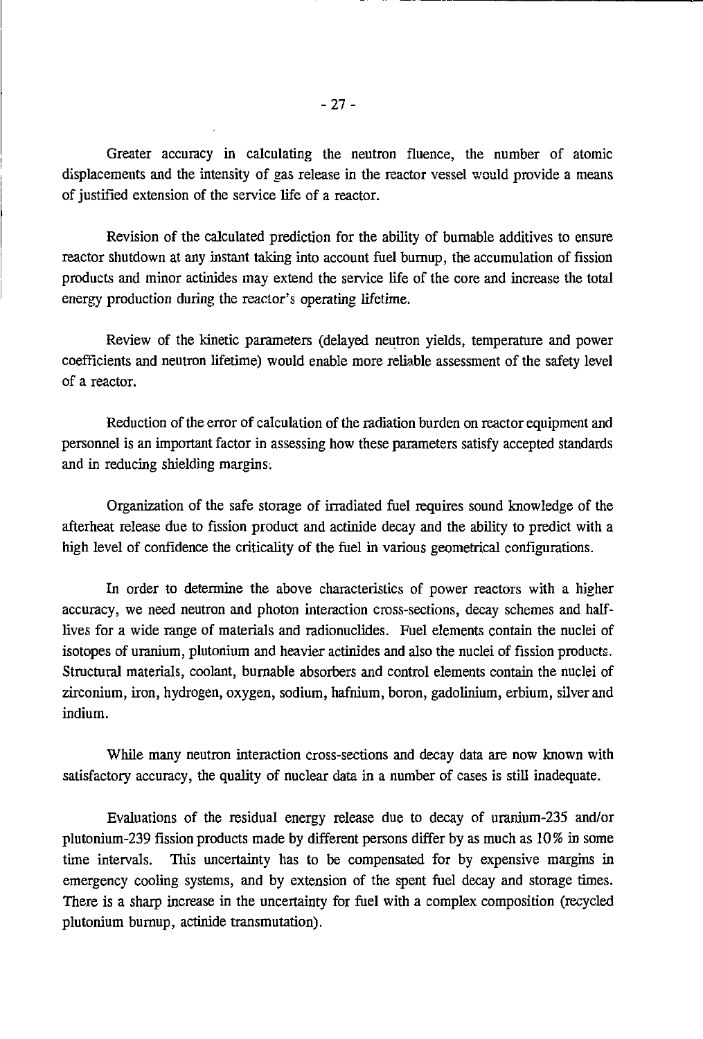Greater accuracy in calculating the neutron fluence, the number of atomic displacements and the intensity of gas release in the reactor vessel would provide a means of justified extension of the service life of a reactor.

Revision of the calculated prediction for the ability of burnable additives to ensure reactor shutdown at any instant taking into account fuel burnup, the accumulation of fission products and minor actinides may extend the service life of the core and increase the total energy production during the reactor's operating lifetime.

Review of the kinetic parameters (delayed neutron yields, temperature and power coefficients and neutron lifetime) would enable more reliable assessment of the safety level of a reactor.

Reduction of the error of calculation of the radiation burden on reactor equipment and personnel is an important factor in assessing how these parameters satisfy accepted standards and in reducing shielding margins.

Organization of the safe storage of irradiated fuel requires sound knowledge of the afterheat release due to fission product and actinide decay and the ability to predict with a high level of confidence the criticality of the fuel in various geometrical configurations.

In order to determine the above characteristics of power reactors with a higher accuracy, we need neutron and photon interaction cross-sections, decay schemes and half-lives for a wide range of materials and radionuclides. Fuel elements contain the nuclei of isotopes of uranium, plutonium and heavier actinides and also the nuclei of fission products. Structural materials, coolant, burnable absorbers and control elements contain the nuclei of zirconium, iron, hydrogen, oxygen, sodium, hafnium, boron, gadolinium, erbium, silver and indium.

While many neutron interaction cross-sections and decay data are now known with satisfactory accuracy, the quality of nuclear data in a number of cases is still inadequate.

Evaluations of the residual energy release due to decay of uranium-235 and/or plutonium-239 fission products made by different persons differ by as much as 10% in some time intervals. This uncertainty has to be compensated for by expensive margins in emergency cooling systems, and by extension of the spent fuel decay and storage times. There is a sharp increase in the uncertainty for fuel with a complex composition (recycled plutonium burnup, actinide transmutation).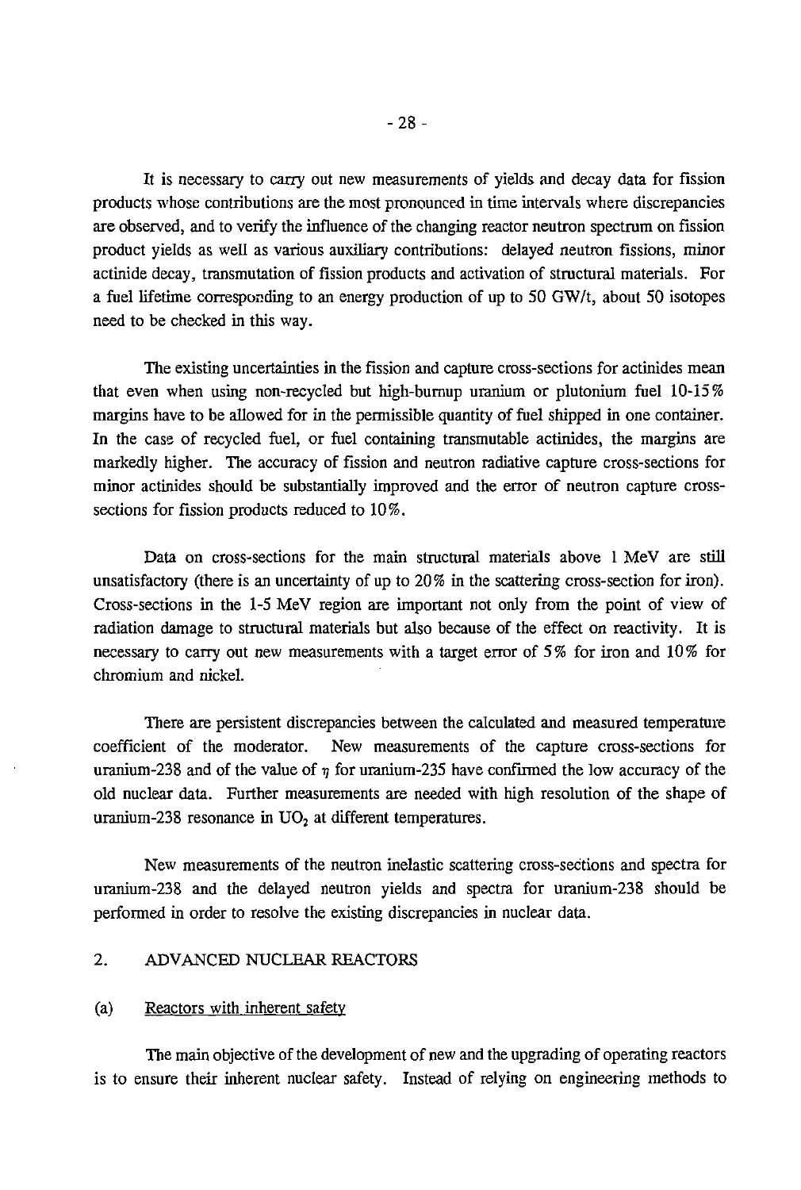It is necessary to carry out new measurements of yields and decay data for fission products whose contributions are the most pronounced in time intervals where discrepancies are observed, and to verify the influence of the changing reactor neutron spectrum on fission product yields as well as various auxiliary contributions: delayed neutron fissions, minor actinide decay, transmutation of fission products and activation of structural materials. For a fuel lifetime corresponding to an energy production of up to 50 GW/t, about 50 isotopes need to be checked in this way.

The existing uncertainties in the fission and capture cross-sections for actinides mean that even when using non-recycled but high-burnup uranium or plutonium fuel 10-15% margins have to be allowed for in the permissible quantity of fuel shipped in one container. In the case of recycled fuel, or fuel containing transmutable actinides, the margins are markedly higher. The accuracy of fission and neutron radiative capture cross-sections for minor actinides should be substantially improved and the error of neutron capture cross-sections for fission products reduced to 10%.

Data on cross-sections for the main structural materials above 1 MeV are still unsatisfactory (there is an uncertainty of up to 20% in the scattering cross-section for iron). Cross-sections in the 1-5 MeV region are important not only from the point of view of radiation damage to structural materials but also because of the effect on reactivity. It is necessary to carry out new measurements with a target error of 5% for iron and 10% for chromium and nickel.

There are persistent discrepancies between the calculated and measured temperature coefficient of the moderator. New measurements of the capture cross-sections for uranium-238 and of the value of $\eta$ for uranium-235 have confirmed the low accuracy of the old nuclear data. Further measurements are needed with high resolution of the shape of uranium-238 resonance in $UO_2$ at different temperatures.

New measurements of the neutron inelastic scattering cross-sections and spectra for uranium-238 and the delayed neutron yields and spectra for uranium-238 should be performed in order to resolve the existing discrepancies in nuclear data.

## 2. ADVANCED NUCLEAR REACTORS

### (a) Reactors with inherent safety

The main objective of the development of new and the upgrading of operating reactors is to ensure their inherent nuclear safety. Instead of relying on engineering methods to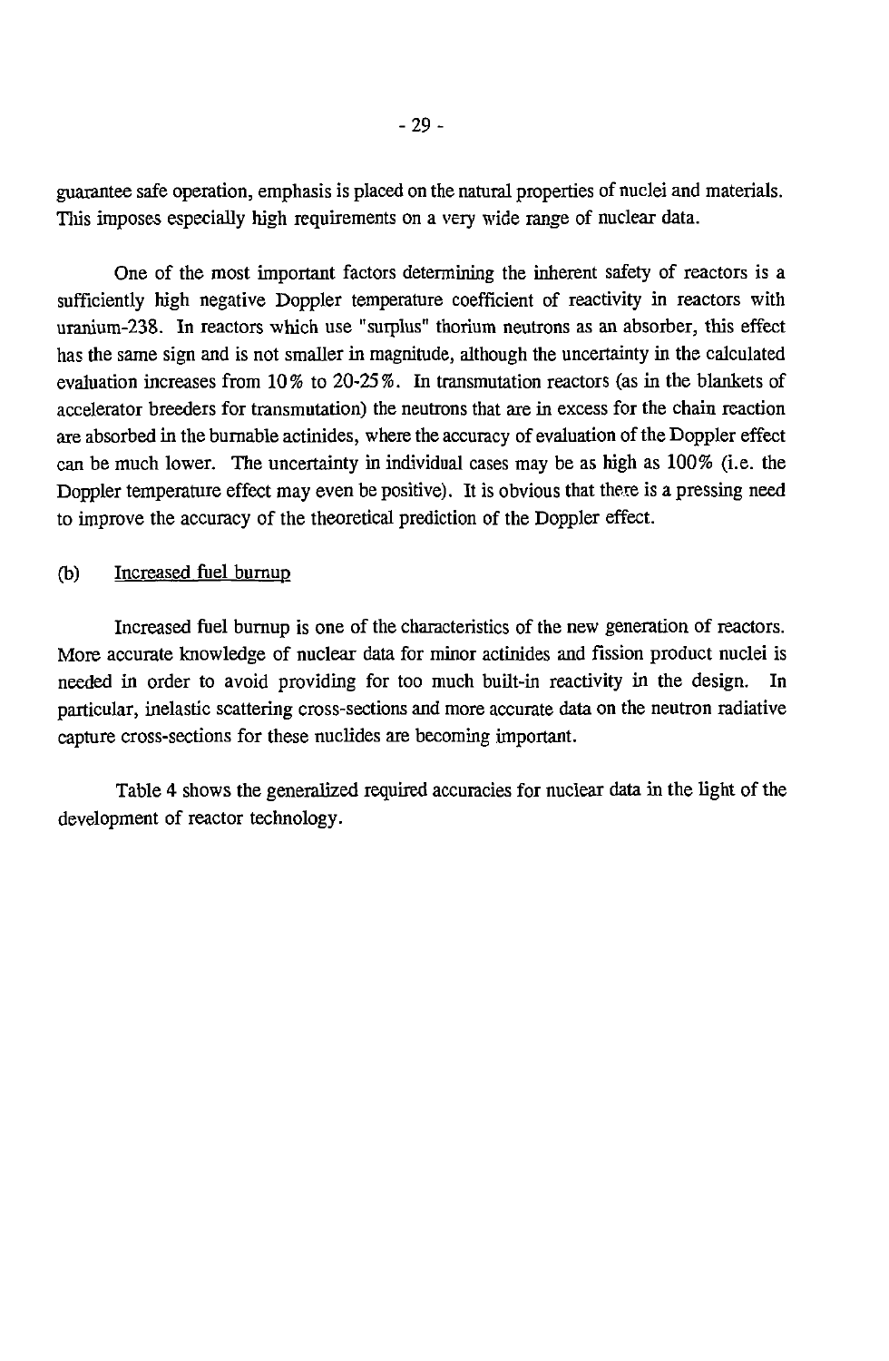guarantee safe operation, emphasis is placed on the natural properties of nuclei and materials. This imposes especially high requirements on a very wide range of nuclear data.

One of the most important factors determining the inherent safety of reactors is a sufficiently high negative Doppler temperature coefficient of reactivity in reactors with uranium-238. In reactors which use "surplus" thorium neutrons as an absorber, this effect has the same sign and is not smaller in magnitude, although the uncertainty in the calculated evaluation increases from 10% to 20-25%. In transmutation reactors (as in the blankets of accelerator breeders for transmutation) the neutrons that are in excess for the chain reaction are absorbed in the burnable actinides, where the accuracy of evaluation of the Doppler effect can be much lower. The uncertainty in individual cases may be as high as 100% (i.e. the Doppler temperature effect may even be positive). It is obvious that there is a pressing need to improve the accuracy of the theoretical prediction of the Doppler effect.

(b) Increased fuel burnup

Increased fuel burnup is one of the characteristics of the new generation of reactors. More accurate knowledge of nuclear data for minor actinides and fission product nuclei is needed in order to avoid providing for too much built-in reactivity in the design. In particular, inelastic scattering cross-sections and more accurate data on the neutron radiative capture cross-sections for these nuclides are becoming important.

Table 4 shows the generalized required accuracies for nuclear data in the light of the development of reactor technology.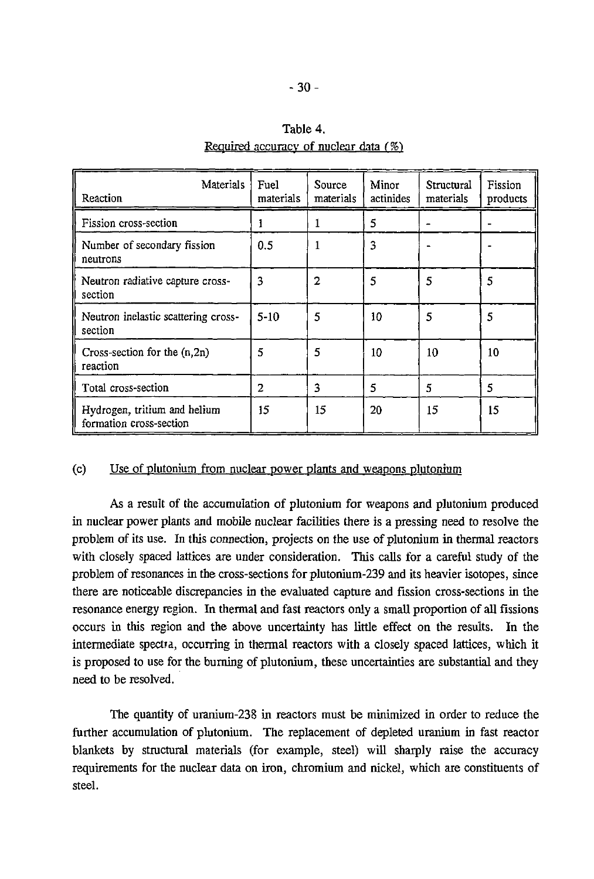Table 4.
Required accuracy of nuclear data (%)

| Reaction \ Materials | Fuel materials | Source materials | Minor actinides | Structural materials | Fission products |
|---|---|---|---|---|---|
| Fission cross-section | 1 | 1 | 5 | - | - |
| Number of secondary fission neutrons | 0.5 | 1 | 3 | - | - |
| Neutron radiative capture cross-section | 3 | 2 | 5 | 5 | 5 |
| Neutron inelastic scattering cross-section | 5-10 | 5 | 10 | 5 | 5 |
| Cross-section for the (n,2n) reaction | 5 | 5 | 10 | 10 | 10 |
| Total cross-section | 2 | 3 | 5 | 5 | 5 |
| Hydrogen, tritium and helium formation cross-section | 15 | 15 | 20 | 15 | 15 |

(c) Use of plutonium from nuclear power plants and weapons plutonium

As a result of the accumulation of plutonium for weapons and plutonium produced in nuclear power plants and mobile nuclear facilities there is a pressing need to resolve the problem of its use. In this connection, projects on the use of plutonium in thermal reactors with closely spaced lattices are under consideration. This calls for a careful study of the problem of resonances in the cross-sections for plutonium-239 and its heavier isotopes, since there are noticeable discrepancies in the evaluated capture and fission cross-sections in the resonance energy region. In thermal and fast reactors only a small proportion of all fissions occurs in this region and the above uncertainty has little effect on the results. In the intermediate spectra, occurring in thermal reactors with a closely spaced lattices, which it is proposed to use for the burning of plutonium, these uncertainties are substantial and they need to be resolved.

The quantity of uranium-238 in reactors must be minimized in order to reduce the further accumulation of plutonium. The replacement of depleted uranium in fast reactor blankets by structural materials (for example, steel) will sharply raise the accuracy requirements for the nuclear data on iron, chromium and nickel, which are constituents of steel.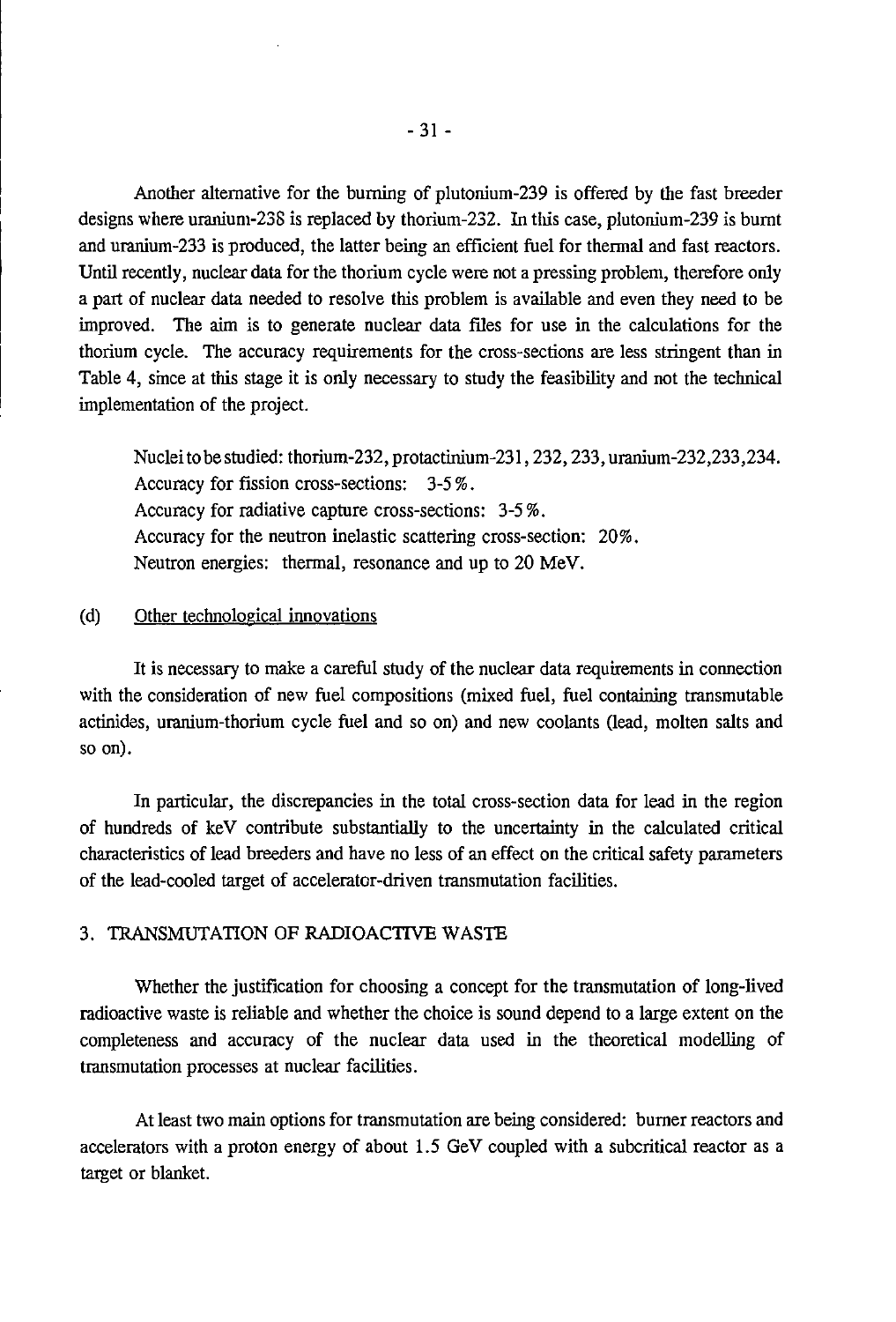Another alternative for the burning of plutonium-239 is offered by the fast breeder designs where uranium-238 is replaced by thorium-232. In this case, plutonium-239 is burnt and uranium-233 is produced, the latter being an efficient fuel for thermal and fast reactors. Until recently, nuclear data for the thorium cycle were not a pressing problem, therefore only a part of nuclear data needed to resolve this problem is available and even they need to be improved. The aim is to generate nuclear data files for use in the calculations for the thorium cycle. The accuracy requirements for the cross-sections are less stringent than in Table 4, since at this stage it is only necessary to study the feasibility and not the technical implementation of the project.

Nuclei to be studied: thorium-232, protactinium-231, 232, 233, uranium-232,233,234.
Accuracy for fission cross-sections: 3-5%.
Accuracy for radiative capture cross-sections: 3-5%.
Accuracy for the neutron inelastic scattering cross-section: 20%.
Neutron energies: thermal, resonance and up to 20 MeV.

(d) Other technological innovations

It is necessary to make a careful study of the nuclear data requirements in connection with the consideration of new fuel compositions (mixed fuel, fuel containing transmutable actinides, uranium-thorium cycle fuel and so on) and new coolants (lead, molten salts and so on).

In particular, the discrepancies in the total cross-section data for lead in the region of hundreds of keV contribute substantially to the uncertainty in the calculated critical characteristics of lead breeders and have no less of an effect on the critical safety parameters of the lead-cooled target of accelerator-driven transmutation facilities.

## 3. TRANSMUTATION OF RADIOACTIVE WASTE

Whether the justification for choosing a concept for the transmutation of long-lived radioactive waste is reliable and whether the choice is sound depend to a large extent on the completeness and accuracy of the nuclear data used in the theoretical modelling of transmutation processes at nuclear facilities.

At least two main options for transmutation are being considered: burner reactors and accelerators with a proton energy of about 1.5 GeV coupled with a subcritical reactor as a target or blanket.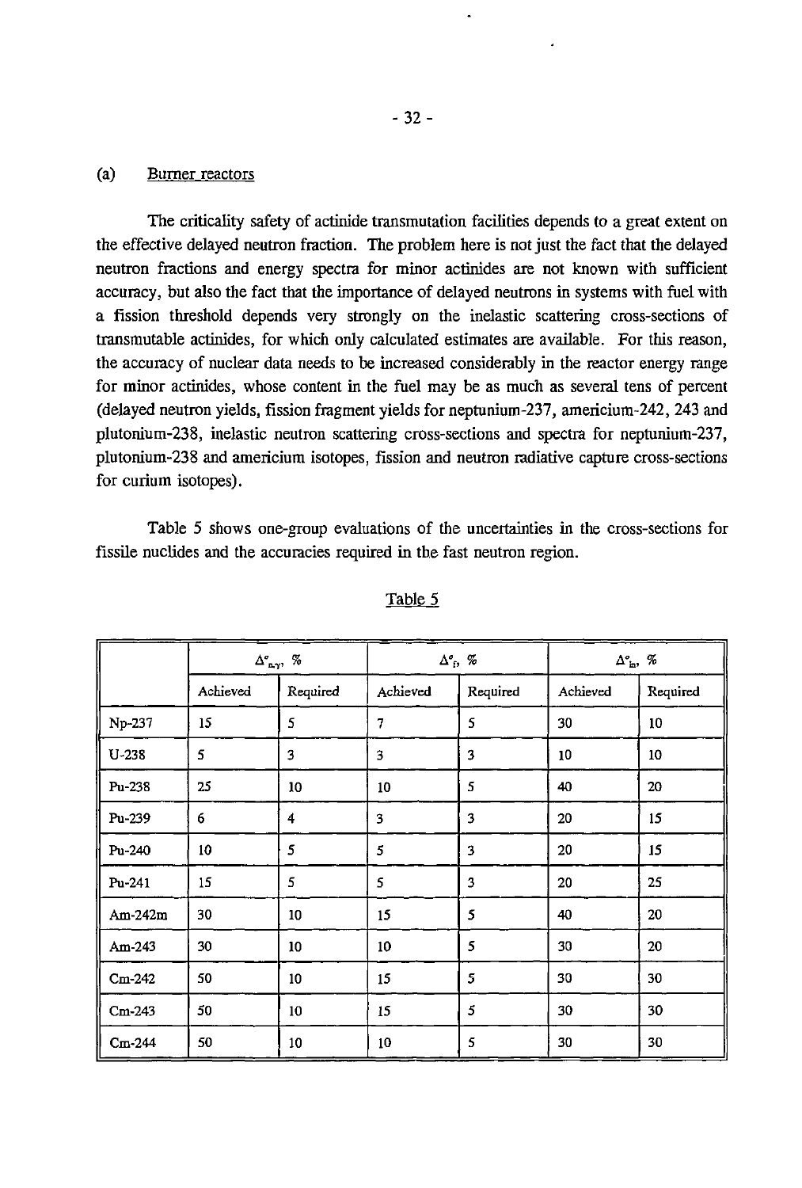## (a) Burner reactors

The criticality safety of actinide transmutation facilities depends to a great extent on the effective delayed neutron fraction. The problem here is not just the fact that the delayed neutron fractions and energy spectra for minor actinides are not known with sufficient accuracy, but also the fact that the importance of delayed neutrons in systems with fuel with a fission threshold depends very strongly on the inelastic scattering cross-sections of transmutable actinides, for which only calculated estimates are available. For this reason, the accuracy of nuclear data needs to be increased considerably in the reactor energy range for minor actinides, whose content in the fuel may be as much as several tens of percent (delayed neutron yields, fission fragment yields for neptunium-237, americium-242, 243 and plutonium-238, inelastic neutron scattering cross-sections and spectra for neptunium-237, plutonium-238 and americium isotopes, fission and neutron radiative capture cross-sections for curium isotopes).

Table 5 shows one-group evaluations of the uncertainties in the cross-sections for fissile nuclides and the accuracies required in the fast neutron region.

Table 5

| | $\Delta^{\sigma}_{n,\gamma}$, % | | $\Delta^{\sigma}_{f}$, % | | $\Delta^{\sigma}_{in}$, % | |
|---|---|---|---|---|---|---|
| | Achieved | Required | Achieved | Required | Achieved | Required |
| Np-237 | 15 | 5 | 7 | 5 | 30 | 10 |
| U-238 | 5 | 3 | 3 | 3 | 10 | 10 |
| Pu-238 | 25 | 10 | 10 | 5 | 40 | 20 |
| Pu-239 | 6 | 4 | 3 | 3 | 20 | 15 |
| Pu-240 | 10 | 5 | 5 | 3 | 20 | 15 |
| Pu-241 | 15 | 5 | 5 | 3 | 20 | 25 |
| Am-242m | 30 | 10 | 15 | 5 | 40 | 20 |
| Am-243 | 30 | 10 | 10 | 5 | 30 | 20 |
| Cm-242 | 50 | 10 | 15 | 5 | 30 | 30 |
| Cm-243 | 50 | 10 | 15 | 5 | 30 | 30 |
| Cm-244 | 50 | 10 | 10 | 5 | 30 | 30 |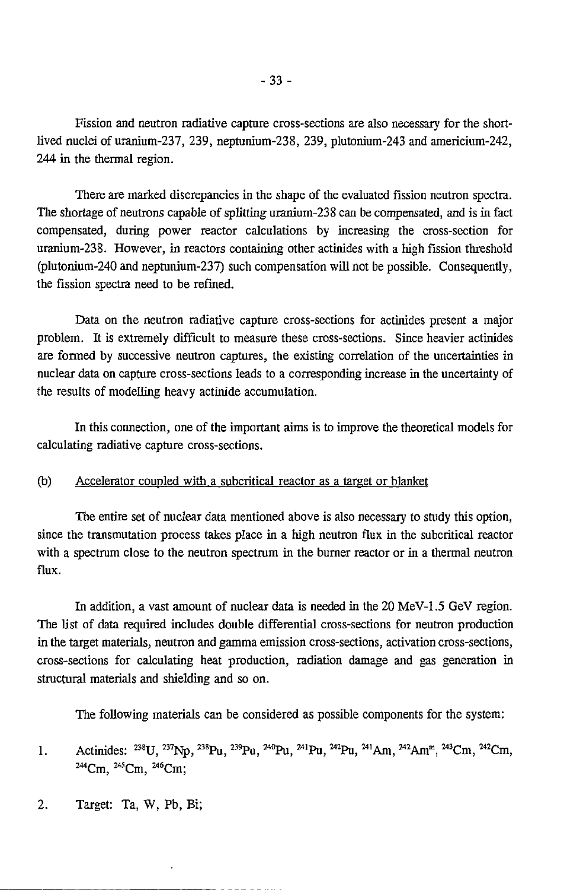Fission and neutron radiative capture cross-sections are also necessary for the short-lived nuclei of uranium-237, 239, neptunium-238, 239, plutonium-243 and americium-242, 244 in the thermal region.

There are marked discrepancies in the shape of the evaluated fission neutron spectra. The shortage of neutrons capable of splitting uranium-238 can be compensated, and is in fact compensated, during power reactor calculations by increasing the cross-section for uranium-238. However, in reactors containing other actinides with a high fission threshold (plutonium-240 and neptunium-237) such compensation will not be possible. Consequently, the fission spectra need to be refined.

Data on the neutron radiative capture cross-sections for actinides present a major problem. It is extremely difficult to measure these cross-sections. Since heavier actinides are formed by successive neutron captures, the existing correlation of the uncertainties in nuclear data on capture cross-sections leads to a corresponding increase in the uncertainty of the results of modelling heavy actinide accumulation.

In this connection, one of the important aims is to improve the theoretical models for calculating radiative capture cross-sections.

(b) Accelerator coupled with a subcritical reactor as a target or blanket

The entire set of nuclear data mentioned above is also necessary to study this option, since the transmutation process takes place in a high neutron flux in the subcritical reactor with a spectrum close to the neutron spectrum in the burner reactor or in a thermal neutron flux.

In addition, a vast amount of nuclear data is needed in the 20 MeV-1.5 GeV region. The list of data required includes double differential cross-sections for neutron production in the target materials, neutron and gamma emission cross-sections, activation cross-sections, cross-sections for calculating heat production, radiation damage and gas generation in structural materials and shielding and so on.

The following materials can be considered as possible components for the system:

1. Actinides: $^{238}U$, $^{237}Np$, $^{238}Pu$, $^{239}Pu$, $^{240}Pu$, $^{241}Pu$, $^{242}Pu$, $^{241}Am$, $^{242}Am^{m}$, $^{243}Cm$, $^{242}Cm$, $^{244}Cm$, $^{245}Cm$, $^{246}Cm$;

2. Target: Ta, W, Pb, Bi;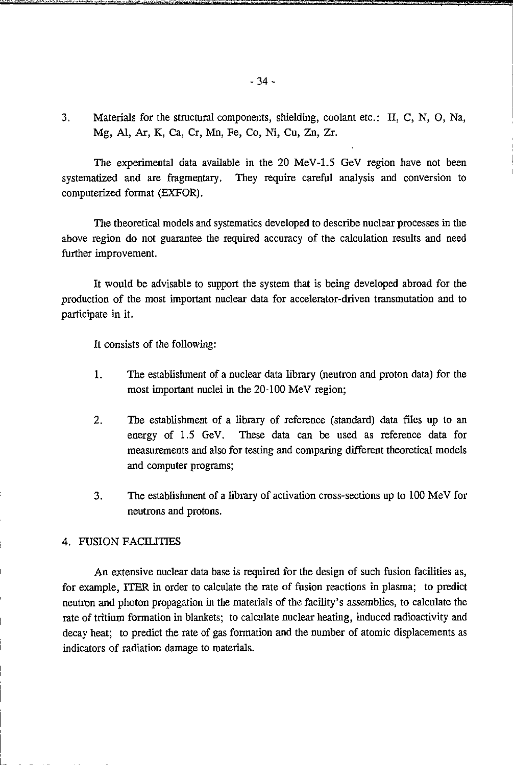3. Materials for the structural components, shielding, coolant etc.: H, C, N, O, Na, Mg, Al, Ar, K, Ca, Cr, Mn, Fe, Co, Ni, Cu, Zn, Zr.

The experimental data available in the 20 MeV-1.5 GeV region have not been systematized and are fragmentary. They require careful analysis and conversion to computerized format (EXFOR).

The theoretical models and systematics developed to describe nuclear processes in the above region do not guarantee the required accuracy of the calculation results and need further improvement.

It would be advisable to support the system that is being developed abroad for the production of the most important nuclear data for accelerator-driven transmutation and to participate in it.

It consists of the following:

1. The establishment of a nuclear data library (neutron and proton data) for the most important nuclei in the 20-100 MeV region;

2. The establishment of a library of reference (standard) data files up to an energy of 1.5 GeV. These data can be used as reference data for measurements and also for testing and comparing different theoretical models and computer programs;

3. The establishment of a library of activation cross-sections up to 100 MeV for neutrons and protons.

## 4. FUSION FACILITIES

An extensive nuclear data base is required for the design of such fusion facilities as, for example, ITER in order to calculate the rate of fusion reactions in plasma; to predict neutron and photon propagation in the materials of the facility's assemblies, to calculate the rate of tritium formation in blankets; to calculate nuclear heating, induced radioactivity and decay heat; to predict the rate of gas formation and the number of atomic displacements as indicators of radiation damage to materials.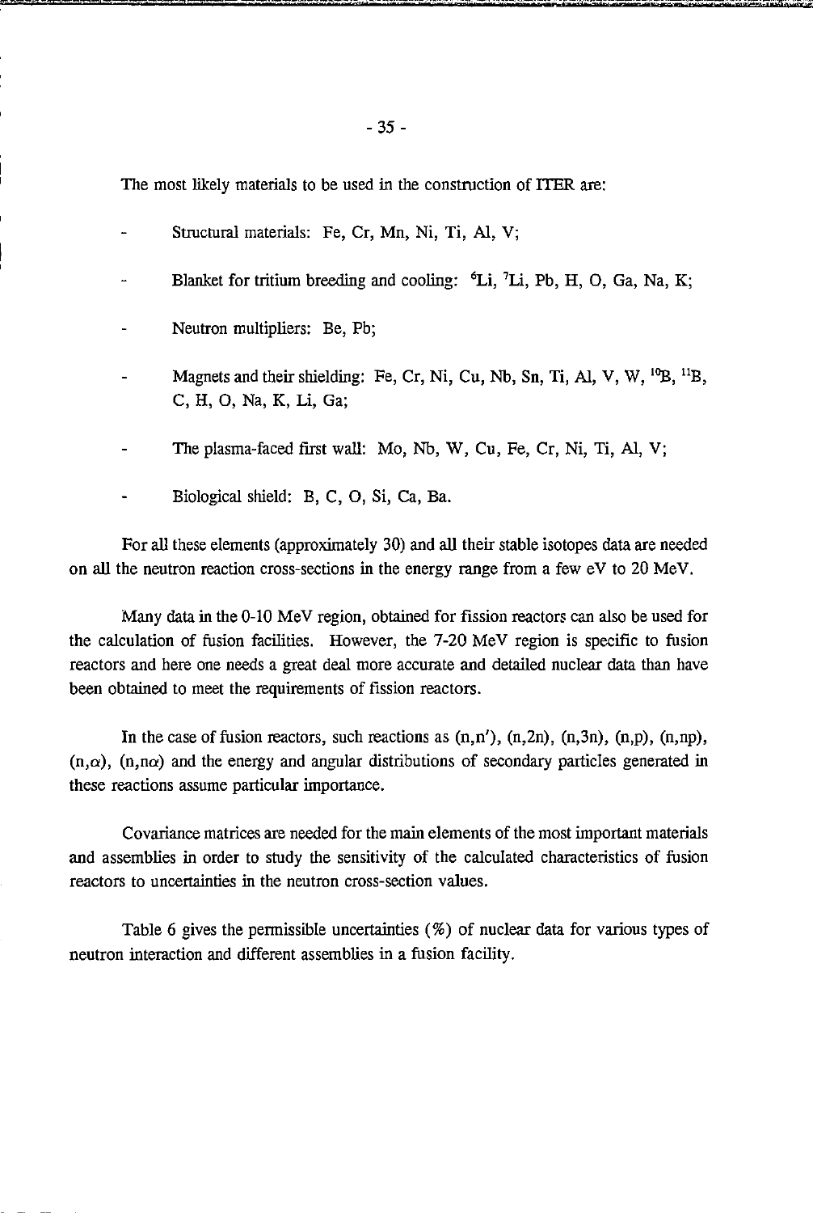The most likely materials to be used in the construction of ITER are:

- Structural materials: Fe, Cr, Mn, Ni, Ti, Al, V;
- Blanket for tritium breeding and cooling: $^{6}$Li, $^{7}$Li, Pb, H, O, Ga, Na, K;
- Neutron multipliers: Be, Pb;
- Magnets and their shielding: Fe, Cr, Ni, Cu, Nb, Sn, Ti, Al, V, W, $^{10}$B, $^{11}$B, C, H, O, Na, K, Li, Ga;
- The plasma-faced first wall: Mo, Nb, W, Cu, Fe, Cr, Ni, Ti, Al, V;
- Biological shield: B, C, O, Si, Ca, Ba.

For all these elements (approximately 30) and all their stable isotopes data are needed on all the neutron reaction cross-sections in the energy range from a few eV to 20 MeV.

Many data in the 0-10 MeV region, obtained for fission reactors can also be used for the calculation of fusion facilities. However, the 7-20 MeV region is specific to fusion reactors and here one needs a great deal more accurate and detailed nuclear data than have been obtained to meet the requirements of fission reactors.

In the case of fusion reactors, such reactions as (n,n'), (n,2n), (n,3n), (n,p), (n,np), (n,$\alpha$), (n,n$\alpha$) and the energy and angular distributions of secondary particles generated in these reactions assume particular importance.

Covariance matrices are needed for the main elements of the most important materials and assemblies in order to study the sensitivity of the calculated characteristics of fusion reactors to uncertainties in the neutron cross-section values.

Table 6 gives the permissible uncertainties (%) of nuclear data for various types of neutron interaction and different assemblies in a fusion facility.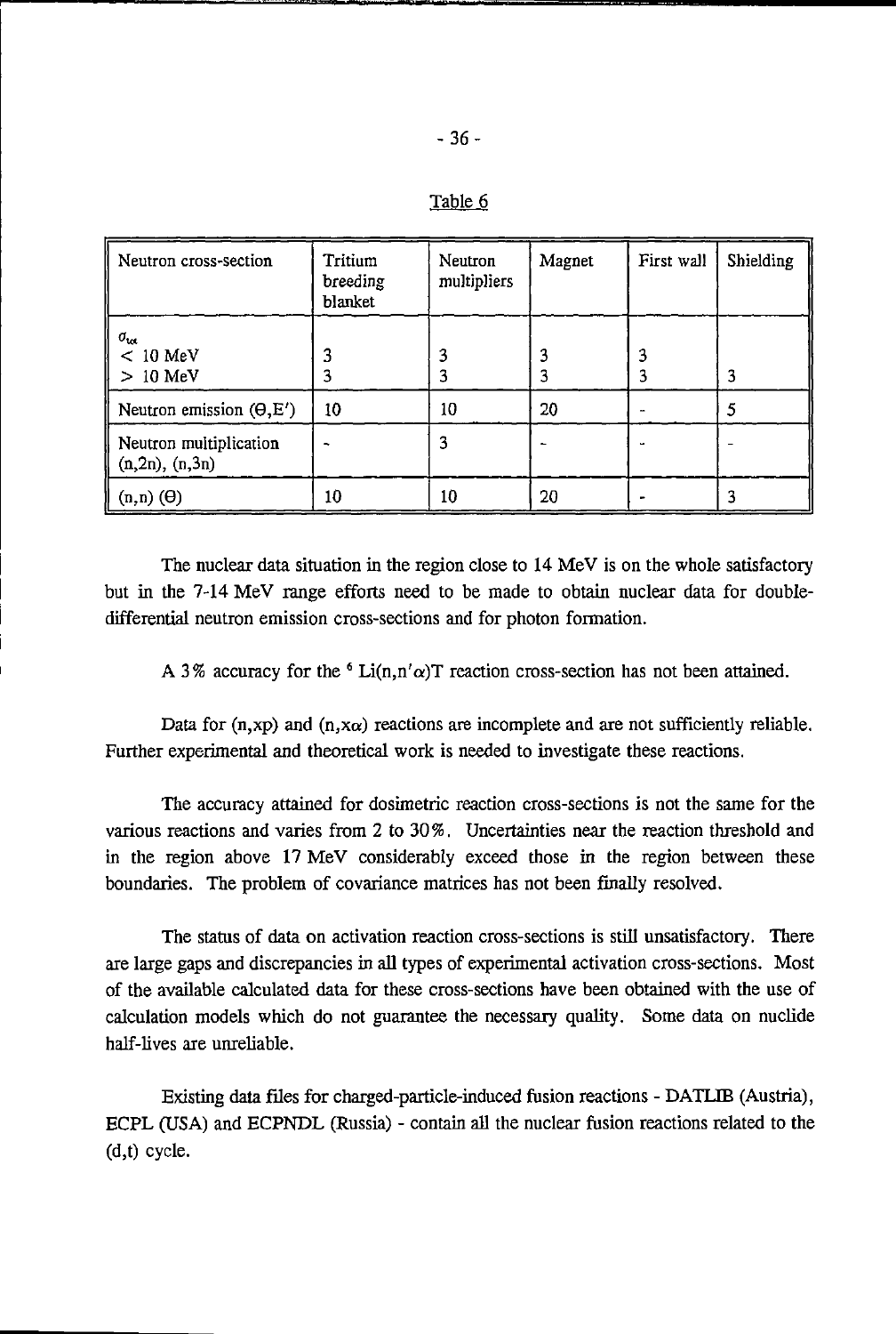Table 6

| Neutron cross-section | Tritium breeding blanket | Neutron multipliers | Magnet | First wall | Shielding |
|---|---|---|---|---|---|
| $\sigma_{tot}$ | | | | | |
| < 10 MeV | 3 | 3 | 3 | 3 | |
| > 10 MeV | 3 | 3 | 3 | 3 | 3 |
| Neutron emission ($\Theta$,E′) | 10 | 10 | 20 | - | 5 |
| Neutron multiplication (n,2n), (n,3n) | - | 3 | - | - | - |
| (n,n) ($\Theta$) | 10 | 10 | 20 | - | 3 |

The nuclear data situation in the region close to 14 MeV is on the whole satisfactory but in the 7-14 MeV range efforts need to be made to obtain nuclear data for double-differential neutron emission cross-sections and for photon formation.

A 3% accuracy for the $^{6}$Li(n,n′$\alpha$)T reaction cross-section has not been attained.

Data for (n,xp) and (n,x$\alpha$) reactions are incomplete and are not sufficiently reliable. Further experimental and theoretical work is needed to investigate these reactions.

The accuracy attained for dosimetric reaction cross-sections is not the same for the various reactions and varies from 2 to 30%. Uncertainties near the reaction threshold and in the region above 17 MeV considerably exceed those in the region between these boundaries. The problem of covariance matrices has not been finally resolved.

The status of data on activation reaction cross-sections is still unsatisfactory. There are large gaps and discrepancies in all types of experimental activation cross-sections. Most of the available calculated data for these cross-sections have been obtained with the use of calculation models which do not guarantee the necessary quality. Some data on nuclide half-lives are unreliable.

Existing data files for charged-particle-induced fusion reactions - DATLIB (Austria), ECPL (USA) and ECPNDL (Russia) - contain all the nuclear fusion reactions related to the (d,t) cycle.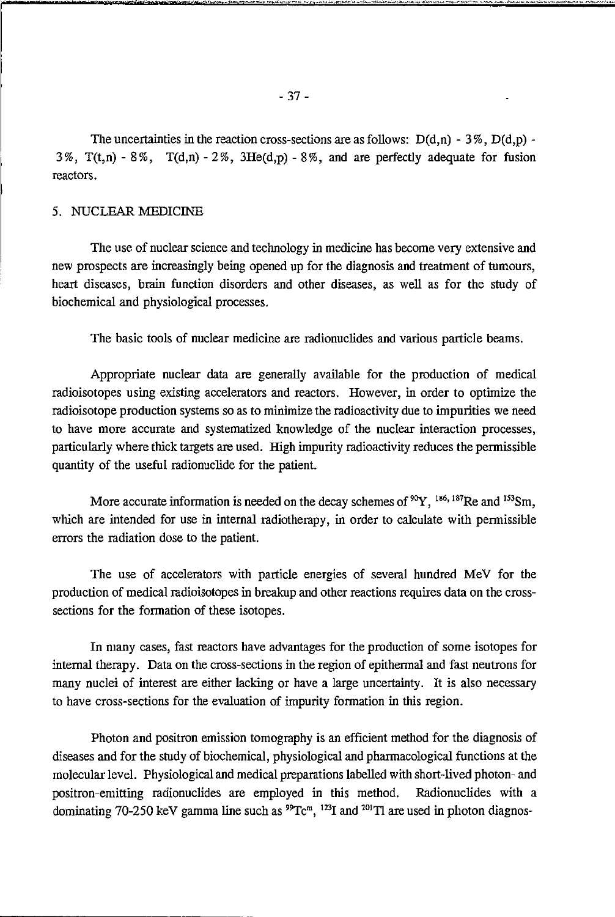The uncertainties in the reaction cross-sections are as follows: D(d,n) - 3%, D(d,p) - 3%, T(t,n) - 8%, T(d,n) - 2%, 3He(d,p) - 8%, and are perfectly adequate for fusion reactors.

## 5. NUCLEAR MEDICINE

The use of nuclear science and technology in medicine has become very extensive and new prospects are increasingly being opened up for the diagnosis and treatment of tumours, heart diseases, brain function disorders and other diseases, as well as for the study of biochemical and physiological processes.

The basic tools of nuclear medicine are radionuclides and various particle beams.

Appropriate nuclear data are generally available for the production of medical radioisotopes using existing accelerators and reactors. However, in order to optimize the radioisotope production systems so as to minimize the radioactivity due to impurities we need to have more accurate and systematized knowledge of the nuclear interaction processes, particularly where thick targets are used. High impurity radioactivity reduces the permissible quantity of the useful radionuclide for the patient.

More accurate information is needed on the decay schemes of $^{90}$Y, $^{186,187}$Re and $^{153}$Sm, which are intended for use in internal radiotherapy, in order to calculate with permissible errors the radiation dose to the patient.

The use of accelerators with particle energies of several hundred MeV for the production of medical radioisotopes in breakup and other reactions requires data on the cross-sections for the formation of these isotopes.

In many cases, fast reactors have advantages for the production of some isotopes for internal therapy. Data on the cross-sections in the region of epithermal and fast neutrons for many nuclei of interest are either lacking or have a large uncertainty. It is also necessary to have cross-sections for the evaluation of impurity formation in this region.

Photon and positron emission tomography is an efficient method for the diagnosis of diseases and for the study of biochemical, physiological and pharmacological functions at the molecular level. Physiological and medical preparations labelled with short-lived photon- and positron-emitting radionuclides are employed in this method. Radionuclides with a dominating 70-250 keV gamma line such as $^{99}$Tc$^{m}$, $^{123}$I and $^{201}$Tl are used in photon diagnos-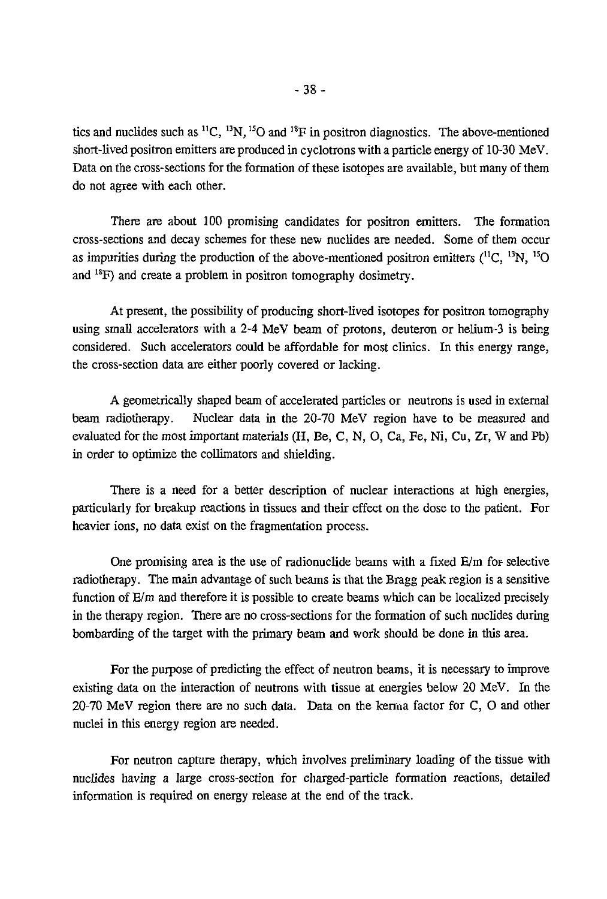tics and nuclides such as $^{11}C$, $^{13}N$, $^{15}O$ and $^{18}F$ in positron diagnostics. The above-mentioned short-lived positron emitters are produced in cyclotrons with a particle energy of 10-30 MeV. Data on the cross-sections for the formation of these isotopes are available, but many of them do not agree with each other.

There are about 100 promising candidates for positron emitters. The formation cross-sections and decay schemes for these new nuclides are needed. Some of them occur as impurities during the production of the above-mentioned positron emitters ($^{11}C$, $^{13}N$, $^{15}O$ and $^{18}F$) and create a problem in positron tomography dosimetry.

At present, the possibility of producing short-lived isotopes for positron tomography using small accelerators with a 2-4 MeV beam of protons, deuteron or helium-3 is being considered. Such accelerators could be affordable for most clinics. In this energy range, the cross-section data are either poorly covered or lacking.

A geometrically shaped beam of accelerated particles or neutrons is used in external beam radiotherapy. Nuclear data in the 20-70 MeV region have to be measured and evaluated for the most important materials (H, Be, C, N, O, Ca, Fe, Ni, Cu, Zr, W and Pb) in order to optimize the collimators and shielding.

There is a need for a better description of nuclear interactions at high energies, particularly for breakup reactions in tissues and their effect on the dose to the patient. For heavier ions, no data exist on the fragmentation process.

One promising area is the use of radionuclide beams with a fixed E/m for selective radiotherapy. The main advantage of such beams is that the Bragg peak region is a sensitive function of E/m and therefore it is possible to create beams which can be localized precisely in the therapy region. There are no cross-sections for the formation of such nuclides during bombarding of the target with the primary beam and work should be done in this area.

For the purpose of predicting the effect of neutron beams, it is necessary to improve existing data on the interaction of neutrons with tissue at energies below 20 MeV. In the 20-70 MeV region there are no such data. Data on the kerma factor for C, O and other nuclei in this energy region are needed.

For neutron capture therapy, which involves preliminary loading of the tissue with nuclides having a large cross-section for charged-particle formation reactions, detailed information is required on energy release at the end of the track.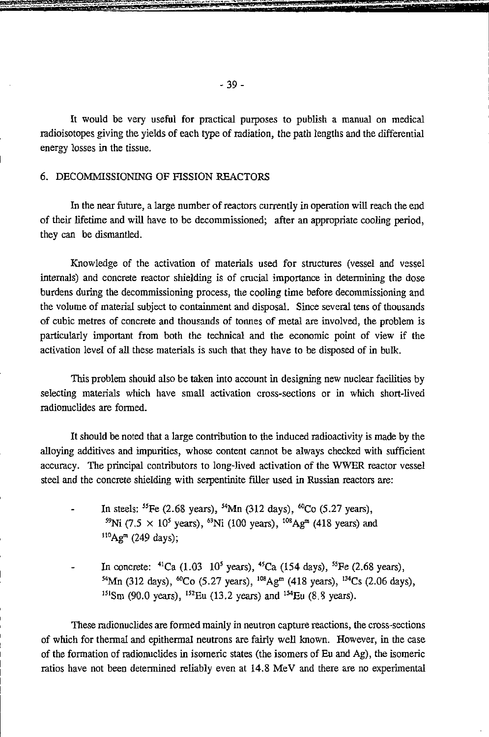It would be very useful for practical purposes to publish a manual on medical radioisotopes giving the yields of each type of radiation, the path lengths and the differential energy losses in the tissue.

## 6. DECOMMISSIONING OF FISSION REACTORS

In the near future, a large number of reactors currently in operation will reach the end of their lifetime and will have to be decommissioned; after an appropriate cooling period, they can be dismantled.

Knowledge of the activation of materials used for structures (vessel and vessel internals) and concrete reactor shielding is of crucial importance in determining the dose burdens during the decommissioning process, the cooling time before decommissioning and the volume of material subject to containment and disposal. Since several tens of thousands of cubic metres of concrete and thousands of tonnes of metal are involved, the problem is particularly important from both the technical and the economic point of view if the activation level of all these materials is such that they have to be disposed of in bulk.

This problem should also be taken into account in designing new nuclear facilities by selecting materials which have small activation cross-sections or in which short-lived radionuclides are formed.

It should be noted that a large contribution to the induced radioactivity is made by the alloying additives and impurities, whose content cannot be always checked with sufficient accuracy. The principal contributors to long-lived activation of the WWER reactor vessel steel and the concrete shielding with serpentinite filler used in Russian reactors are:

- In steels: $^{55}$Fe (2.68 years), $^{54}$Mn (312 days), $^{60}$Co (5.27 years), $^{59}$Ni ($7.5 \times 10^5$ years), $^{63}$Ni (100 years), $^{108}$Ag$^m$ (418 years) and $^{110}$Ag$^m$ (249 days);

- In concrete: $^{41}$Ca (1.03 $10^5$ years), $^{45}$Ca (154 days), $^{55}$Fe (2.68 years), $^{54}$Mn (312 days), $^{60}$Co (5.27 years), $^{108}$Ag$^m$ (418 years), $^{134}$Cs (2.06 days), $^{151}$Sm (90.0 years), $^{152}$Eu (13.2 years) and $^{154}$Eu (8.8 years).

These radionuclides are formed mainly in neutron capture reactions, the cross-sections of which for thermal and epithermal neutrons are fairly well known. However, in the case of the formation of radionuclides in isomeric states (the isomers of Eu and Ag), the isomeric ratios have not been determined reliably even at 14.8 MeV and there are no experimental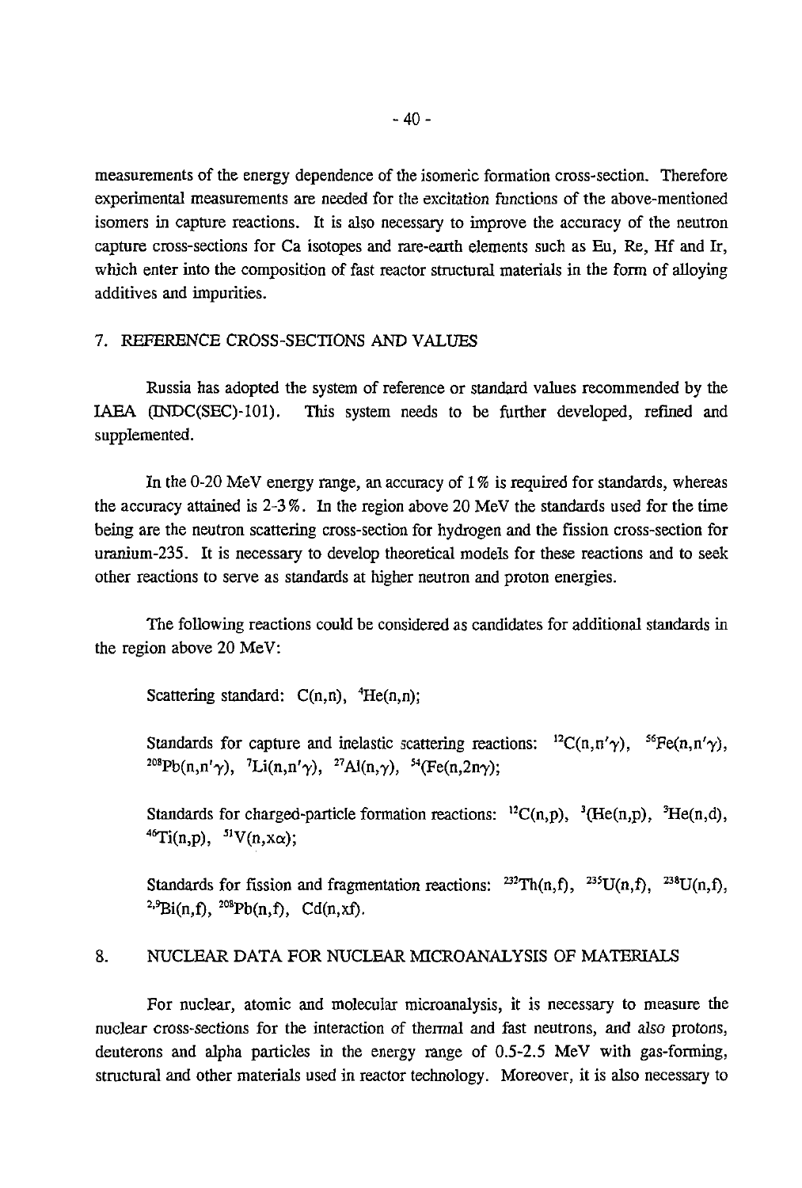measurements of the energy dependence of the isomeric formation cross-section. Therefore experimental measurements are needed for the excitation functions of the above-mentioned isomers in capture reactions. It is also necessary to improve the accuracy of the neutron capture cross-sections for Ca isotopes and rare-earth elements such as Eu, Re, Hf and Ir, which enter into the composition of fast reactor structural materials in the form of alloying additives and impurities.

## 7. REFERENCE CROSS-SECTIONS AND VALUES

Russia has adopted the system of reference or standard values recommended by the IAEA (INDC(SEC)-101). This system needs to be further developed, refined and supplemented.

In the 0-20 MeV energy range, an accuracy of 1% is required for standards, whereas the accuracy attained is 2-3%. In the region above 20 MeV the standards used for the time being are the neutron scattering cross-section for hydrogen and the fission cross-section for uranium-235. It is necessary to develop theoretical models for these reactions and to seek other reactions to serve as standards at higher neutron and proton energies.

The following reactions could be considered as candidates for additional standards in the region above 20 MeV:

Scattering standard: C(n,n), $^{4}$He(n,n);

Standards for capture and inelastic scattering reactions: $^{12}$C(n,n'$\gamma$), $^{56}$Fe(n,n'$\gamma$), $^{208}$Pb(n,n'$\gamma$), $^{7}$Li(n,n'$\gamma$), $^{27}$Al(n,$\gamma$), $^{54}$(Fe(n,2n$\gamma$);

Standards for charged-particle formation reactions: $^{12}$C(n,p), $^{3}$(He(n,p), $^{3}$He(n,d), $^{46}$Ti(n,p), $^{51}$V(n,x$\alpha$);

Standards for fission and fragmentation reactions: $^{232}$Th(n,f), $^{235}$U(n,f), $^{238}$U(n,f), $^{209}$Bi(n,f), $^{208}$Pb(n,f), Cd(n,xf).

## 8. NUCLEAR DATA FOR NUCLEAR MICROANALYSIS OF MATERIALS

For nuclear, atomic and molecular microanalysis, it is necessary to measure the nuclear cross-sections for the interaction of thermal and fast neutrons, and also protons, deuterons and alpha particles in the energy range of 0.5-2.5 MeV with gas-forming, structural and other materials used in reactor technology. Moreover, it is also necessary to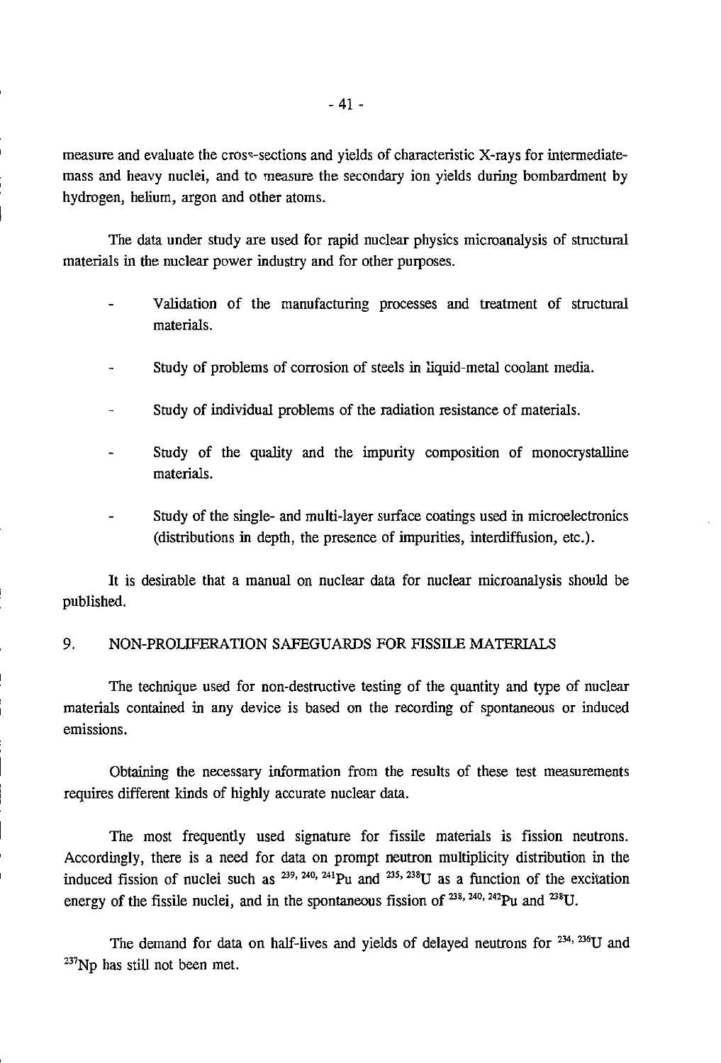measure and evaluate the cross-sections and yields of characteristic X-rays for intermediate-mass and heavy nuclei, and to measure the secondary ion yields during bombardment by hydrogen, helium, argon and other atoms.

The data under study are used for rapid nuclear physics microanalysis of structural materials in the nuclear power industry and for other purposes.

- Validation of the manufacturing processes and treatment of structural materials.
- Study of problems of corrosion of steels in liquid-metal coolant media.
- Study of individual problems of the radiation resistance of materials.
- Study of the quality and the impurity composition of monocrystalline materials.
- Study of the single- and multi-layer surface coatings used in microelectronics (distributions in depth, the presence of impurities, interdiffusion, etc.).

It is desirable that a manual on nuclear data for nuclear microanalysis should be published.

## 9. NON-PROLIFERATION SAFEGUARDS FOR FISSILE MATERIALS

The technique used for non-destructive testing of the quantity and type of nuclear materials contained in any device is based on the recording of spontaneous or induced emissions.

Obtaining the necessary information from the results of these test measurements requires different kinds of highly accurate nuclear data.

The most frequently used signature for fissile materials is fission neutrons. Accordingly, there is a need for data on prompt neutron multiplicity distribution in the induced fission of nuclei such as $^{239, 240, 241}$Pu and $^{235, 238}$U as a function of the excitation energy of the fissile nuclei, and in the spontaneous fission of $^{238, 240, 242}$Pu and $^{238}$U.

The demand for data on half-lives and yields of delayed neutrons for $^{234, 236}$U and $^{237}$Np has still not been met.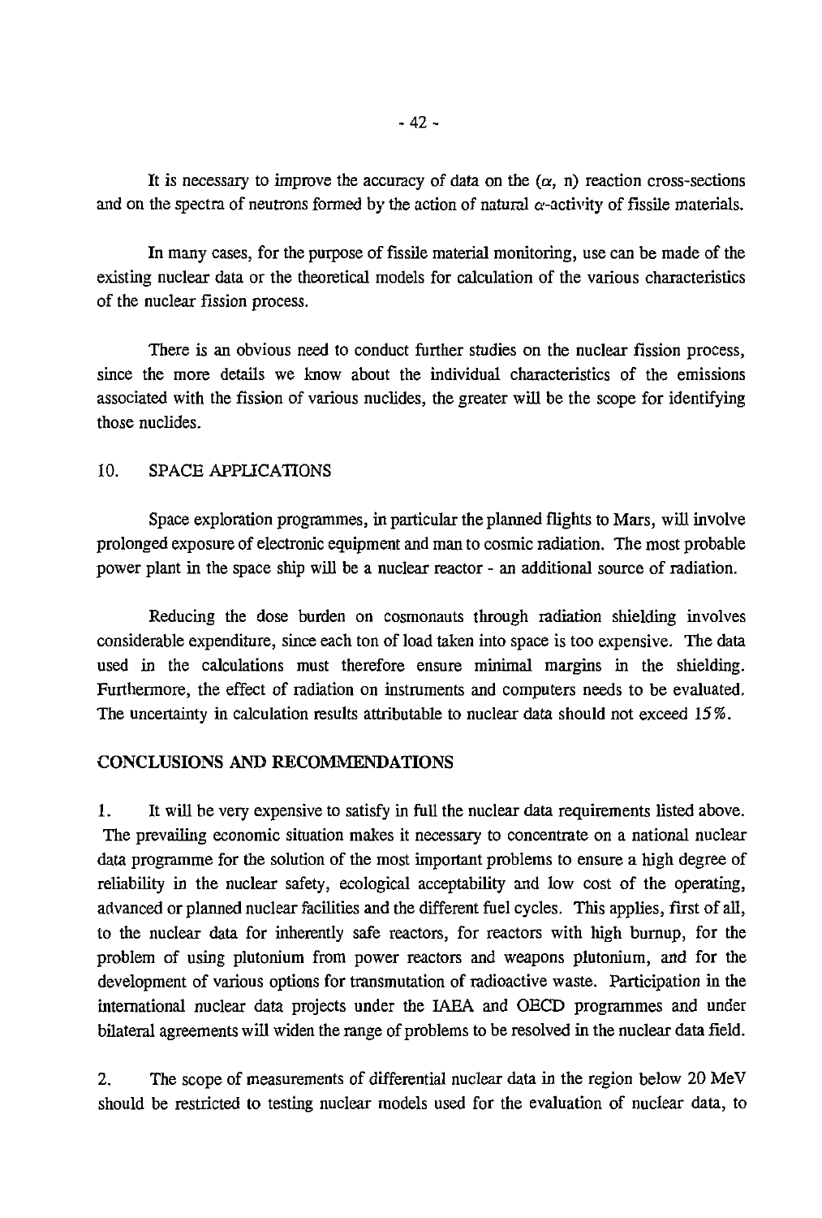It is necessary to improve the accuracy of data on the ($\alpha$, n) reaction cross-sections and on the spectra of neutrons formed by the action of natural $\alpha$-activity of fissile materials.

In many cases, for the purpose of fissile material monitoring, use can be made of the existing nuclear data or the theoretical models for calculation of the various characteristics of the nuclear fission process.

There is an obvious need to conduct further studies on the nuclear fission process, since the more details we know about the individual characteristics of the emissions associated with the fission of various nuclides, the greater will be the scope for identifying those nuclides.

## 10. SPACE APPLICATIONS

Space exploration programmes, in particular the planned flights to Mars, will involve prolonged exposure of electronic equipment and man to cosmic radiation. The most probable power plant in the space ship will be a nuclear reactor - an additional source of radiation.

Reducing the dose burden on cosmonauts through radiation shielding involves considerable expenditure, since each ton of load taken into space is too expensive. The data used in the calculations must therefore ensure minimal margins in the shielding. Furthermore, the effect of radiation on instruments and computers needs to be evaluated. The uncertainty in calculation results attributable to nuclear data should not exceed 15%.

## CONCLUSIONS AND RECOMMENDATIONS

1. It will be very expensive to satisfy in full the nuclear data requirements listed above. The prevailing economic situation makes it necessary to concentrate on a national nuclear data programme for the solution of the most important problems to ensure a high degree of reliability in the nuclear safety, ecological acceptability and low cost of the operating, advanced or planned nuclear facilities and the different fuel cycles. This applies, first of all, to the nuclear data for inherently safe reactors, for reactors with high burnup, for the problem of using plutonium from power reactors and weapons plutonium, and for the development of various options for transmutation of radioactive waste. Participation in the international nuclear data projects under the IAEA and OECD programmes and under bilateral agreements will widen the range of problems to be resolved in the nuclear data field.

2. The scope of measurements of differential nuclear data in the region below 20 MeV should be restricted to testing nuclear models used for the evaluation of nuclear data, to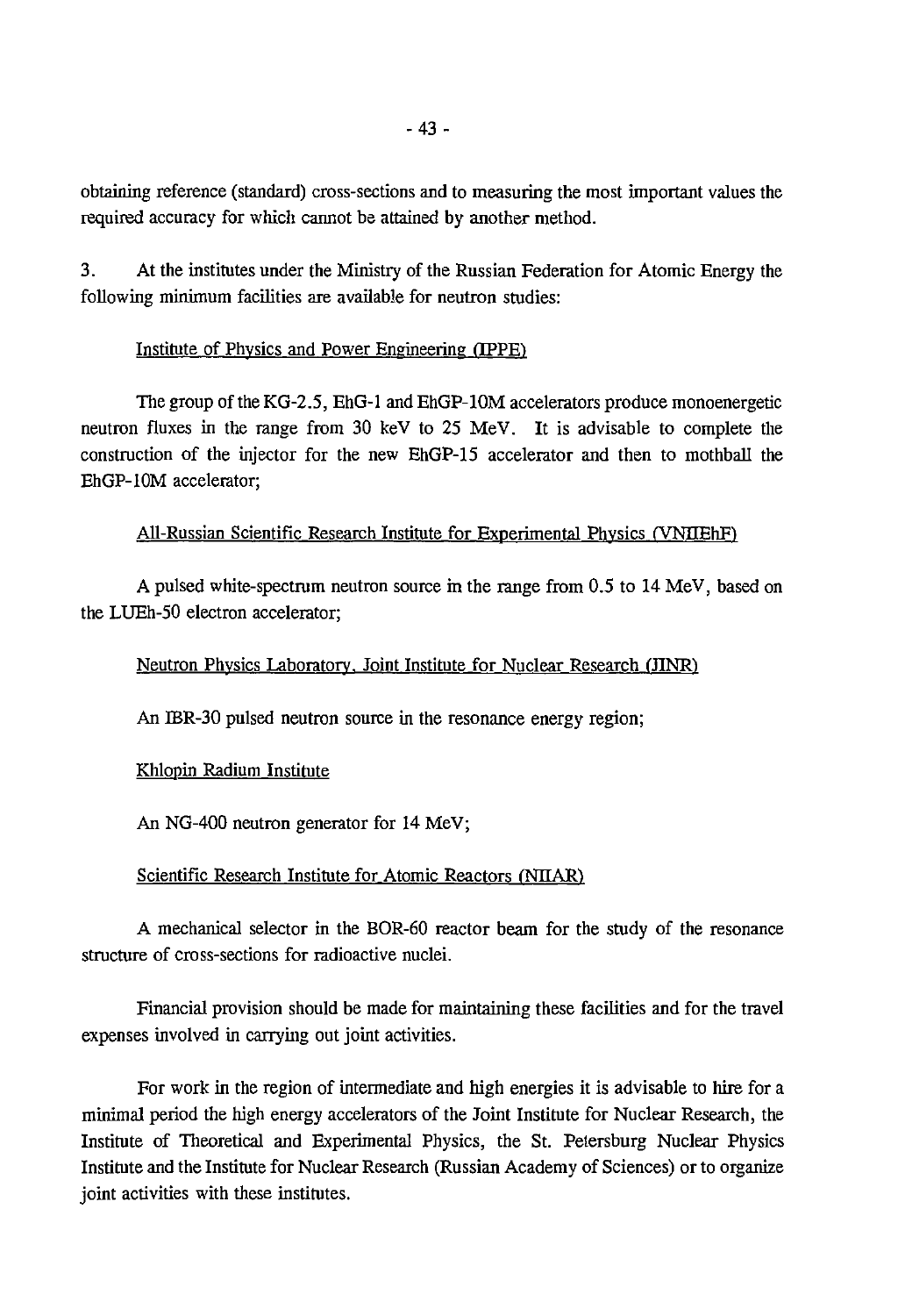obtaining reference (standard) cross-sections and to measuring the most important values the required accuracy for which cannot be attained by another method.

3. At the institutes under the Ministry of the Russian Federation for Atomic Energy the following minimum facilities are available for neutron studies:

Institute of Physics and Power Engineering (IPPE)

The group of the KG-2.5, EhG-1 and EhGP-10M accelerators produce monoenergetic neutron fluxes in the range from 30 keV to 25 MeV. It is advisable to complete the construction of the injector for the new EhGP-15 accelerator and then to mothball the EhGP-10M accelerator;

All-Russian Scientific Research Institute for Experimental Physics (VNIIEhF)

A pulsed white-spectrum neutron source in the range from 0.5 to 14 MeV, based on the LUEh-50 electron accelerator;

Neutron Physics Laboratory, Joint Institute for Nuclear Research (JINR)

An IBR-30 pulsed neutron source in the resonance energy region;

Khlopin Radium Institute

An NG-400 neutron generator for 14 MeV;

Scientific Research Institute for Atomic Reactors (NIIAR)

A mechanical selector in the BOR-60 reactor beam for the study of the resonance structure of cross-sections for radioactive nuclei.

Financial provision should be made for maintaining these facilities and for the travel expenses involved in carrying out joint activities.

For work in the region of intermediate and high energies it is advisable to hire for a minimal period the high energy accelerators of the Joint Institute for Nuclear Research, the Institute of Theoretical and Experimental Physics, the St. Petersburg Nuclear Physics Institute and the Institute for Nuclear Research (Russian Academy of Sciences) or to organize joint activities with these institutes.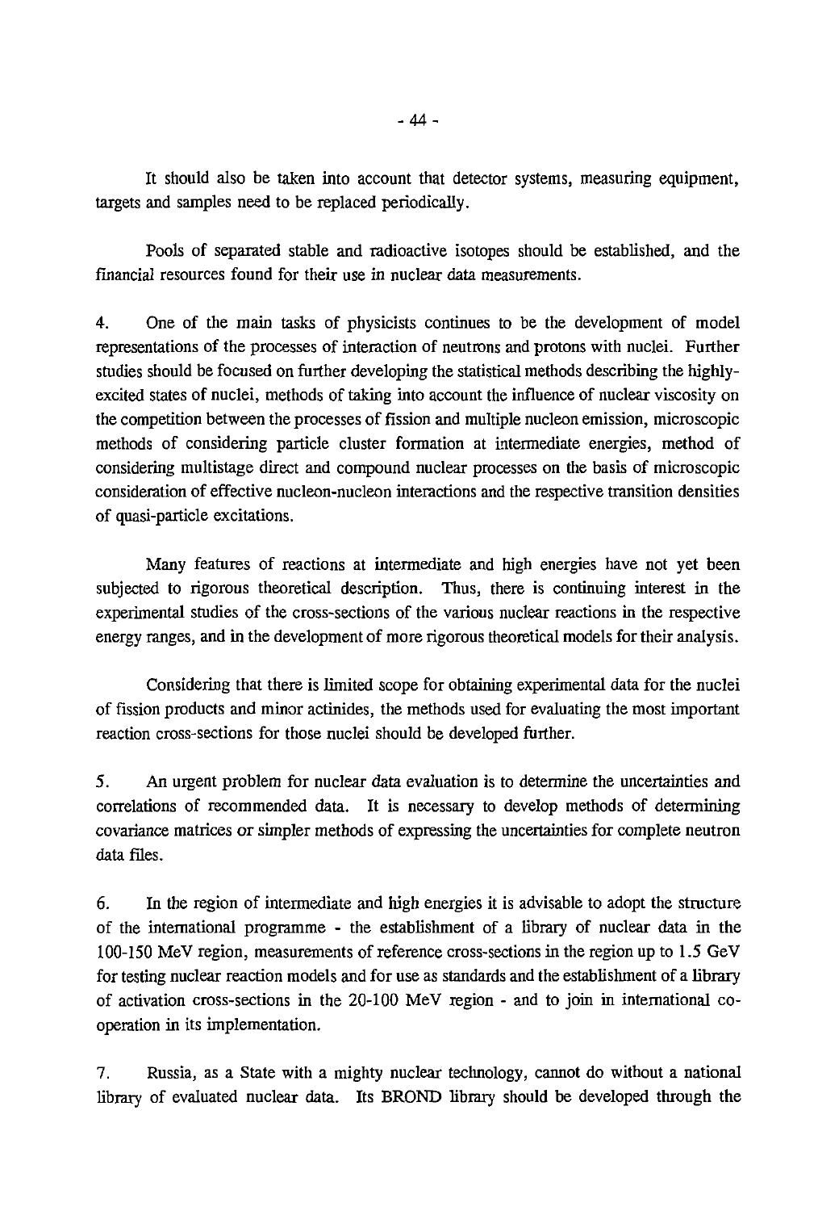It should also be taken into account that detector systems, measuring equipment, targets and samples need to be replaced periodically.

Pools of separated stable and radioactive isotopes should be established, and the financial resources found for their use in nuclear data measurements.

4. One of the main tasks of physicists continues to be the development of model representations of the processes of interaction of neutrons and protons with nuclei. Further studies should be focused on further developing the statistical methods describing the highly-excited states of nuclei, methods of taking into account the influence of nuclear viscosity on the competition between the processes of fission and multiple nucleon emission, microscopic methods of considering particle cluster formation at intermediate energies, method of considering multistage direct and compound nuclear processes on the basis of microscopic consideration of effective nucleon-nucleon interactions and the respective transition densities of quasi-particle excitations.

Many features of reactions at intermediate and high energies have not yet been subjected to rigorous theoretical description. Thus, there is continuing interest in the experimental studies of the cross-sections of the various nuclear reactions in the respective energy ranges, and in the development of more rigorous theoretical models for their analysis.

Considering that there is limited scope for obtaining experimental data for the nuclei of fission products and minor actinides, the methods used for evaluating the most important reaction cross-sections for those nuclei should be developed further.

5. An urgent problem for nuclear data evaluation is to determine the uncertainties and correlations of recommended data. It is necessary to develop methods of determining covariance matrices or simpler methods of expressing the uncertainties for complete neutron data files.

6. In the region of intermediate and high energies it is advisable to adopt the structure of the international programme - the establishment of a library of nuclear data in the 100-150 MeV region, measurements of reference cross-sections in the region up to 1.5 GeV for testing nuclear reaction models and for use as standards and the establishment of a library of activation cross-sections in the 20-100 MeV region - and to join in international co-operation in its implementation.

7. Russia, as a State with a mighty nuclear technology, cannot do without a national library of evaluated nuclear data. Its BROND library should be developed through the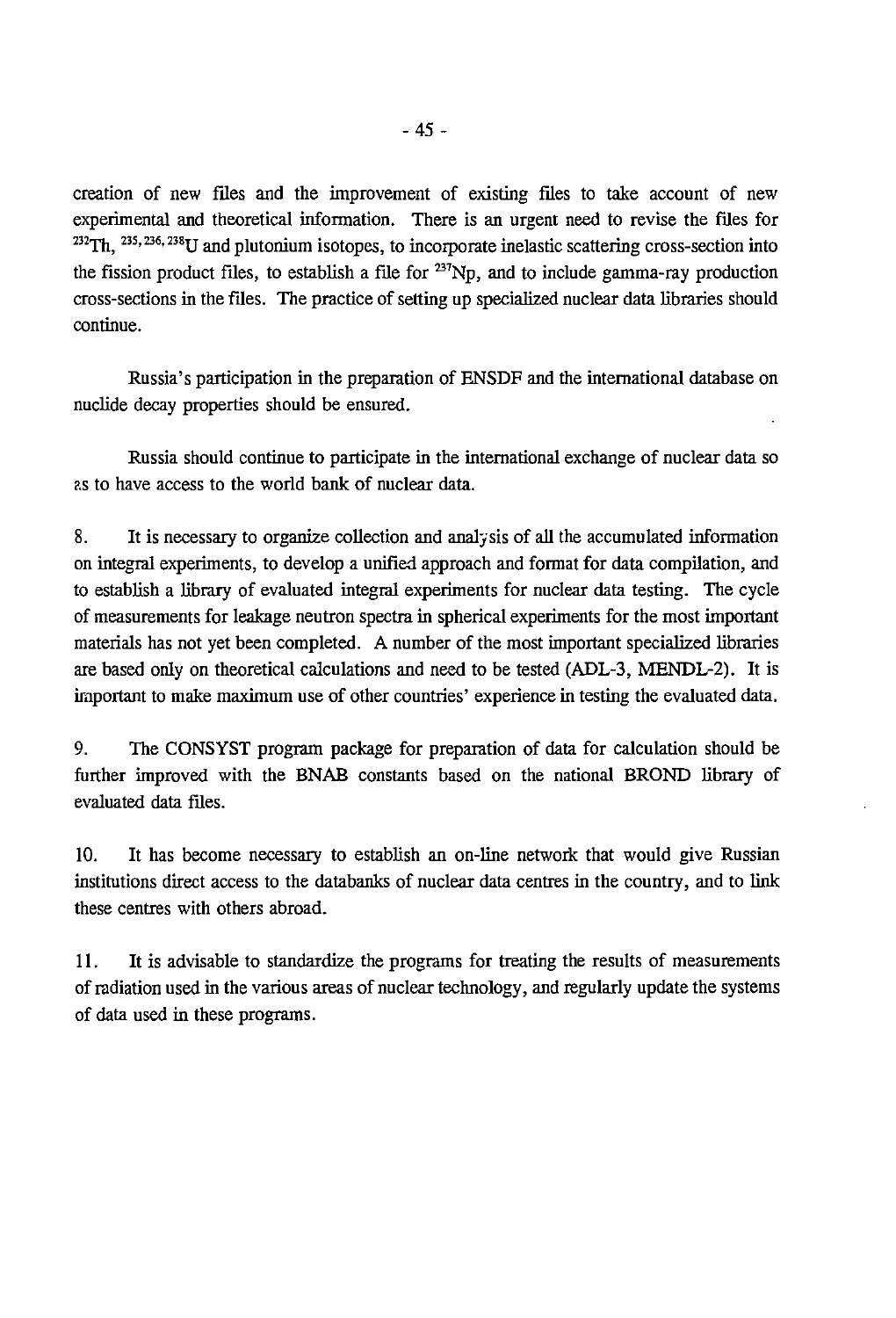creation of new files and the improvement of existing files to take account of new experimental and theoretical information. There is an urgent need to revise the files for $^{232}$Th, $^{235, 236, 238}$U and plutonium isotopes, to incorporate inelastic scattering cross-section into the fission product files, to establish a file for $^{237}$Np, and to include gamma-ray production cross-sections in the files. The practice of setting up specialized nuclear data libraries should continue.

Russia's participation in the preparation of ENSDF and the international database on nuclide decay properties should be ensured.

Russia should continue to participate in the international exchange of nuclear data so as to have access to the world bank of nuclear data.

8. It is necessary to organize collection and analysis of all the accumulated information on integral experiments, to develop a unified approach and format for data compilation, and to establish a library of evaluated integral experiments for nuclear data testing. The cycle of measurements for leakage neutron spectra in spherical experiments for the most important materials has not yet been completed. A number of the most important specialized libraries are based only on theoretical calculations and need to be tested (ADL-3, MENDL-2). It is important to make maximum use of other countries' experience in testing the evaluated data.

9. The CONSYST program package for preparation of data for calculation should be further improved with the BNAB constants based on the national BROND library of evaluated data files.

10. It has become necessary to establish an on-line network that would give Russian institutions direct access to the databanks of nuclear data centres in the country, and to link these centres with others abroad.

11. It is advisable to standardize the programs for treating the results of measurements of radiation used in the various areas of nuclear technology, and regularly update the systems of data used in these programs.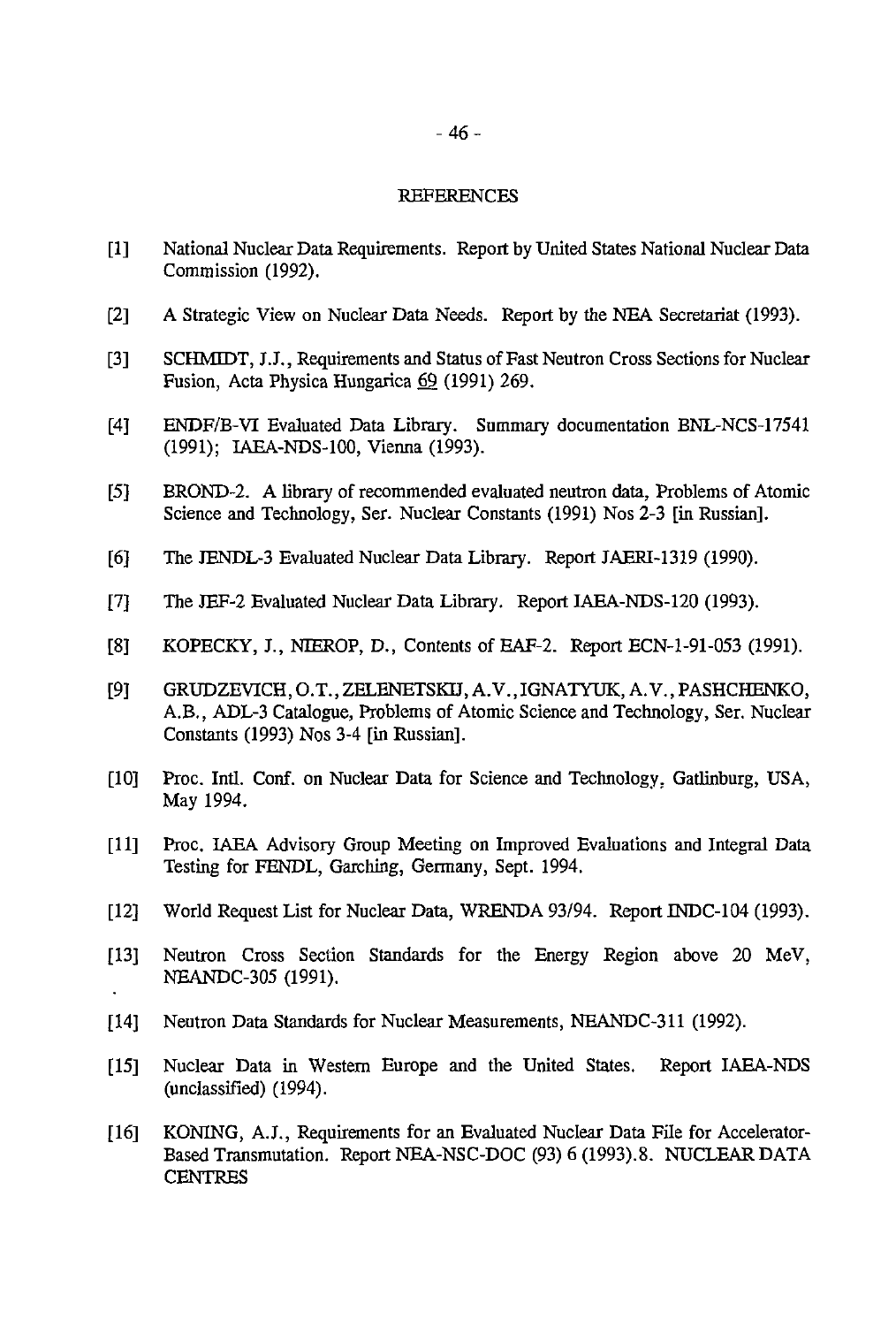## REFERENCES

[1] National Nuclear Data Requirements. Report by United States National Nuclear Data Commission (1992).

[2] A Strategic View on Nuclear Data Needs. Report by the NEA Secretariat (1993).

[3] SCHMIDT, J.J., Requirements and Status of Fast Neutron Cross Sections for Nuclear Fusion, Acta Physica Hungarica 69 (1991) 269.

[4] ENDF/B-VI Evaluated Data Library. Summary documentation BNL-NCS-17541 (1991); IAEA-NDS-100, Vienna (1993).

[5] BROND-2. A library of recommended evaluated neutron data, Problems of Atomic Science and Technology, Ser. Nuclear Constants (1991) Nos 2-3 [in Russian].

[6] The JENDL-3 Evaluated Nuclear Data Library. Report JAERI-1319 (1990).

[7] The JEF-2 Evaluated Nuclear Data Library. Report IAEA-NDS-120 (1993).

[8] KOPECKY, J., NIEROP, D., Contents of EAF-2. Report ECN-1-91-053 (1991).

[9] GRUDZEVICH, O.T., ZELENETSKIJ, A.V., IGNATYUK, A.V., PASHCHENKO, A.B., ADL-3 Catalogue, Problems of Atomic Science and Technology, Ser. Nuclear Constants (1993) Nos 3-4 [in Russian].

[10] Proc. Intl. Conf. on Nuclear Data for Science and Technology, Gatlinburg, USA, May 1994.

[11] Proc. IAEA Advisory Group Meeting on Improved Evaluations and Integral Data Testing for FENDL, Garching, Germany, Sept. 1994.

[12] World Request List for Nuclear Data, WRENDA 93/94. Report INDC-104 (1993).

[13] Neutron Cross Section Standards for the Energy Region above 20 MeV, NEANDC-305 (1991).

[14] Neutron Data Standards for Nuclear Measurements, NEANDC-311 (1992).

[15] Nuclear Data in Western Europe and the United States. Report IAEA-NDS (unclassified) (1994).

[16] KONING, A.J., Requirements for an Evaluated Nuclear Data File for Accelerator-Based Transmutation. Report NEA-NSC-DOC (93) 6 (1993).8. NUCLEAR DATA CENTRES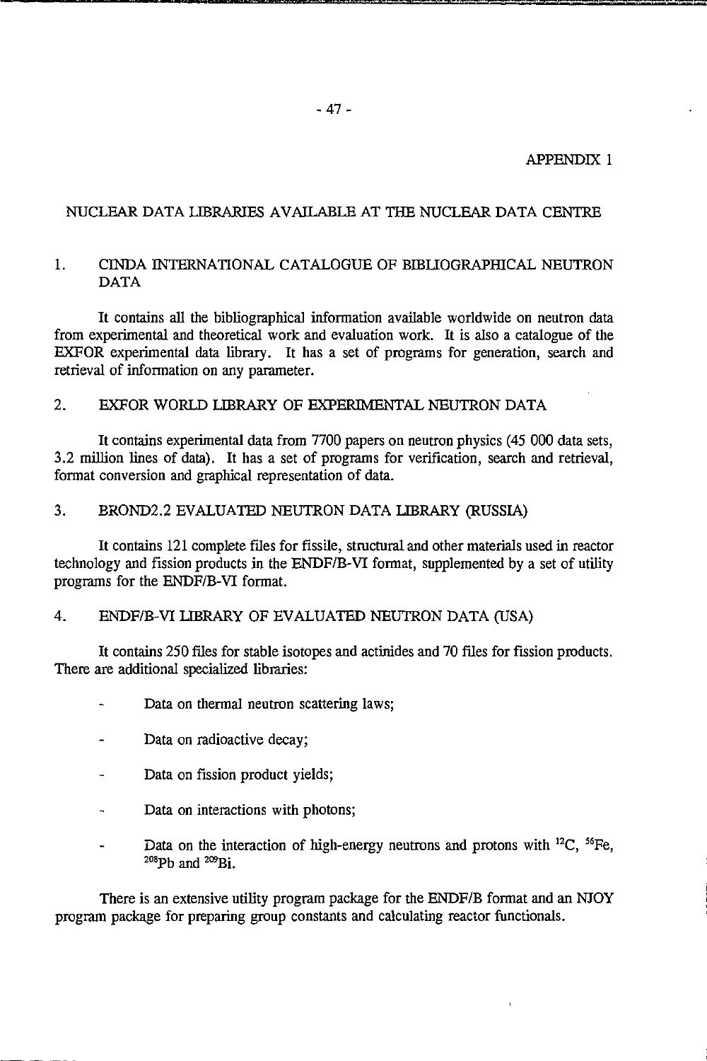APPENDIX 1

## NUCLEAR DATA LIBRARIES AVAILABLE AT THE NUCLEAR DATA CENTRE

### 1. CINDA INTERNATIONAL CATALOGUE OF BIBLIOGRAPHICAL NEUTRON DATA

It contains all the bibliographical information available worldwide on neutron data from experimental and theoretical work and evaluation work. It is also a catalogue of the EXFOR experimental data library. It has a set of programs for generation, search and retrieval of information on any parameter.

### 2. EXFOR WORLD LIBRARY OF EXPERIMENTAL NEUTRON DATA

It contains experimental data from 7700 papers on neutron physics (45 000 data sets, 3.2 million lines of data). It has a set of programs for verification, search and retrieval, format conversion and graphical representation of data.

### 3. BROND2.2 EVALUATED NEUTRON DATA LIBRARY (RUSSIA)

It contains 121 complete files for fissile, structural and other materials used in reactor technology and fission products in the ENDF/B-VI format, supplemented by a set of utility programs for the ENDF/B-VI format.

### 4. ENDF/B-VI LIBRARY OF EVALUATED NEUTRON DATA (USA)

It contains 250 files for stable isotopes and actinides and 70 files for fission products. There are additional specialized libraries:

- Data on thermal neutron scattering laws;
- Data on radioactive decay;
- Data on fission product yields;
- Data on interactions with photons;
- Data on the interaction of high-energy neutrons and protons with $^{12}C$, $^{56}Fe$, $^{208}Pb$ and $^{209}Bi$.

There is an extensive utility program package for the ENDF/B format and an NJOY program package for preparing group constants and calculating reactor functionals.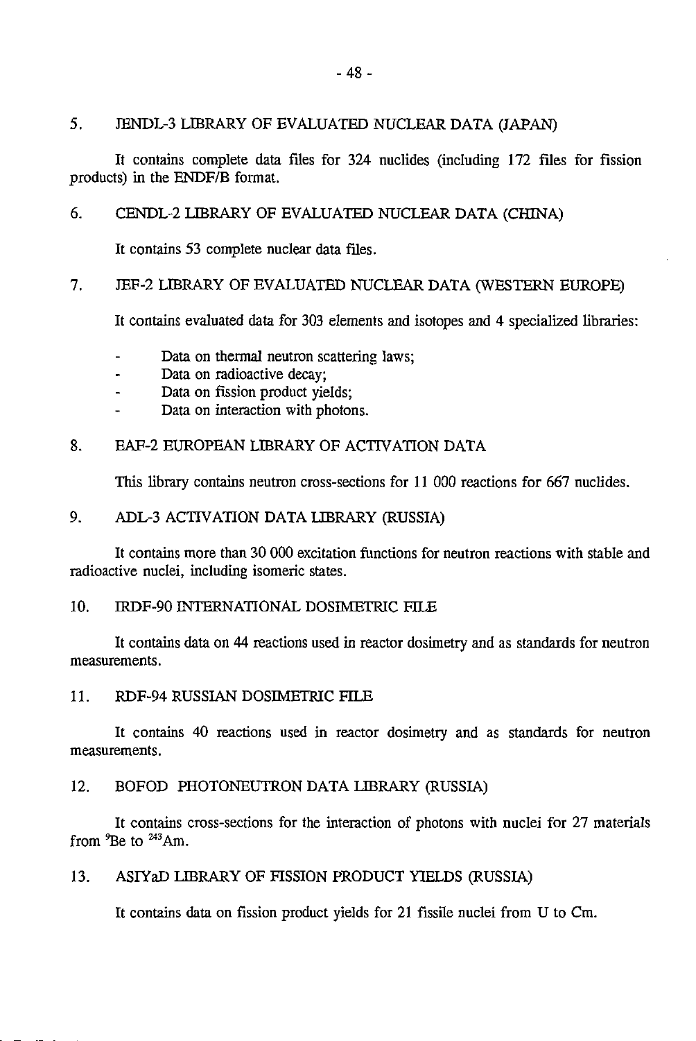## 5. JENDL-3 LIBRARY OF EVALUATED NUCLEAR DATA (JAPAN)

It contains complete data files for 324 nuclides (including 172 files for fission products) in the ENDF/B format.

## 6. CENDL-2 LIBRARY OF EVALUATED NUCLEAR DATA (CHINA)

It contains 53 complete nuclear data files.

## 7. JEF-2 LIBRARY OF EVALUATED NUCLEAR DATA (WESTERN EUROPE)

It contains evaluated data for 303 elements and isotopes and 4 specialized libraries:

- Data on thermal neutron scattering laws;
- Data on radioactive decay;
- Data on fission product yields;
- Data on interaction with photons.

## 8. EAF-2 EUROPEAN LIBRARY OF ACTIVATION DATA

This library contains neutron cross-sections for 11 000 reactions for 667 nuclides.

## 9. ADL-3 ACTIVATION DATA LIBRARY (RUSSIA)

It contains more than 30 000 excitation functions for neutron reactions with stable and radioactive nuclei, including isomeric states.

## 10. IRDF-90 INTERNATIONAL DOSIMETRIC FILE

It contains data on 44 reactions used in reactor dosimetry and as standards for neutron measurements.

## 11. RDF-94 RUSSIAN DOSIMETRIC FILE

It contains 40 reactions used in reactor dosimetry and as standards for neutron measurements.

## 12. BOFOD PHOTONEUTRON DATA LIBRARY (RUSSIA)

It contains cross-sections for the interaction of photons with nuclei for 27 materials from $^{9}$Be to $^{243}$Am.

## 13. ASIYaD LIBRARY OF FISSION PRODUCT YIELDS (RUSSIA)

It contains data on fission product yields for 21 fissile nuclei from U to Cm.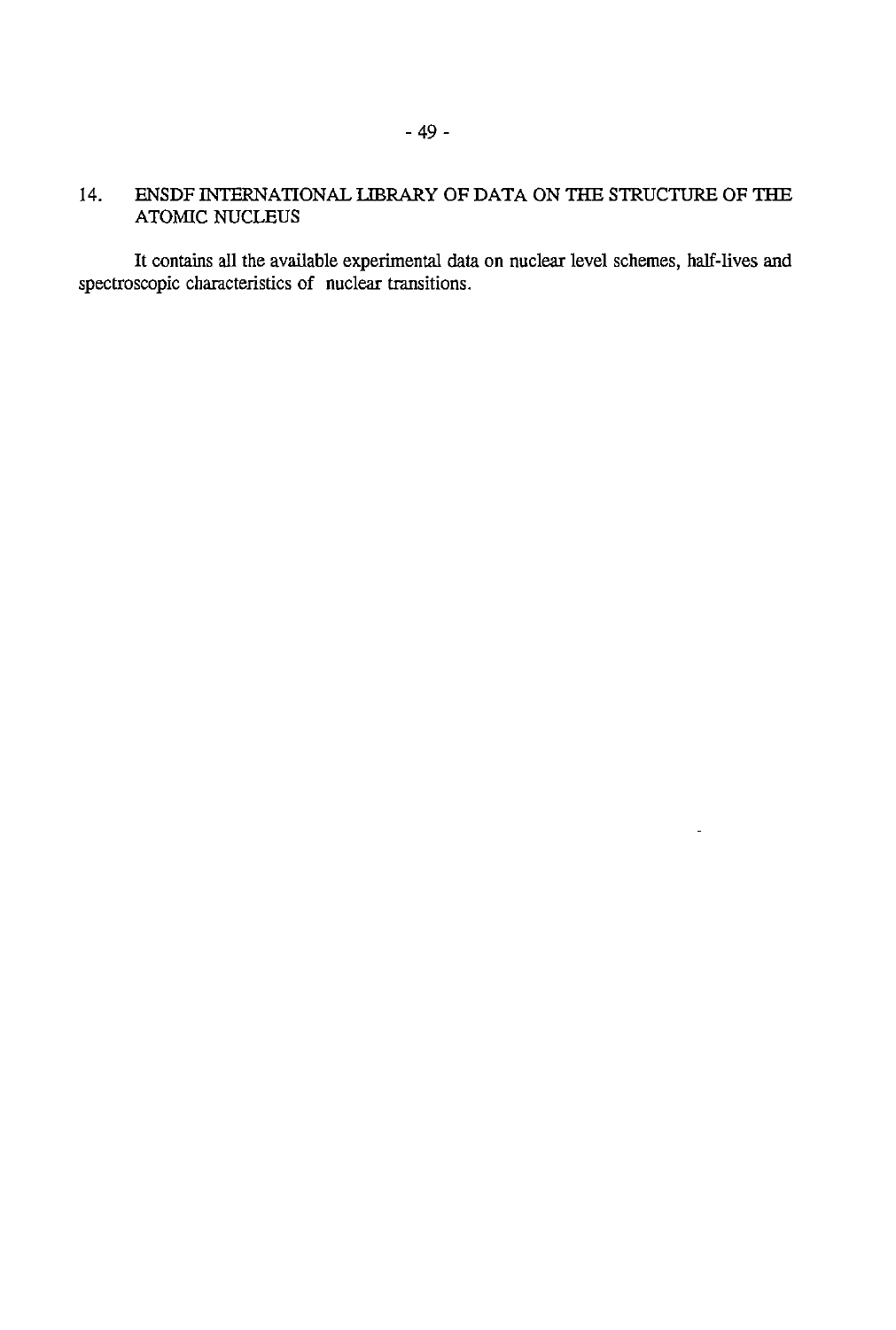## 14. ENSDF INTERNATIONAL LIBRARY OF DATA ON THE STRUCTURE OF THE ATOMIC NUCLEUS

It contains all the available experimental data on nuclear level schemes, half-lives and spectroscopic characteristics of nuclear transitions.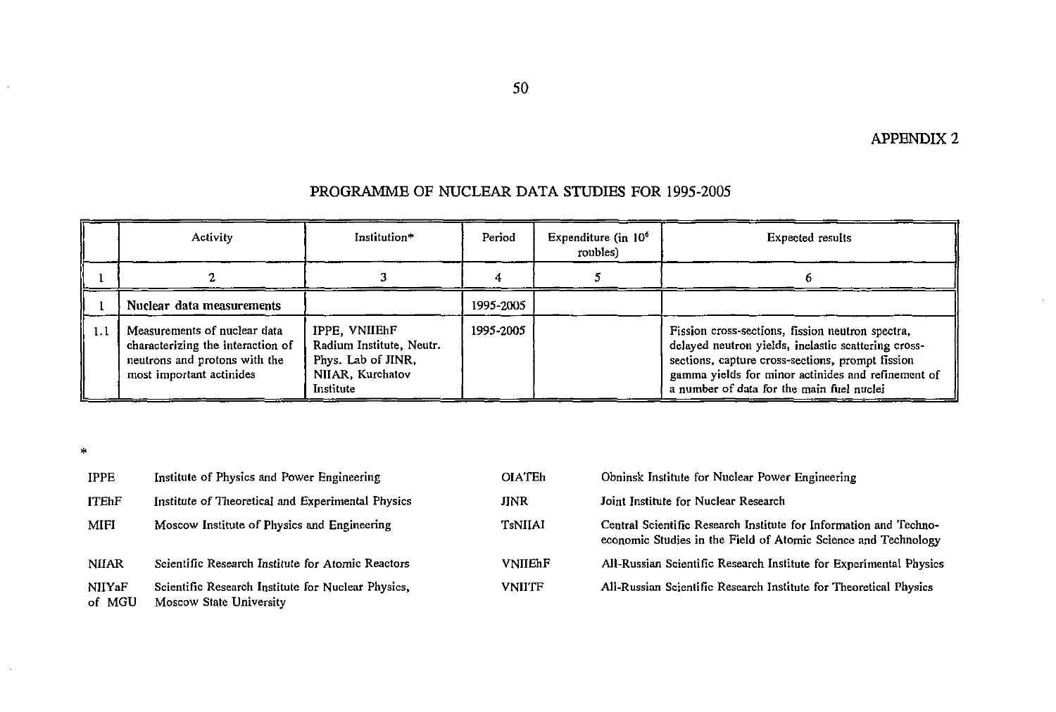APPENDIX 2

## PROGRAMME OF NUCLEAR DATA STUDIES FOR 1995-2005

| | Activity | Institution* | Period | Expenditure (in $10^6$ roubles) | Expected results |
|---|---|---|---|---|---|
| 1 | 2 | 3 | 4 | 5 | 6 |
| 1 | **Nuclear data measurements** | | 1995-2005 | | |
| 1.1 | Measurements of nuclear data characterizing the interaction of neutrons and protons with the most important actinides | IPPE, VNIIEhF Radium Institute, Neutr. Phys. Lab of JINR, NIIAR, Kurchatov Institute | 1995-2005 | | Fission cross-sections, fission neutron spectra, delayed neutron yields, inelastic scattering cross-sections, capture cross-sections, prompt fission gamma yields for minor actinides and refinement of a number of data for the main fuel nuclei |

*

| | | | |
|---|---|---|---|
| IPPE | Institute of Physics and Power Engineering | OIATEh | Obninsk Institute for Nuclear Power Engineering |
| ITEhF | Institute of Theoretical and Experimental Physics | JINR | Joint Institute for Nuclear Research |
| MIFI | Moscow Institute of Physics and Engineering | TsNIIAI | Central Scientific Research Institute for Information and Techno-economic Studies in the Field of Atomic Science and Technology |
| NIIAR | Scientific Research Institute for Atomic Reactors | VNIIEhF | All-Russian Scientific Research Institute for Experimental Physics |
| NIIYaF of MGU | Scientific Research Institute for Nuclear Physics, Moscow State University | VNIITF | All-Russian Scientific Research Institute for Theoretical Physics |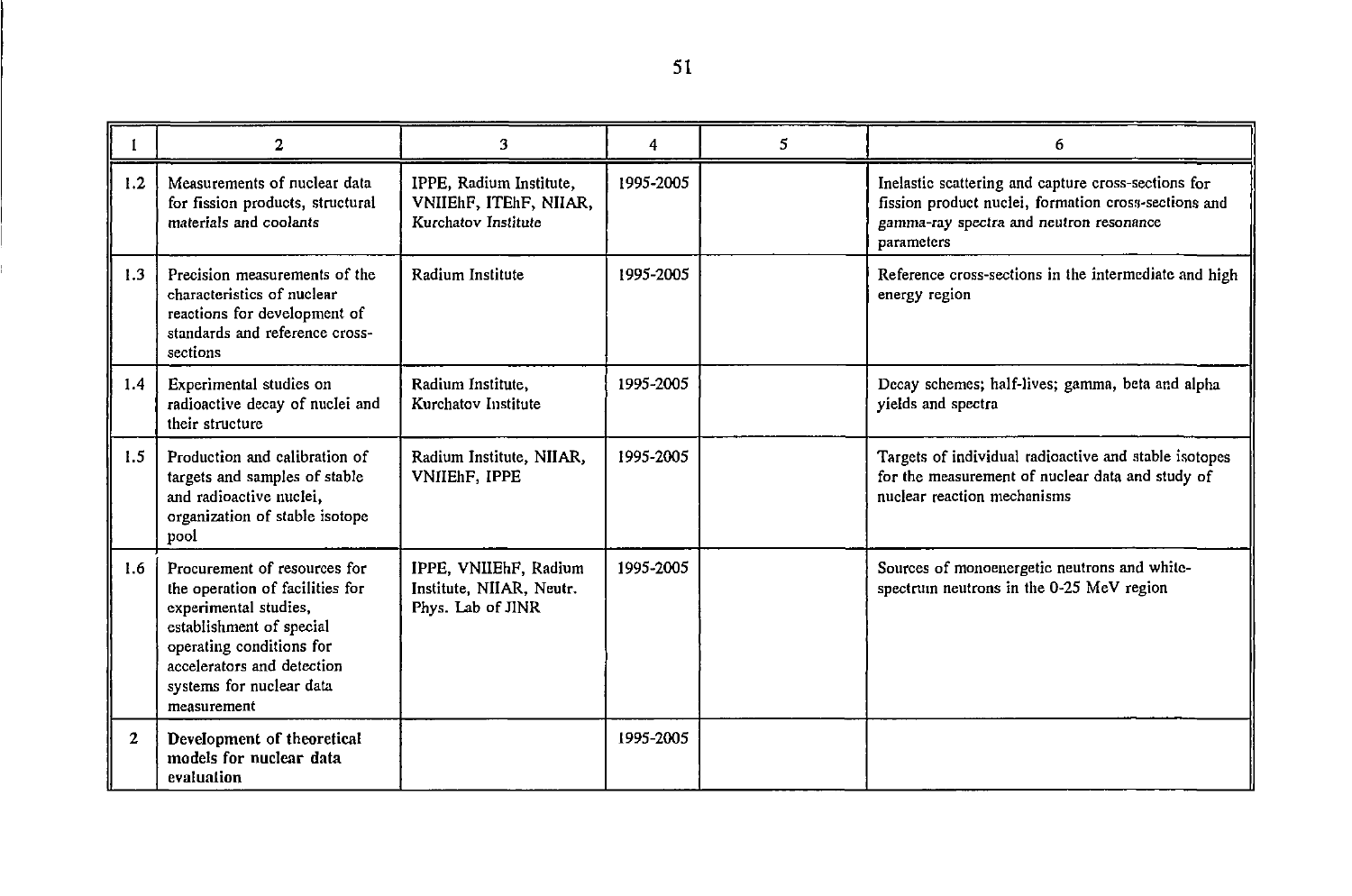| 1 | 2 | 3 | 4 | 5 | 6 |
|---|---|---|---|---|---|
| 1.2 | Measurements of nuclear data for fission products, structural materials and coolants | IPPE, Radium Institute, VNIIEhF, ITEhF, NIIAR, Kurchatov Institute | 1995-2005 | | Inelastic scattering and capture cross-sections for fission product nuclei, formation cross-sections and gamma-ray spectra and neutron resonance parameters |
| 1.3 | Precision measurements of the characteristics of nuclear reactions for development of standards and reference cross-sections | Radium Institute | 1995-2005 | | Reference cross-sections in the intermediate and high energy region |
| 1.4 | Experimental studies on radioactive decay of nuclei and their structure | Radium Institute, Kurchatov Institute | 1995-2005 | | Decay schemes; half-lives; gamma, beta and alpha yields and spectra |
| 1.5 | Production and calibration of targets and samples of stable and radioactive nuclei, organization of stable isotope pool | Radium Institute, NIIAR, VNIIEhF, IPPE | 1995-2005 | | Targets of individual radioactive and stable isotopes for the measurement of nuclear data and study of nuclear reaction mechanisms |
| 1.6 | Procurement of resources for the operation of facilities for experimental studies, establishment of special operating conditions for accelerators and detection systems for nuclear data measurement | IPPE, VNIIEhF, Radium Institute, NIIAR, Neutr. Phys. Lab of JINR | 1995-2005 | | Sources of monoenergetic neutrons and white-spectrum neutrons in the 0-25 MeV region |
| **2** | **Development of theoretical models for nuclear data evaluation** | | 1995-2005 | | |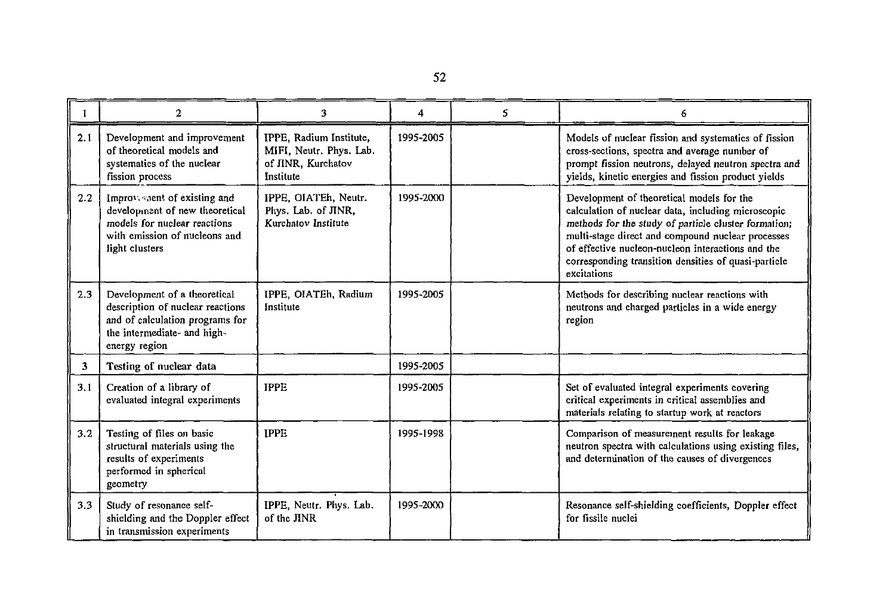| 1 | 2 | 3 | 4 | 5 | 6 |
|---|---|---|---|---|---|
| 2.1 | Development and improvement of theoretical models and systematics of the nuclear fission process | IPPE, Radium Institute, MIFI, Neutr. Phys. Lab. of JINR, Kurchatov Institute | 1995-2005 | | Models of nuclear fission and systematics of fission cross-sections, spectra and average number of prompt fission neutrons, delayed neutron spectra and yields, kinetic energies and fission product yields |
| 2.2 | Improvement of existing and development of new theoretical models for nuclear reactions with emission of nucleons and light clusters | IPPE, OIATEh, Neutr. Phys. Lab. of JINR, Kurchatov Institute | 1995-2000 | | Development of theoretical models for the calculation of nuclear data, including microscopic methods for the study of particle cluster formation; multi-stage direct and compound nuclear processes of effective nucleon-nucleon interactions and the corresponding transition densities of quasi-particle excitations |
| 2.3 | Development of a theoretical description of nuclear reactions and of calculation programs for the intermediate- and high-energy region | IPPE, OIATEh, Radium Institute | 1995-2005 | | Methods for describing nuclear reactions with neutrons and charged particles in a wide energy region |
| **3** | **Testing of nuclear data** | | 1995-2005 | | |
| 3.1 | Creation of a library of evaluated integral experiments | IPPE | 1995-2005 | | Set of evaluated integral experiments covering critical experiments in critical assemblies and materials relating to startup work at reactors |
| 3.2 | Testing of files on basic structural materials using the results of experiments performed in spherical geometry | IPPE | 1995-1998 | | Comparison of measurement results for leakage neutron spectra with calculations using existing files, and determination of the causes of divergences |
| 3.3 | Study of resonance self-shielding and the Doppler effect in transmission experiments | IPPE, Neutr. Phys. Lab. of the JINR | 1995-2000 | | Resonance self-shielding coefficients, Doppler effect for fissile nuclei |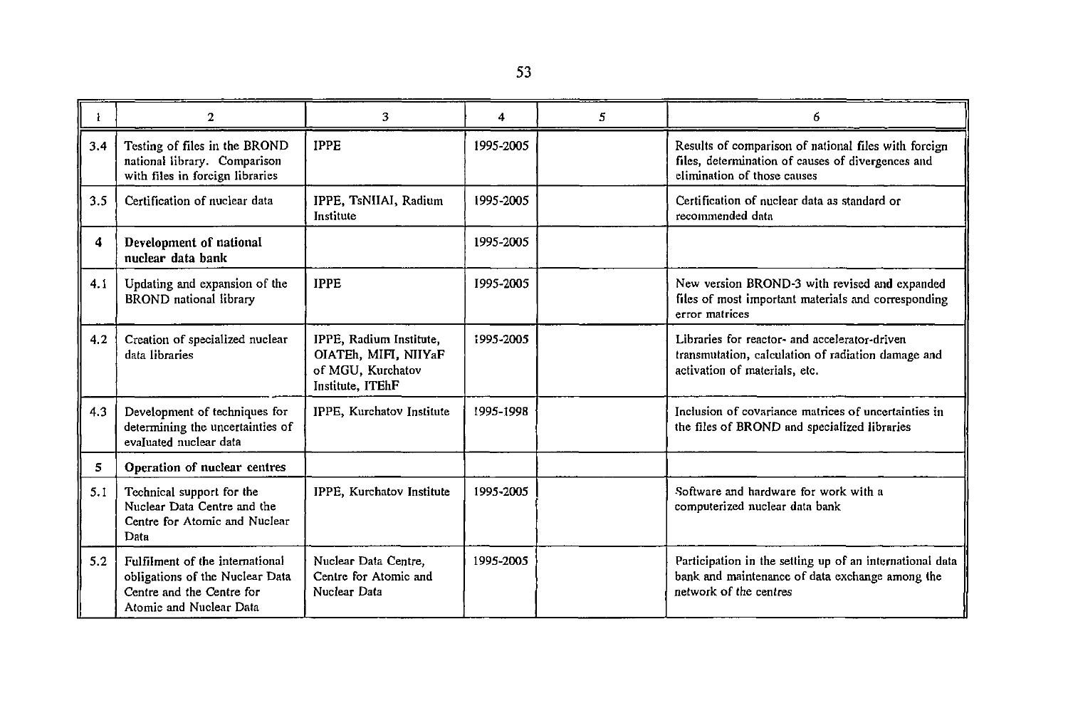| 1 | 2 | 3 | 4 | 5 | 6 |
|---|---|---|---|---|---|
| 3.4 | Testing of files in the BROND national library. Comparison with files in foreign libraries | IPPE | 1995-2005 | | Results of comparison of national files with foreign files, determination of causes of divergences and elimination of those causes |
| 3.5 | Certification of nuclear data | IPPE, TsNIIAI, Radium Institute | 1995-2005 | | Certification of nuclear data as standard or recommended data |
| 4 | **Development of national nuclear data bank** | | 1995-2005 | | |
| 4.1 | Updating and expansion of the BROND national library | IPPE | 1995-2005 | | New version BROND-3 with revised and expanded files of most important materials and corresponding error matrices |
| 4.2 | Creation of specialized nuclear data libraries | IPPE, Radium Institute, OIATEh, MIFI, NIIYaF of MGU, Kurchatov Institute, ITEhF | 1995-2005 | | Libraries for reactor- and accelerator-driven transmutation, calculation of radiation damage and activation of materials, etc. |
| 4.3 | Development of techniques for determining the uncertainties of evaluated nuclear data | IPPE, Kurchatov Institute | 1995-1998 | | Inclusion of covariance matrices of uncertainties in the files of BROND and specialized libraries |
| 5 | **Operation of nuclear centres** | | | | |
| 5.1 | Technical support for the Nuclear Data Centre and the Centre for Atomic and Nuclear Data | IPPE, Kurchatov Institute | 1995-2005 | | Software and hardware for work with a computerized nuclear data bank |
| 5.2 | Fulfilment of the international obligations of the Nuclear Data Centre and the Centre for Atomic and Nuclear Data | Nuclear Data Centre, Centre for Atomic and Nuclear Data | 1995-2005 | | Participation in the setting up of an international data bank and maintenance of data exchange among the network of the centres |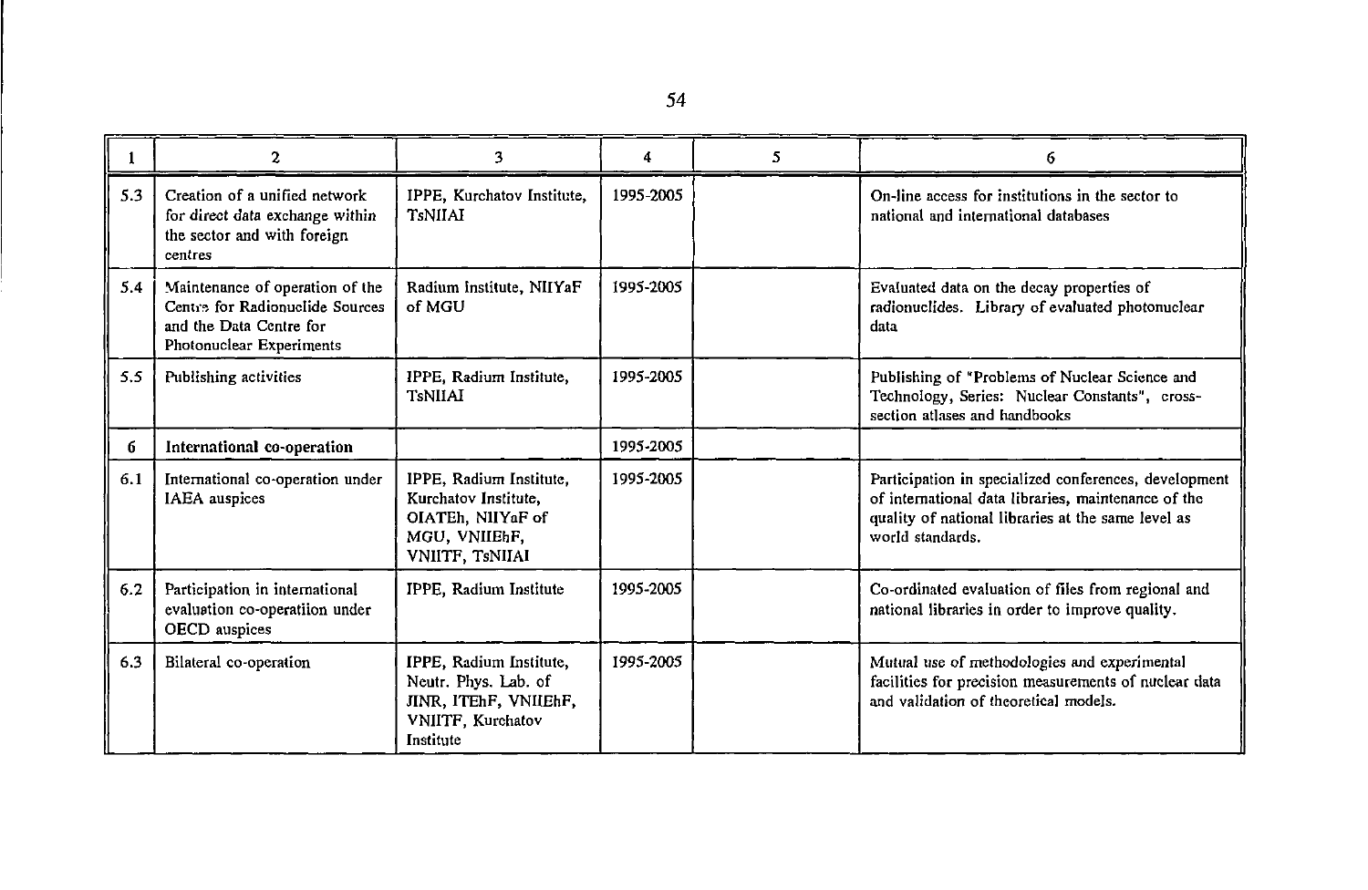| 1 | 2 | 3 | 4 | 5 | 6 |
|---|---|---|---|---|---|
| 5.3 | Creation of a unified network for direct data exchange within the sector and with foreign centres | IPPE, Kurchatov Institute, TsNIIAI | 1995-2005 | | On-line access for institutions in the sector to national and international databases |
| 5.4 | Maintenance of operation of the Centre for Radionuclide Sources and the Data Centre for Photonuclear Experiments | Radium Institute, NIIYaF of MGU | 1995-2005 | | Evaluated data on the decay properties of radionuclides. Library of evaluated photonuclear data |
| 5.5 | Publishing activities | IPPE, Radium Institute, TsNIIAI | 1995-2005 | | Publishing of "Problems of Nuclear Science and Technology, Series: Nuclear Constants", cross-section atlases and handbooks |
| **6** | **International co-operation** | | 1995-2005 | | |
| 6.1 | International co-operation under IAEA auspices | IPPE, Radium Institute, Kurchatov Institute, OIATEh, NIIYaF of MGU, VNIIEhF, VNIITF, TsNIIAI | 1995-2005 | | Participation in specialized conferences, development of international data libraries, maintenance of the quality of national libraries at the same level as world standards. |
| 6.2 | Participation in international evaluation co-operatiion under OECD auspices | IPPE, Radium Institute | 1995-2005 | | Co-ordinated evaluation of files from regional and national libraries in order to improve quality. |
| 6.3 | Bilateral co-operation | IPPE, Radium Institute, Neutr. Phys. Lab. of JINR, ITEhF, VNIIEhF, VNIITF, Kurchatov Institute | 1995-2005 | | Mutual use of methodologies and experimental facilities for precision measurements of nuclear data and validation of theoretical models. |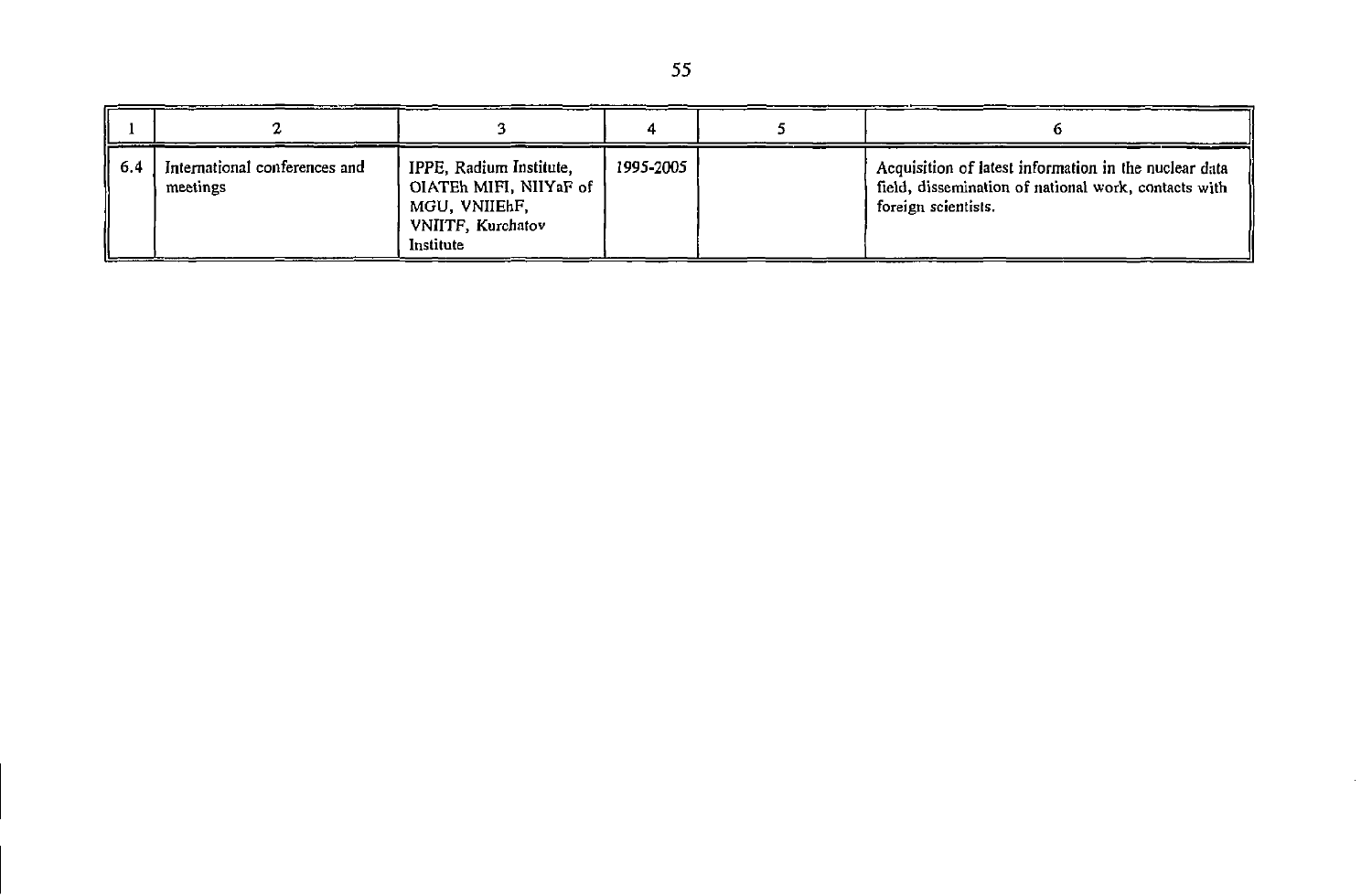| 1 | 2 | 3 | 4 | 5 | 6 |
|---|---|---|---|---|---|
| 6.4 | International conferences and meetings | IPPE, Radium Institute, OIATEh MIFI, NIIYaF of MGU, VNIIEhF, VNIITF, Kurchatov Institute | 1995-2005 | | Acquisition of latest information in the nuclear data field, dissemination of national work, contacts with foreign scientists. |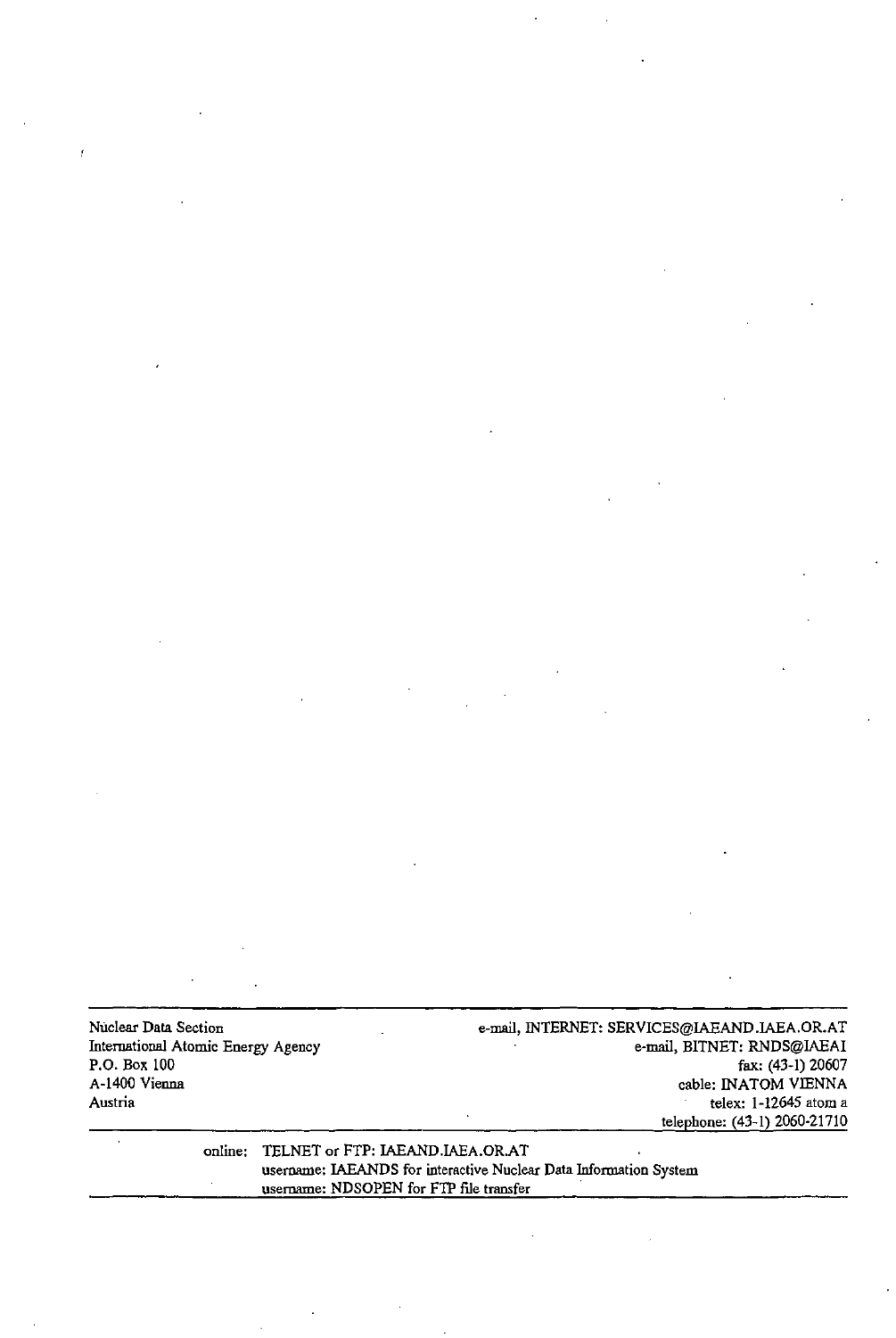Nuclear Data Section
International Atomic Energy Agency
P.O. Box 100
A-1400 Vienna
Austria

e-mail, INTERNET: SERVICES@IAEAND.IAEA.OR.AT
e-mail, BITNET: RNDS@IAEA1
fax: (43-1) 20607
cable: INATOM VIENNA
telex: 1-12645 atom a
telephone: (43-1) 2060-21710

online: TELNET or FTP: IAEAND.IAEA.OR.AT
username: IAEANDS for interactive Nuclear Data Information System
username: NDSOPEN for FTP file transfer